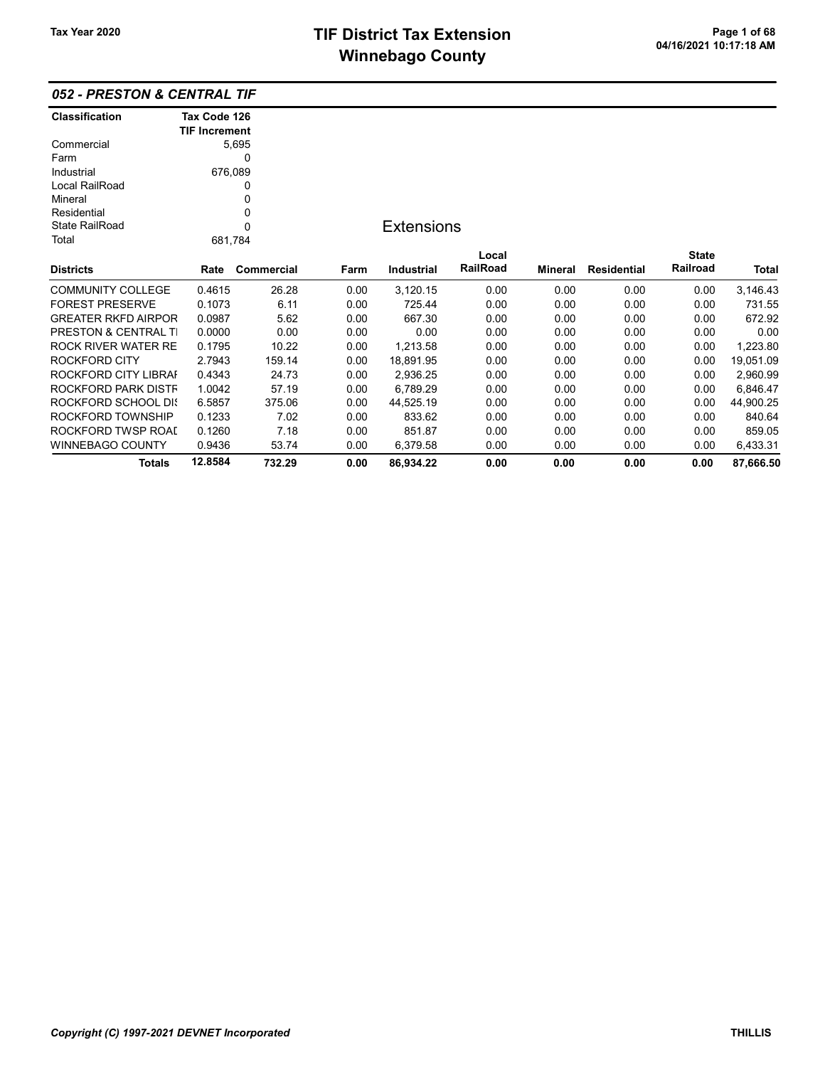# TIF District Tax Extension
# Winnebago County

Tax Year 2020

04/16/2021 10:17:18 AM

## 052 - PRESTON & CENTRAL TIF

| Classification | Tax Code 126 TIF Increment |
|---|---|
| Commercial | 5,695 |
| Farm | 0 |
| Industrial | 676,089 |
| Local RailRoad | 0 |
| Mineral | 0 |
| Residential | 0 |
| State RailRoad | 0 |
| Total | 681,784 |

### Extensions

| Districts | Rate | Commercial | Farm | Industrial | Local RailRoad | Mineral | Residential | State Railroad | Total |
|---|---|---|---|---|---|---|---|---|---|
| COMMUNITY COLLEGE | 0.4615 | 26.28 | 0.00 | 3,120.15 | 0.00 | 0.00 | 0.00 | 0.00 | 3,146.43 |
| FOREST PRESERVE | 0.1073 | 6.11 | 0.00 | 725.44 | 0.00 | 0.00 | 0.00 | 0.00 | 731.55 |
| GREATER RKFD AIRPOR | 0.0987 | 5.62 | 0.00 | 667.30 | 0.00 | 0.00 | 0.00 | 0.00 | 672.92 |
| PRESTON & CENTRAL TI | 0.0000 | 0.00 | 0.00 | 0.00 | 0.00 | 0.00 | 0.00 | 0.00 | 0.00 |
| ROCK RIVER WATER RE | 0.1795 | 10.22 | 0.00 | 1,213.58 | 0.00 | 0.00 | 0.00 | 0.00 | 1,223.80 |
| ROCKFORD CITY | 2.7943 | 159.14 | 0.00 | 18,891.95 | 0.00 | 0.00 | 0.00 | 0.00 | 19,051.09 |
| ROCKFORD CITY LIBRAI | 0.4343 | 24.73 | 0.00 | 2,936.25 | 0.00 | 0.00 | 0.00 | 0.00 | 2,960.99 |
| ROCKFORD PARK DISTF | 1.0042 | 57.19 | 0.00 | 6,789.29 | 0.00 | 0.00 | 0.00 | 0.00 | 6,846.47 |
| ROCKFORD SCHOOL DI: | 6.5857 | 375.06 | 0.00 | 44,525.19 | 0.00 | 0.00 | 0.00 | 0.00 | 44,900.25 |
| ROCKFORD TOWNSHIP | 0.1233 | 7.02 | 0.00 | 833.62 | 0.00 | 0.00 | 0.00 | 0.00 | 840.64 |
| ROCKFORD TWSP ROAI | 0.1260 | 7.18 | 0.00 | 851.87 | 0.00 | 0.00 | 0.00 | 0.00 | 859.05 |
| WINNEBAGO COUNTY | 0.9436 | 53.74 | 0.00 | 6,379.58 | 0.00 | 0.00 | 0.00 | 0.00 | 6,433.31 |
| **Totals** | **12.8584** | **732.29** | **0.00** | **86,934.22** | **0.00** | **0.00** | **0.00** | **0.00** | **87,666.50** |

*Copyright (C) 1997-2021 DEVNET Incorporated*

THILLIS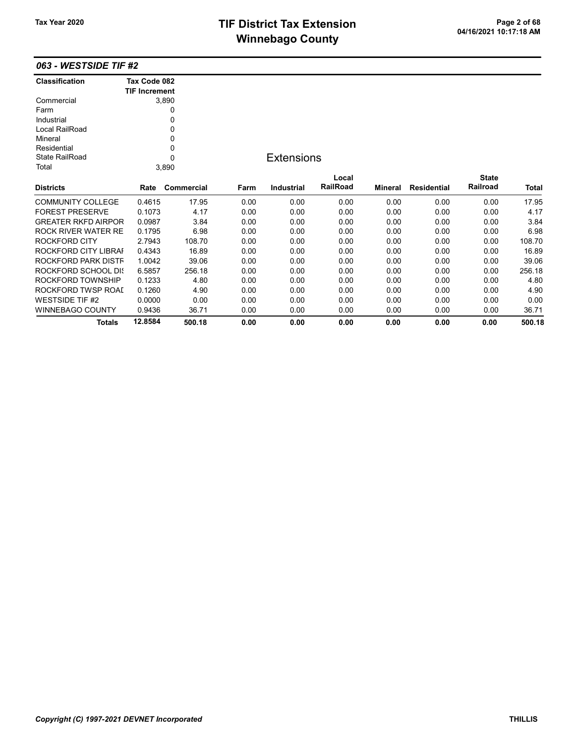## 063 - WESTSIDE TIF #2

| Classification | Tax Code 082 TIF Increment |
|---|---|
| Commercial | 3,890 |
| Farm | 0 |
| Industrial | 0 |
| Local RailRoad | 0 |
| Mineral | 0 |
| Residential | 0 |
| State RailRoad | 0 |
| Total | 3,890 |

### Extensions

| Districts | Rate | Commercial | Farm | Industrial | Local RailRoad | Mineral | Residential | State Railroad | Total |
|---|---|---|---|---|---|---|---|---|---|
| COMMUNITY COLLEGE | 0.4615 | 17.95 | 0.00 | 0.00 | 0.00 | 0.00 | 0.00 | 0.00 | 17.95 |
| FOREST PRESERVE | 0.1073 | 4.17 | 0.00 | 0.00 | 0.00 | 0.00 | 0.00 | 0.00 | 4.17 |
| GREATER RKFD AIRPOR | 0.0987 | 3.84 | 0.00 | 0.00 | 0.00 | 0.00 | 0.00 | 0.00 | 3.84 |
| ROCK RIVER WATER RE | 0.1795 | 6.98 | 0.00 | 0.00 | 0.00 | 0.00 | 0.00 | 0.00 | 6.98 |
| ROCKFORD CITY | 2.7943 | 108.70 | 0.00 | 0.00 | 0.00 | 0.00 | 0.00 | 0.00 | 108.70 |
| ROCKFORD CITY LIBRAI | 0.4343 | 16.89 | 0.00 | 0.00 | 0.00 | 0.00 | 0.00 | 0.00 | 16.89 |
| ROCKFORD PARK DISTF | 1.0042 | 39.06 | 0.00 | 0.00 | 0.00 | 0.00 | 0.00 | 0.00 | 39.06 |
| ROCKFORD SCHOOL DI! | 6.5857 | 256.18 | 0.00 | 0.00 | 0.00 | 0.00 | 0.00 | 0.00 | 256.18 |
| ROCKFORD TOWNSHIP | 0.1233 | 4.80 | 0.00 | 0.00 | 0.00 | 0.00 | 0.00 | 0.00 | 4.80 |
| ROCKFORD TWSP ROAI | 0.1260 | 4.90 | 0.00 | 0.00 | 0.00 | 0.00 | 0.00 | 0.00 | 4.90 |
| WESTSIDE TIF #2 | 0.0000 | 0.00 | 0.00 | 0.00 | 0.00 | 0.00 | 0.00 | 0.00 | 0.00 |
| WINNEBAGO COUNTY | 0.9436 | 36.71 | 0.00 | 0.00 | 0.00 | 0.00 | 0.00 | 0.00 | 36.71 |
| **Totals** | **12.8584** | **500.18** | **0.00** | **0.00** | **0.00** | **0.00** | **0.00** | **0.00** | **500.18** |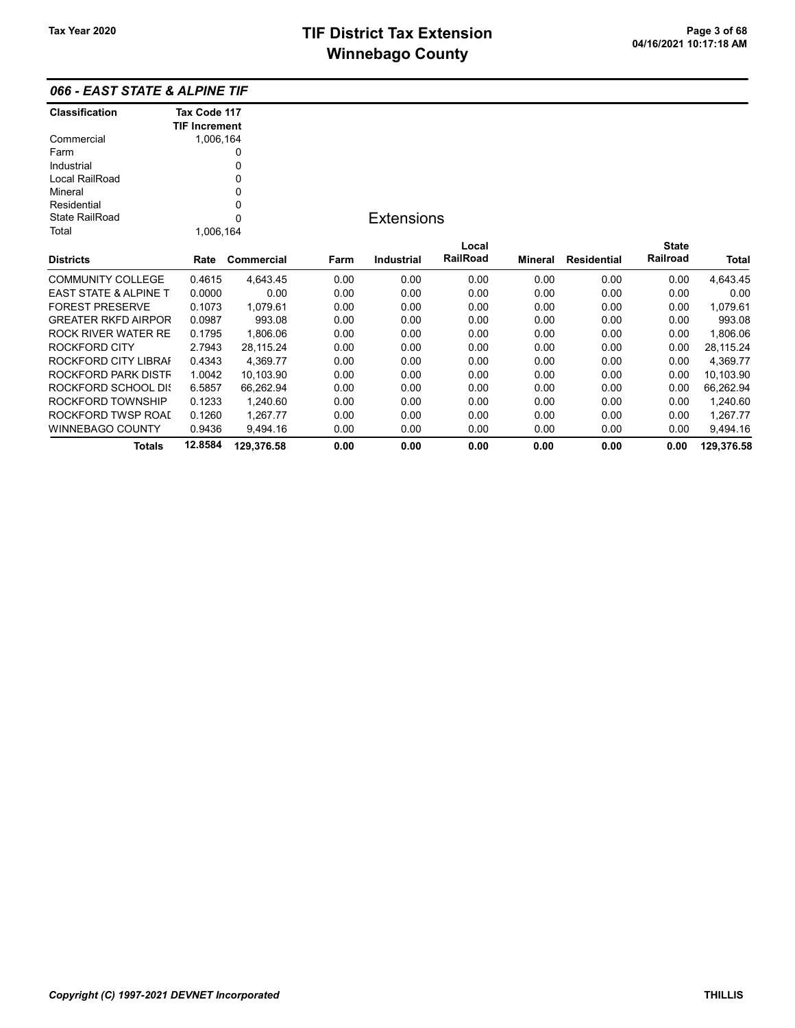## 066 - EAST STATE & ALPINE TIF

| Classification | Tax Code 117 TIF Increment |
|---|---|
| Commercial | 1,006,164 |
| Farm | 0 |
| Industrial | 0 |
| Local RailRoad | 0 |
| Mineral | 0 |
| Residential | 0 |
| State RailRoad | 0 |
| Total | 1,006,164 |

### Extensions

| Districts | Rate | Commercial | Farm | Industrial | Local RailRoad | Mineral | Residential | State Railroad | Total |
|---|---|---|---|---|---|---|---|---|---|
| COMMUNITY COLLEGE | 0.4615 | 4,643.45 | 0.00 | 0.00 | 0.00 | 0.00 | 0.00 | 0.00 | 4,643.45 |
| EAST STATE & ALPINE T | 0.0000 | 0.00 | 0.00 | 0.00 | 0.00 | 0.00 | 0.00 | 0.00 | 0.00 |
| FOREST PRESERVE | 0.1073 | 1,079.61 | 0.00 | 0.00 | 0.00 | 0.00 | 0.00 | 0.00 | 1,079.61 |
| GREATER RKFD AIRPOR | 0.0987 | 993.08 | 0.00 | 0.00 | 0.00 | 0.00 | 0.00 | 0.00 | 993.08 |
| ROCK RIVER WATER RE | 0.1795 | 1,806.06 | 0.00 | 0.00 | 0.00 | 0.00 | 0.00 | 0.00 | 1,806.06 |
| ROCKFORD CITY | 2.7943 | 28,115.24 | 0.00 | 0.00 | 0.00 | 0.00 | 0.00 | 0.00 | 28,115.24 |
| ROCKFORD CITY LIBRAI | 0.4343 | 4,369.77 | 0.00 | 0.00 | 0.00 | 0.00 | 0.00 | 0.00 | 4,369.77 |
| ROCKFORD PARK DISTF | 1.0042 | 10,103.90 | 0.00 | 0.00 | 0.00 | 0.00 | 0.00 | 0.00 | 10,103.90 |
| ROCKFORD SCHOOL DI‹ | 6.5857 | 66,262.94 | 0.00 | 0.00 | 0.00 | 0.00 | 0.00 | 0.00 | 66,262.94 |
| ROCKFORD TOWNSHIP | 0.1233 | 1,240.60 | 0.00 | 0.00 | 0.00 | 0.00 | 0.00 | 0.00 | 1,240.60 |
| ROCKFORD TWSP ROAI | 0.1260 | 1,267.77 | 0.00 | 0.00 | 0.00 | 0.00 | 0.00 | 0.00 | 1,267.77 |
| WINNEBAGO COUNTY | 0.9436 | 9,494.16 | 0.00 | 0.00 | 0.00 | 0.00 | 0.00 | 0.00 | 9,494.16 |
| **Totals** | **12.8584** | **129,376.58** | **0.00** | **0.00** | **0.00** | **0.00** | **0.00** | **0.00** | **129,376.58** |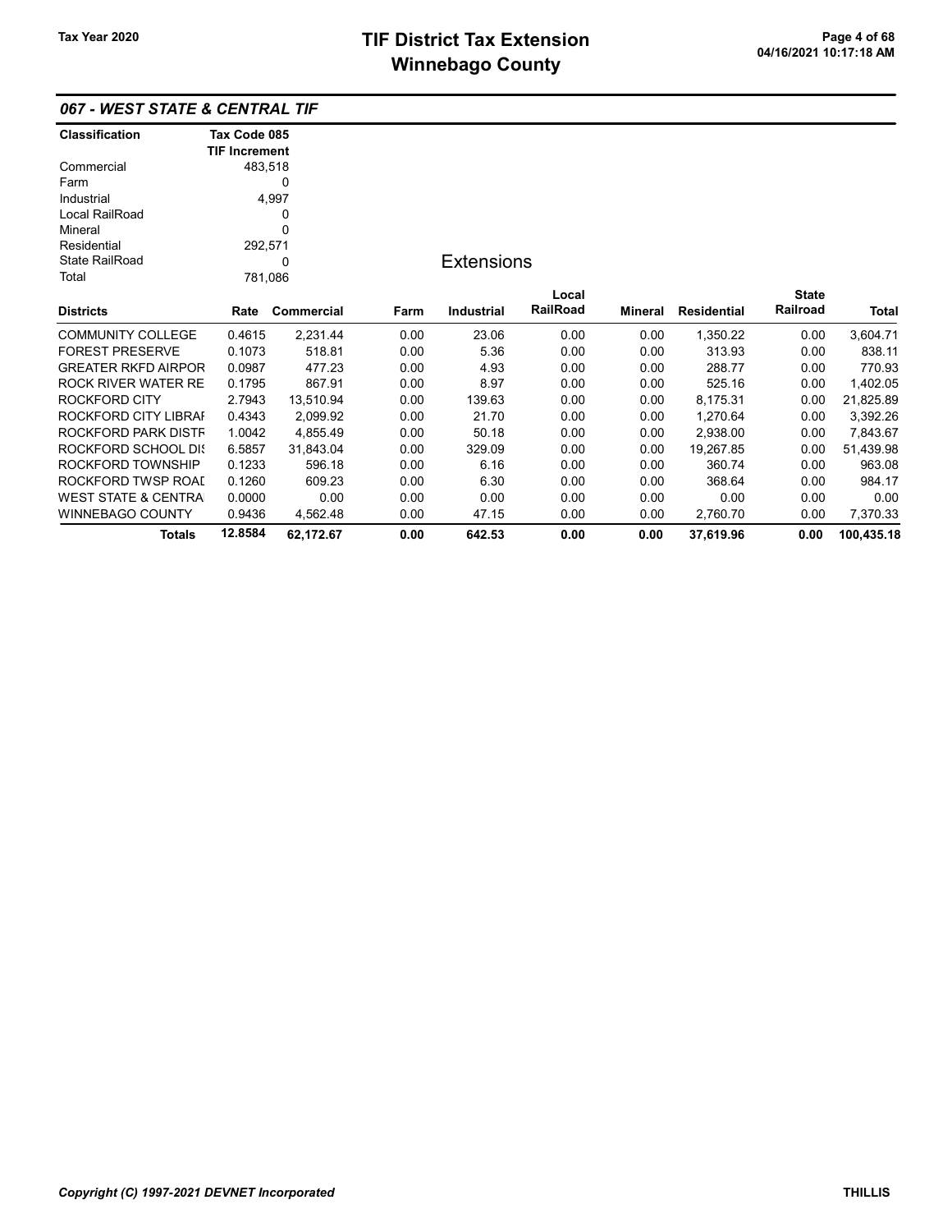## 067 - WEST STATE & CENTRAL TIF

| Classification | Tax Code 085 TIF Increment |
|---|---|
| Commercial | 483,518 |
| Farm | 0 |
| Industrial | 4,997 |
| Local RailRoad | 0 |
| Mineral | 0 |
| Residential | 292,571 |
| State RailRoad | 0 |
| Total | 781,086 |

### Extensions

| Districts | Rate | Commercial | Farm | Industrial | Local RailRoad | Mineral | Residential | State Railroad | Total |
|---|---|---|---|---|---|---|---|---|---|
| COMMUNITY COLLEGE | 0.4615 | 2,231.44 | 0.00 | 23.06 | 0.00 | 0.00 | 1,350.22 | 0.00 | 3,604.71 |
| FOREST PRESERVE | 0.1073 | 518.81 | 0.00 | 5.36 | 0.00 | 0.00 | 313.93 | 0.00 | 838.11 |
| GREATER RKFD AIRPOR | 0.0987 | 477.23 | 0.00 | 4.93 | 0.00 | 0.00 | 288.77 | 0.00 | 770.93 |
| ROCK RIVER WATER RE | 0.1795 | 867.91 | 0.00 | 8.97 | 0.00 | 0.00 | 525.16 | 0.00 | 1,402.05 |
| ROCKFORD CITY | 2.7943 | 13,510.94 | 0.00 | 139.63 | 0.00 | 0.00 | 8,175.31 | 0.00 | 21,825.89 |
| ROCKFORD CITY LIBRAI | 0.4343 | 2,099.92 | 0.00 | 21.70 | 0.00 | 0.00 | 1,270.64 | 0.00 | 3,392.26 |
| ROCKFORD PARK DISTF | 1.0042 | 4,855.49 | 0.00 | 50.18 | 0.00 | 0.00 | 2,938.00 | 0.00 | 7,843.67 |
| ROCKFORD SCHOOL DIS | 6.5857 | 31,843.04 | 0.00 | 329.09 | 0.00 | 0.00 | 19,267.85 | 0.00 | 51,439.98 |
| ROCKFORD TOWNSHIP | 0.1233 | 596.18 | 0.00 | 6.16 | 0.00 | 0.00 | 360.74 | 0.00 | 963.08 |
| ROCKFORD TWSP ROAI | 0.1260 | 609.23 | 0.00 | 6.30 | 0.00 | 0.00 | 368.64 | 0.00 | 984.17 |
| WEST STATE & CENTRA | 0.0000 | 0.00 | 0.00 | 0.00 | 0.00 | 0.00 | 0.00 | 0.00 | 0.00 |
| WINNEBAGO COUNTY | 0.9436 | 4,562.48 | 0.00 | 47.15 | 0.00 | 0.00 | 2,760.70 | 0.00 | 7,370.33 |
| **Totals** | **12.8584** | **62,172.67** | **0.00** | **642.53** | **0.00** | **0.00** | **37,619.96** | **0.00** | **100,435.18** |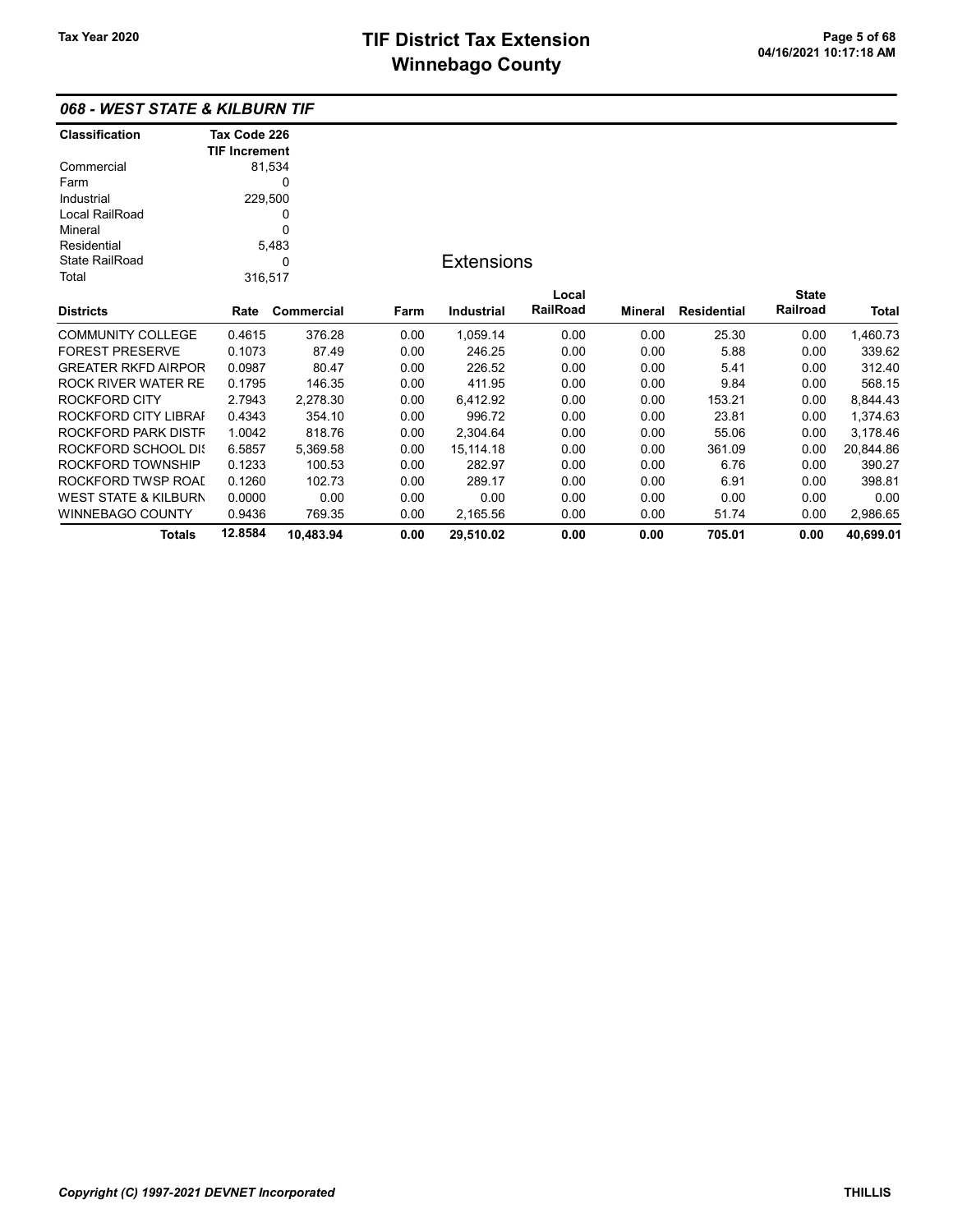# TIF District Tax Extension
# Winnebago County

Tax Year 2020

04/16/2021 10:17:18 AM

## 068 - WEST STATE & KILBURN TIF

| Classification | Tax Code 226 TIF Increment |
|---|---|
| Commercial | 81,534 |
| Farm | 0 |
| Industrial | 229,500 |
| Local RailRoad | 0 |
| Mineral | 0 |
| Residential | 5,483 |
| State RailRoad | 0 |
| Total | 316,517 |

### Extensions

| Districts | Rate | Commercial | Farm | Industrial | Local RailRoad | Mineral | Residential | State Railroad | Total |
|---|---|---|---|---|---|---|---|---|---|
| COMMUNITY COLLEGE | 0.4615 | 376.28 | 0.00 | 1,059.14 | 0.00 | 0.00 | 25.30 | 0.00 | 1,460.73 |
| FOREST PRESERVE | 0.1073 | 87.49 | 0.00 | 246.25 | 0.00 | 0.00 | 5.88 | 0.00 | 339.62 |
| GREATER RKFD AIRPOR | 0.0987 | 80.47 | 0.00 | 226.52 | 0.00 | 0.00 | 5.41 | 0.00 | 312.40 |
| ROCK RIVER WATER RE | 0.1795 | 146.35 | 0.00 | 411.95 | 0.00 | 0.00 | 9.84 | 0.00 | 568.15 |
| ROCKFORD CITY | 2.7943 | 2,278.30 | 0.00 | 6,412.92 | 0.00 | 0.00 | 153.21 | 0.00 | 8,844.43 |
| ROCKFORD CITY LIBRAI | 0.4343 | 354.10 | 0.00 | 996.72 | 0.00 | 0.00 | 23.81 | 0.00 | 1,374.63 |
| ROCKFORD PARK DISTF | 1.0042 | 818.76 | 0.00 | 2,304.64 | 0.00 | 0.00 | 55.06 | 0.00 | 3,178.46 |
| ROCKFORD SCHOOL DI! | 6.5857 | 5,369.58 | 0.00 | 15,114.18 | 0.00 | 0.00 | 361.09 | 0.00 | 20,844.86 |
| ROCKFORD TOWNSHIP | 0.1233 | 100.53 | 0.00 | 282.97 | 0.00 | 0.00 | 6.76 | 0.00 | 390.27 |
| ROCKFORD TWSP ROAI | 0.1260 | 102.73 | 0.00 | 289.17 | 0.00 | 0.00 | 6.91 | 0.00 | 398.81 |
| WEST STATE & KILBURN | 0.0000 | 0.00 | 0.00 | 0.00 | 0.00 | 0.00 | 0.00 | 0.00 | 0.00 |
| WINNEBAGO COUNTY | 0.9436 | 769.35 | 0.00 | 2,165.56 | 0.00 | 0.00 | 51.74 | 0.00 | 2,986.65 |
| **Totals** | **12.8584** | **10,483.94** | **0.00** | **29,510.02** | **0.00** | **0.00** | **705.01** | **0.00** | **40,699.01** |

*Copyright (C) 1997-2021 DEVNET Incorporated* THILLIS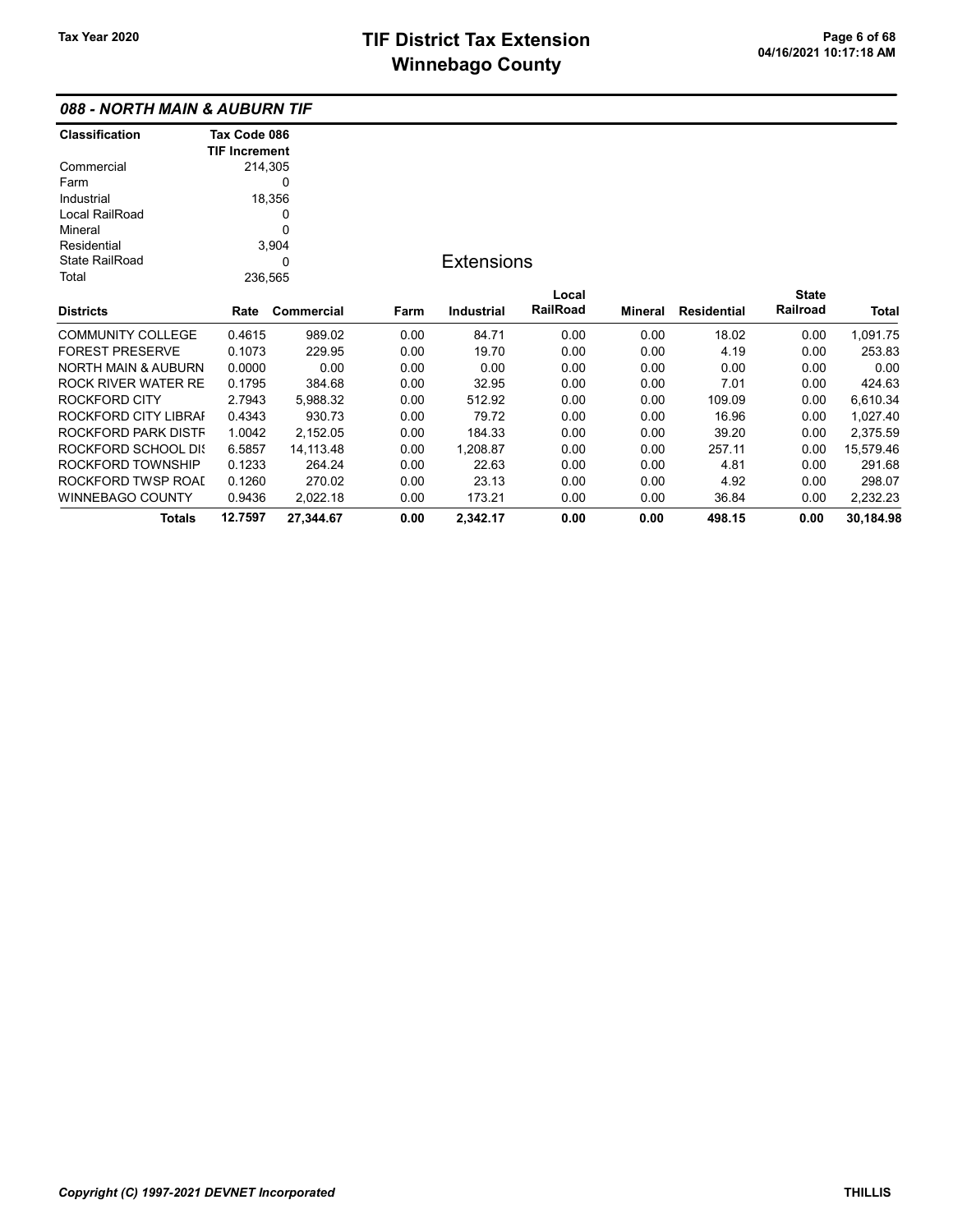## 088 - NORTH MAIN & AUBURN TIF

| Classification | Tax Code 086 TIF Increment |
|---|---|
| Commercial | 214,305 |
| Farm | 0 |
| Industrial | 18,356 |
| Local RailRoad | 0 |
| Mineral | 0 |
| Residential | 3,904 |
| State RailRoad | 0 |
| Total | 236,565 |

### Extensions

| Districts | Rate | Commercial | Farm | Industrial | Local RailRoad | Mineral | Residential | State Railroad | Total |
|---|---|---|---|---|---|---|---|---|---|
| COMMUNITY COLLEGE | 0.4615 | 989.02 | 0.00 | 84.71 | 0.00 | 0.00 | 18.02 | 0.00 | 1,091.75 |
| FOREST PRESERVE | 0.1073 | 229.95 | 0.00 | 19.70 | 0.00 | 0.00 | 4.19 | 0.00 | 253.83 |
| NORTH MAIN & AUBURN | 0.0000 | 0.00 | 0.00 | 0.00 | 0.00 | 0.00 | 0.00 | 0.00 | 0.00 |
| ROCK RIVER WATER RE | 0.1795 | 384.68 | 0.00 | 32.95 | 0.00 | 0.00 | 7.01 | 0.00 | 424.63 |
| ROCKFORD CITY | 2.7943 | 5,988.32 | 0.00 | 512.92 | 0.00 | 0.00 | 109.09 | 0.00 | 6,610.34 |
| ROCKFORD CITY LIBRAI | 0.4343 | 930.73 | 0.00 | 79.72 | 0.00 | 0.00 | 16.96 | 0.00 | 1,027.40 |
| ROCKFORD PARK DISTF | 1.0042 | 2,152.05 | 0.00 | 184.33 | 0.00 | 0.00 | 39.20 | 0.00 | 2,375.59 |
| ROCKFORD SCHOOL DIS | 6.5857 | 14,113.48 | 0.00 | 1,208.87 | 0.00 | 0.00 | 257.11 | 0.00 | 15,579.46 |
| ROCKFORD TOWNSHIP | 0.1233 | 264.24 | 0.00 | 22.63 | 0.00 | 0.00 | 4.81 | 0.00 | 291.68 |
| ROCKFORD TWSP ROAI | 0.1260 | 270.02 | 0.00 | 23.13 | 0.00 | 0.00 | 4.92 | 0.00 | 298.07 |
| WINNEBAGO COUNTY | 0.9436 | 2,022.18 | 0.00 | 173.21 | 0.00 | 0.00 | 36.84 | 0.00 | 2,232.23 |
| **Totals** | **12.7597** | **27,344.67** | **0.00** | **2,342.17** | **0.00** | **0.00** | **498.15** | **0.00** | **30,184.98** |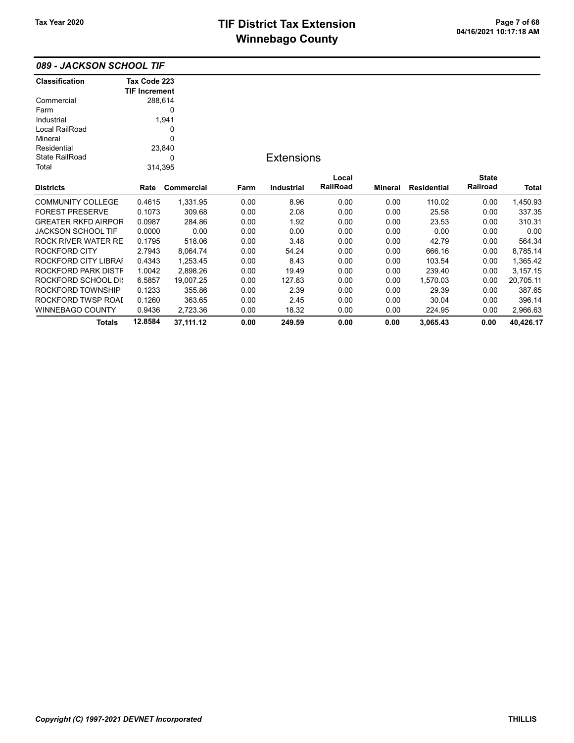# TIF District Tax Extension
# Winnebago County

Tax Year 2020

## 089 - JACKSON SCHOOL TIF

| Classification | Tax Code 223 TIF Increment |
|---|---|
| Commercial | 288,614 |
| Farm | 0 |
| Industrial | 1,941 |
| Local RailRoad | 0 |
| Mineral | 0 |
| Residential | 23,840 |
| State RailRoad | 0 |
| Total | 314,395 |

### Extensions

| Districts | Rate | Commercial | Farm | Industrial | Local RailRoad | Mineral | Residential | State Railroad | Total |
|---|---|---|---|---|---|---|---|---|---|
| COMMUNITY COLLEGE | 0.4615 | 1,331.95 | 0.00 | 8.96 | 0.00 | 0.00 | 110.02 | 0.00 | 1,450.93 |
| FOREST PRESERVE | 0.1073 | 309.68 | 0.00 | 2.08 | 0.00 | 0.00 | 25.58 | 0.00 | 337.35 |
| GREATER RKFD AIRPOR | 0.0987 | 284.86 | 0.00 | 1.92 | 0.00 | 0.00 | 23.53 | 0.00 | 310.31 |
| JACKSON SCHOOL TIF | 0.0000 | 0.00 | 0.00 | 0.00 | 0.00 | 0.00 | 0.00 | 0.00 | 0.00 |
| ROCK RIVER WATER RE | 0.1795 | 518.06 | 0.00 | 3.48 | 0.00 | 0.00 | 42.79 | 0.00 | 564.34 |
| ROCKFORD CITY | 2.7943 | 8,064.74 | 0.00 | 54.24 | 0.00 | 0.00 | 666.16 | 0.00 | 8,785.14 |
| ROCKFORD CITY LIBRAI | 0.4343 | 1,253.45 | 0.00 | 8.43 | 0.00 | 0.00 | 103.54 | 0.00 | 1,365.42 |
| ROCKFORD PARK DISTF | 1.0042 | 2,898.26 | 0.00 | 19.49 | 0.00 | 0.00 | 239.40 | 0.00 | 3,157.15 |
| ROCKFORD SCHOOL DI: | 6.5857 | 19,007.25 | 0.00 | 127.83 | 0.00 | 0.00 | 1,570.03 | 0.00 | 20,705.11 |
| ROCKFORD TOWNSHIP | 0.1233 | 355.86 | 0.00 | 2.39 | 0.00 | 0.00 | 29.39 | 0.00 | 387.65 |
| ROCKFORD TWSP ROAI | 0.1260 | 363.65 | 0.00 | 2.45 | 0.00 | 0.00 | 30.04 | 0.00 | 396.14 |
| WINNEBAGO COUNTY | 0.9436 | 2,723.36 | 0.00 | 18.32 | 0.00 | 0.00 | 224.95 | 0.00 | 2,966.63 |
| **Totals** | **12.8584** | **37,111.12** | **0.00** | **249.59** | **0.00** | **0.00** | **3,065.43** | **0.00** | **40,426.17** |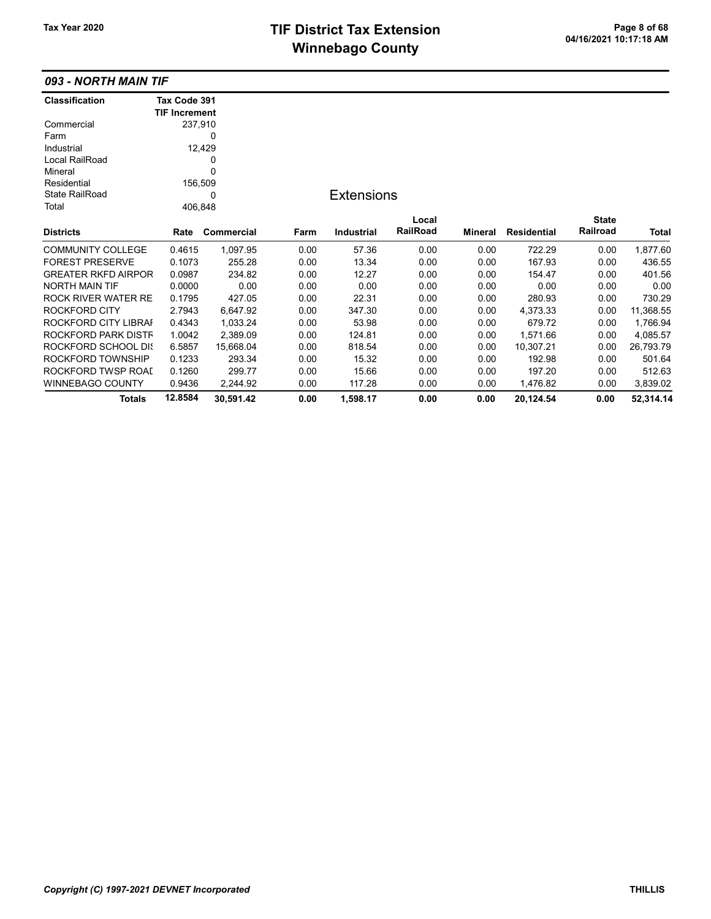## 093 - NORTH MAIN TIF

| Classification | Tax Code 391 TIF Increment |
|---|---|
| Commercial | 237,910 |
| Farm | 0 |
| Industrial | 12,429 |
| Local RailRoad | 0 |
| Mineral | 0 |
| Residential | 156,509 |
| State RailRoad | 0 |
| Total | 406,848 |

### Extensions

| Districts | Rate | Commercial | Farm | Industrial | Local RailRoad | Mineral | Residential | State Railroad | Total |
|---|---|---|---|---|---|---|---|---|---|
| COMMUNITY COLLEGE | 0.4615 | 1,097.95 | 0.00 | 57.36 | 0.00 | 0.00 | 722.29 | 0.00 | 1,877.60 |
| FOREST PRESERVE | 0.1073 | 255.28 | 0.00 | 13.34 | 0.00 | 0.00 | 167.93 | 0.00 | 436.55 |
| GREATER RKFD AIRPOR | 0.0987 | 234.82 | 0.00 | 12.27 | 0.00 | 0.00 | 154.47 | 0.00 | 401.56 |
| NORTH MAIN TIF | 0.0000 | 0.00 | 0.00 | 0.00 | 0.00 | 0.00 | 0.00 | 0.00 | 0.00 |
| ROCK RIVER WATER RE | 0.1795 | 427.05 | 0.00 | 22.31 | 0.00 | 0.00 | 280.93 | 0.00 | 730.29 |
| ROCKFORD CITY | 2.7943 | 6,647.92 | 0.00 | 347.30 | 0.00 | 0.00 | 4,373.33 | 0.00 | 11,368.55 |
| ROCKFORD CITY LIBRAI | 0.4343 | 1,033.24 | 0.00 | 53.98 | 0.00 | 0.00 | 679.72 | 0.00 | 1,766.94 |
| ROCKFORD PARK DISTF | 1.0042 | 2,389.09 | 0.00 | 124.81 | 0.00 | 0.00 | 1,571.66 | 0.00 | 4,085.57 |
| ROCKFORD SCHOOL DIS | 6.5857 | 15,668.04 | 0.00 | 818.54 | 0.00 | 0.00 | 10,307.21 | 0.00 | 26,793.79 |
| ROCKFORD TOWNSHIP | 0.1233 | 293.34 | 0.00 | 15.32 | 0.00 | 0.00 | 192.98 | 0.00 | 501.64 |
| ROCKFORD TWSP ROAI | 0.1260 | 299.77 | 0.00 | 15.66 | 0.00 | 0.00 | 197.20 | 0.00 | 512.63 |
| WINNEBAGO COUNTY | 0.9436 | 2,244.92 | 0.00 | 117.28 | 0.00 | 0.00 | 1,476.82 | 0.00 | 3,839.02 |
| **Totals** | **12.8584** | **30,591.42** | **0.00** | **1,598.17** | **0.00** | **0.00** | **20,124.54** | **0.00** | **52,314.14** |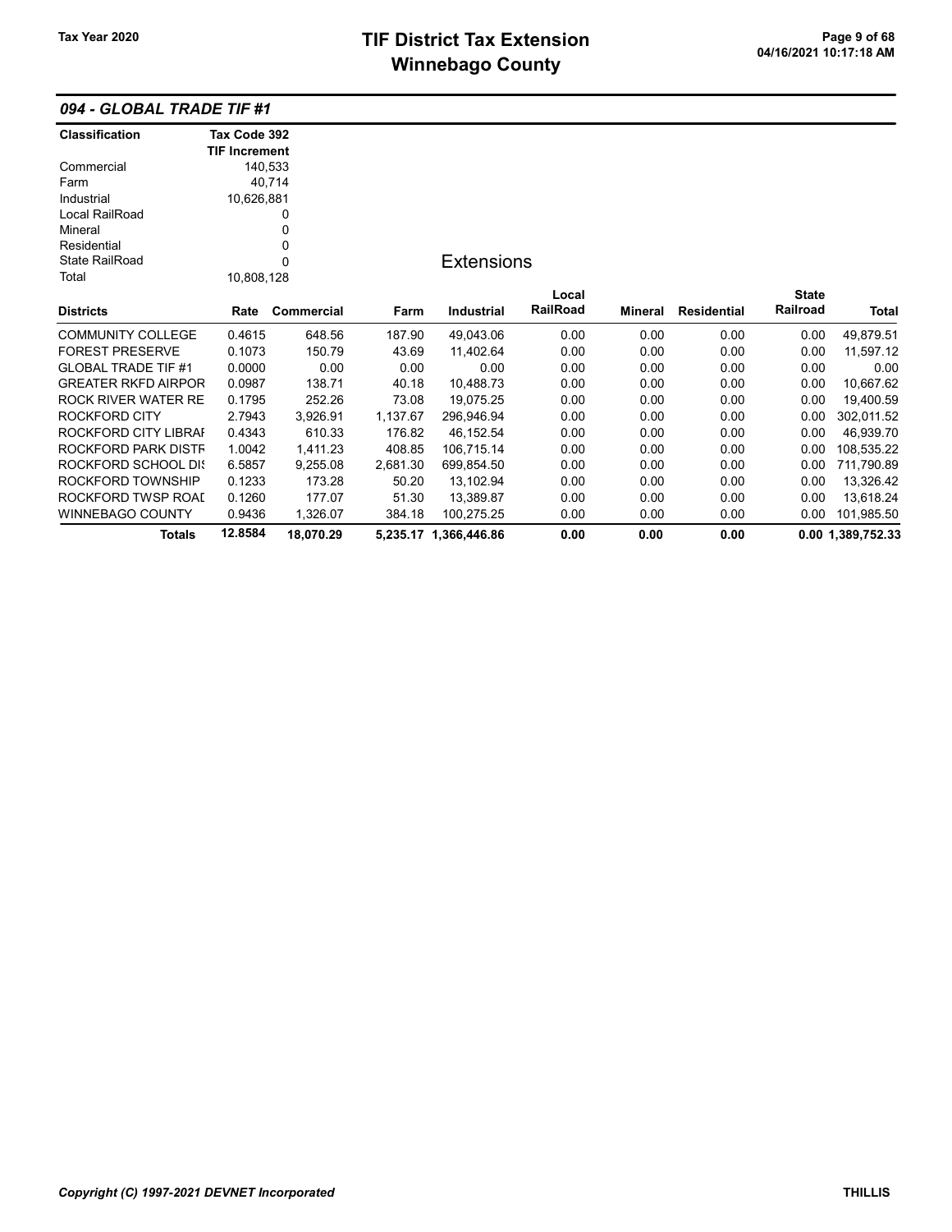# TIF District Tax Extension
# Winnebago County

Tax Year 2020

04/16/2021 10:17:18 AM

## 094 - GLOBAL TRADE TIF #1

| Classification | Tax Code 392 TIF Increment |
|---|---|
| Commercial | 140,533 |
| Farm | 40,714 |
| Industrial | 10,626,881 |
| Local RailRoad | 0 |
| Mineral | 0 |
| Residential | 0 |
| State RailRoad | 0 |
| Total | 10,808,128 |

### Extensions

| Districts | Rate | Commercial | Farm | Industrial | Local RailRoad | Mineral | Residential | State Railroad | Total |
|---|---|---|---|---|---|---|---|---|---|
| COMMUNITY COLLEGE | 0.4615 | 648.56 | 187.90 | 49,043.06 | 0.00 | 0.00 | 0.00 | 0.00 | 49,879.51 |
| FOREST PRESERVE | 0.1073 | 150.79 | 43.69 | 11,402.64 | 0.00 | 0.00 | 0.00 | 0.00 | 11,597.12 |
| GLOBAL TRADE TIF #1 | 0.0000 | 0.00 | 0.00 | 0.00 | 0.00 | 0.00 | 0.00 | 0.00 | 0.00 |
| GREATER RKFD AIRPOR | 0.0987 | 138.71 | 40.18 | 10,488.73 | 0.00 | 0.00 | 0.00 | 0.00 | 10,667.62 |
| ROCK RIVER WATER RE | 0.1795 | 252.26 | 73.08 | 19,075.25 | 0.00 | 0.00 | 0.00 | 0.00 | 19,400.59 |
| ROCKFORD CITY | 2.7943 | 3,926.91 | 1,137.67 | 296,946.94 | 0.00 | 0.00 | 0.00 | 0.00 | 302,011.52 |
| ROCKFORD CITY LIBRAI | 0.4343 | 610.33 | 176.82 | 46,152.54 | 0.00 | 0.00 | 0.00 | 0.00 | 46,939.70 |
| ROCKFORD PARK DISTF | 1.0042 | 1,411.23 | 408.85 | 106,715.14 | 0.00 | 0.00 | 0.00 | 0.00 | 108,535.22 |
| ROCKFORD SCHOOL DI: | 6.5857 | 9,255.08 | 2,681.30 | 699,854.50 | 0.00 | 0.00 | 0.00 | 0.00 | 711,790.89 |
| ROCKFORD TOWNSHIP | 0.1233 | 173.28 | 50.20 | 13,102.94 | 0.00 | 0.00 | 0.00 | 0.00 | 13,326.42 |
| ROCKFORD TWSP ROAI | 0.1260 | 177.07 | 51.30 | 13,389.87 | 0.00 | 0.00 | 0.00 | 0.00 | 13,618.24 |
| WINNEBAGO COUNTY | 0.9436 | 1,326.07 | 384.18 | 100,275.25 | 0.00 | 0.00 | 0.00 | 0.00 | 101,985.50 |
| **Totals** | **12.8584** | **18,070.29** | **5,235.17** | **1,366,446.86** | **0.00** | **0.00** | **0.00** | **0.00** | **1,389,752.33** |

*Copyright (C) 1997-2021 DEVNET Incorporated* THILLIS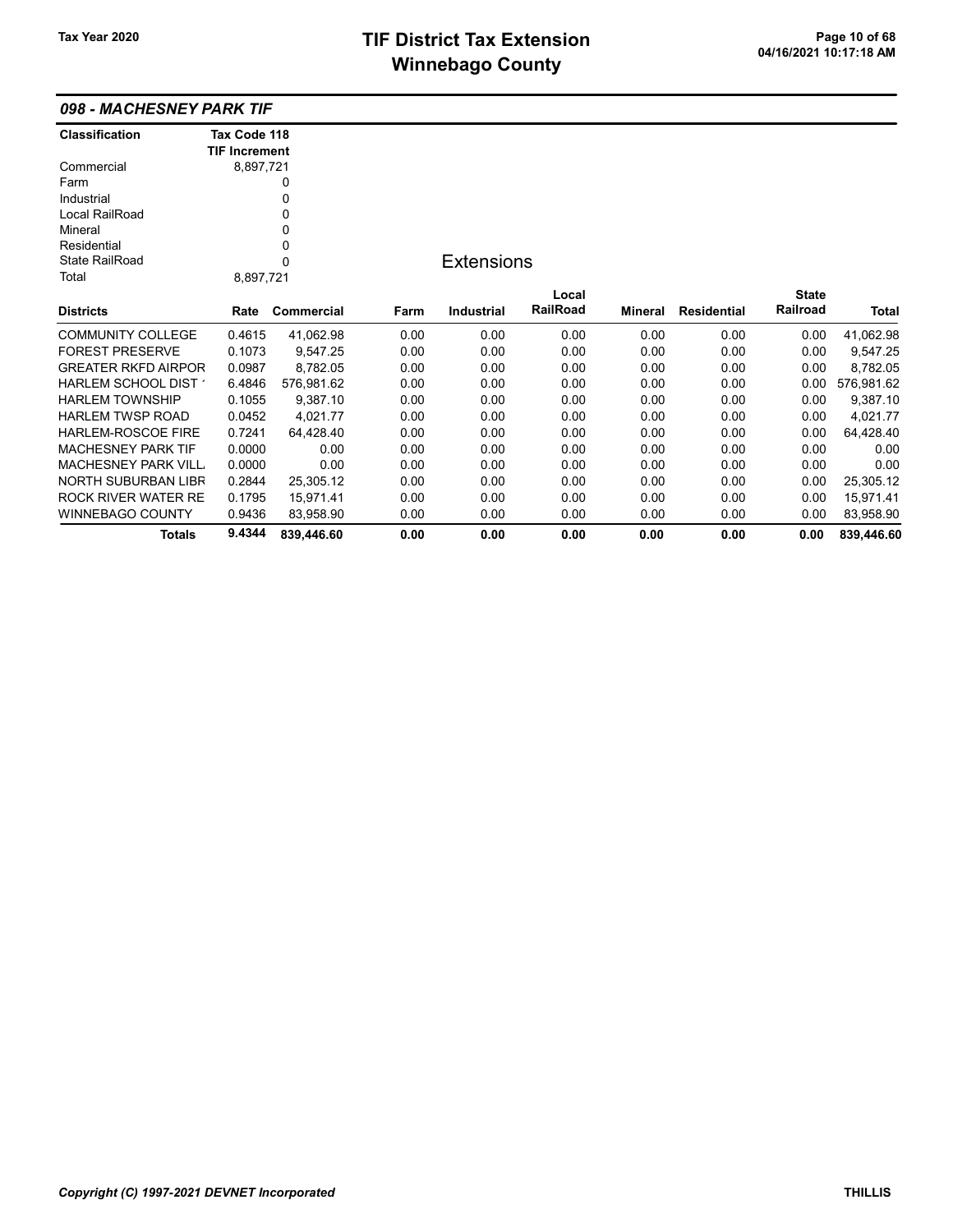# TIF District Tax Extension
# Winnebago County

Tax Year 2020

### 098 - MACHESNEY PARK TIF

| Classification | Tax Code 118 TIF Increment |
|---|---|
| Commercial | 8,897,721 |
| Farm | 0 |
| Industrial | 0 |
| Local RailRoad | 0 |
| Mineral | 0 |
| Residential | 0 |
| State RailRoad | 0 |
| Total | 8,897,721 |

**Extensions**

| Districts | Rate | Commercial | Farm | Industrial | Local RailRoad | Mineral | Residential | State Railroad | Total |
|---|---|---|---|---|---|---|---|---|---|
| COMMUNITY COLLEGE | 0.4615 | 41,062.98 | 0.00 | 0.00 | 0.00 | 0.00 | 0.00 | 0.00 | 41,062.98 |
| FOREST PRESERVE | 0.1073 | 9,547.25 | 0.00 | 0.00 | 0.00 | 0.00 | 0.00 | 0.00 | 9,547.25 |
| GREATER RKFD AIRPOR | 0.0987 | 8,782.05 | 0.00 | 0.00 | 0.00 | 0.00 | 0.00 | 0.00 | 8,782.05 |
| HARLEM SCHOOL DIST ´ | 6.4846 | 576,981.62 | 0.00 | 0.00 | 0.00 | 0.00 | 0.00 | 0.00 | 576,981.62 |
| HARLEM TOWNSHIP | 0.1055 | 9,387.10 | 0.00 | 0.00 | 0.00 | 0.00 | 0.00 | 0.00 | 9,387.10 |
| HARLEM TWSP ROAD | 0.0452 | 4,021.77 | 0.00 | 0.00 | 0.00 | 0.00 | 0.00 | 0.00 | 4,021.77 |
| HARLEM-ROSCOE FIRE | 0.7241 | 64,428.40 | 0.00 | 0.00 | 0.00 | 0.00 | 0.00 | 0.00 | 64,428.40 |
| MACHESNEY PARK TIF | 0.0000 | 0.00 | 0.00 | 0.00 | 0.00 | 0.00 | 0.00 | 0.00 | 0.00 |
| MACHESNEY PARK VILL | 0.0000 | 0.00 | 0.00 | 0.00 | 0.00 | 0.00 | 0.00 | 0.00 | 0.00 |
| NORTH SUBURBAN LIBR | 0.2844 | 25,305.12 | 0.00 | 0.00 | 0.00 | 0.00 | 0.00 | 0.00 | 25,305.12 |
| ROCK RIVER WATER RE | 0.1795 | 15,971.41 | 0.00 | 0.00 | 0.00 | 0.00 | 0.00 | 0.00 | 15,971.41 |
| WINNEBAGO COUNTY | 0.9436 | 83,958.90 | 0.00 | 0.00 | 0.00 | 0.00 | 0.00 | 0.00 | 83,958.90 |
| **Totals** | **9.4344** | **839,446.60** | **0.00** | **0.00** | **0.00** | **0.00** | **0.00** | **0.00** | **839,446.60** |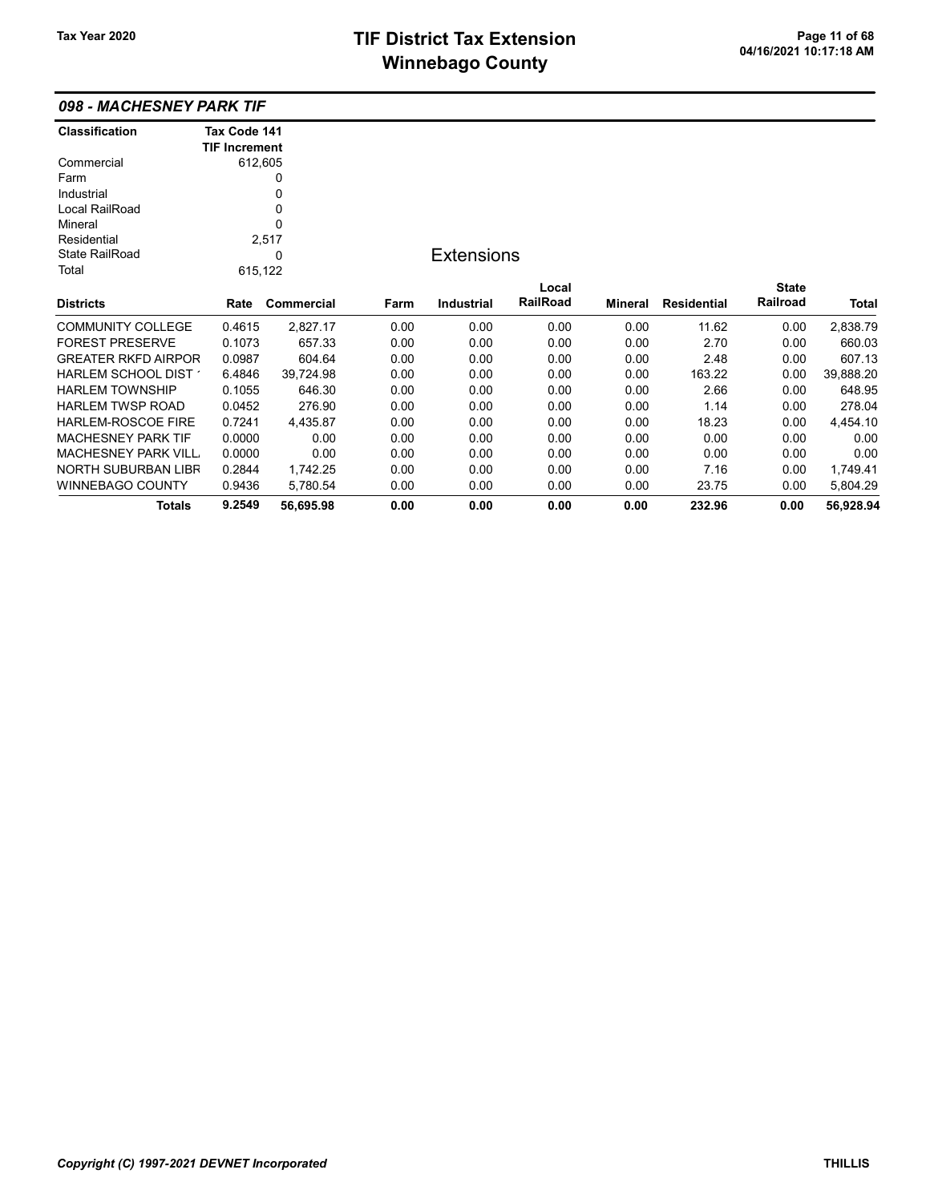## 098 - MACHESNEY PARK TIF

| Classification | Tax Code 141 TIF Increment |
|---|---|
| Commercial | 612,605 |
| Farm | 0 |
| Industrial | 0 |
| Local RailRoad | 0 |
| Mineral | 0 |
| Residential | 2,517 |
| State RailRoad | 0 |
| Total | 615,122 |

### Extensions

| Districts | Rate | Commercial | Farm | Industrial | Local RailRoad | Mineral | Residential | State Railroad | Total |
|---|---|---|---|---|---|---|---|---|---|
| COMMUNITY COLLEGE | 0.4615 | 2,827.17 | 0.00 | 0.00 | 0.00 | 0.00 | 11.62 | 0.00 | 2,838.79 |
| FOREST PRESERVE | 0.1073 | 657.33 | 0.00 | 0.00 | 0.00 | 0.00 | 2.70 | 0.00 | 660.03 |
| GREATER RKFD AIRPOR | 0.0987 | 604.64 | 0.00 | 0.00 | 0.00 | 0.00 | 2.48 | 0.00 | 607.13 |
| HARLEM SCHOOL DIST ' | 6.4846 | 39,724.98 | 0.00 | 0.00 | 0.00 | 0.00 | 163.22 | 0.00 | 39,888.20 |
| HARLEM TOWNSHIP | 0.1055 | 646.30 | 0.00 | 0.00 | 0.00 | 0.00 | 2.66 | 0.00 | 648.95 |
| HARLEM TWSP ROAD | 0.0452 | 276.90 | 0.00 | 0.00 | 0.00 | 0.00 | 1.14 | 0.00 | 278.04 |
| HARLEM-ROSCOE FIRE | 0.7241 | 4,435.87 | 0.00 | 0.00 | 0.00 | 0.00 | 18.23 | 0.00 | 4,454.10 |
| MACHESNEY PARK TIF | 0.0000 | 0.00 | 0.00 | 0.00 | 0.00 | 0.00 | 0.00 | 0.00 | 0.00 |
| MACHESNEY PARK VILL | 0.0000 | 0.00 | 0.00 | 0.00 | 0.00 | 0.00 | 0.00 | 0.00 | 0.00 |
| NORTH SUBURBAN LIBR | 0.2844 | 1,742.25 | 0.00 | 0.00 | 0.00 | 0.00 | 7.16 | 0.00 | 1,749.41 |
| WINNEBAGO COUNTY | 0.9436 | 5,780.54 | 0.00 | 0.00 | 0.00 | 0.00 | 23.75 | 0.00 | 5,804.29 |
| **Totals** | **9.2549** | **56,695.98** | **0.00** | **0.00** | **0.00** | **0.00** | **232.96** | **0.00** | **56,928.94** |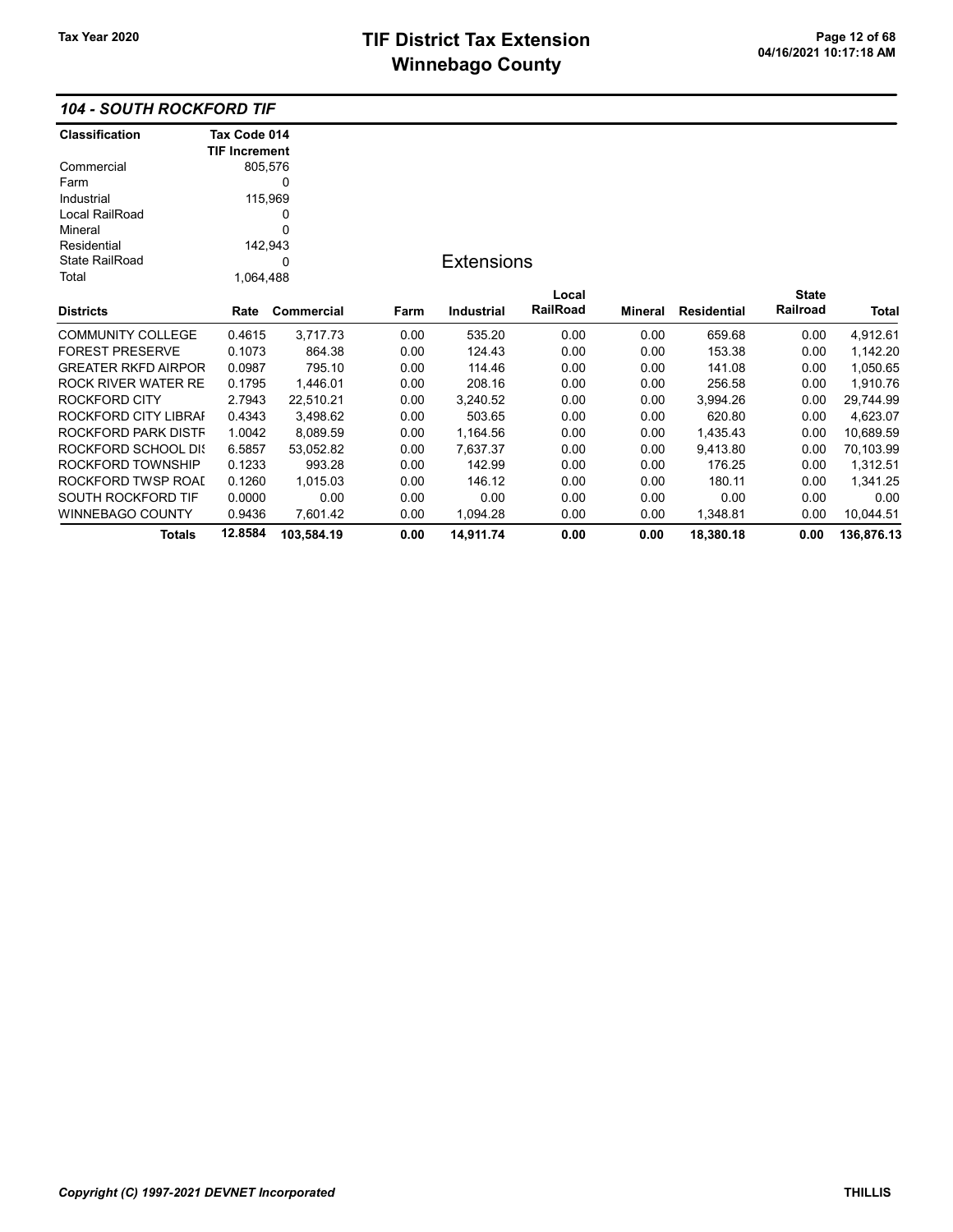# TIF District Tax Extension
# Winnebago County

Tax Year 2020

04/16/2021 10:17:18 AM

## 104 - SOUTH ROCKFORD TIF

| Classification | Tax Code 014 TIF Increment |
|---|---|
| Commercial | 805,576 |
| Farm | 0 |
| Industrial | 115,969 |
| Local RailRoad | 0 |
| Mineral | 0 |
| Residential | 142,943 |
| State RailRoad | 0 |
| Total | 1,064,488 |

### Extensions

| Districts | Rate | Commercial | Farm | Industrial | Local RailRoad | Mineral | Residential | State Railroad | Total |
|---|---|---|---|---|---|---|---|---|---|
| COMMUNITY COLLEGE | 0.4615 | 3,717.73 | 0.00 | 535.20 | 0.00 | 0.00 | 659.68 | 0.00 | 4,912.61 |
| FOREST PRESERVE | 0.1073 | 864.38 | 0.00 | 124.43 | 0.00 | 0.00 | 153.38 | 0.00 | 1,142.20 |
| GREATER RKFD AIRPOR | 0.0987 | 795.10 | 0.00 | 114.46 | 0.00 | 0.00 | 141.08 | 0.00 | 1,050.65 |
| ROCK RIVER WATER RE | 0.1795 | 1,446.01 | 0.00 | 208.16 | 0.00 | 0.00 | 256.58 | 0.00 | 1,910.76 |
| ROCKFORD CITY | 2.7943 | 22,510.21 | 0.00 | 3,240.52 | 0.00 | 0.00 | 3,994.26 | 0.00 | 29,744.99 |
| ROCKFORD CITY LIBRAI | 0.4343 | 3,498.62 | 0.00 | 503.65 | 0.00 | 0.00 | 620.80 | 0.00 | 4,623.07 |
| ROCKFORD PARK DISTF | 1.0042 | 8,089.59 | 0.00 | 1,164.56 | 0.00 | 0.00 | 1,435.43 | 0.00 | 10,689.59 |
| ROCKFORD SCHOOL DI | 6.5857 | 53,052.82 | 0.00 | 7,637.37 | 0.00 | 0.00 | 9,413.80 | 0.00 | 70,103.99 |
| ROCKFORD TOWNSHIP | 0.1233 | 993.28 | 0.00 | 142.99 | 0.00 | 0.00 | 176.25 | 0.00 | 1,312.51 |
| ROCKFORD TWSP ROAI | 0.1260 | 1,015.03 | 0.00 | 146.12 | 0.00 | 0.00 | 180.11 | 0.00 | 1,341.25 |
| SOUTH ROCKFORD TIF | 0.0000 | 0.00 | 0.00 | 0.00 | 0.00 | 0.00 | 0.00 | 0.00 | 0.00 |
| WINNEBAGO COUNTY | 0.9436 | 7,601.42 | 0.00 | 1,094.28 | 0.00 | 0.00 | 1,348.81 | 0.00 | 10,044.51 |
| **Totals** | **12.8584** | **103,584.19** | **0.00** | **14,911.74** | **0.00** | **0.00** | **18,380.18** | **0.00** | **136,876.13** |

*Copyright (C) 1997-2021 DEVNET Incorporated* THILLIS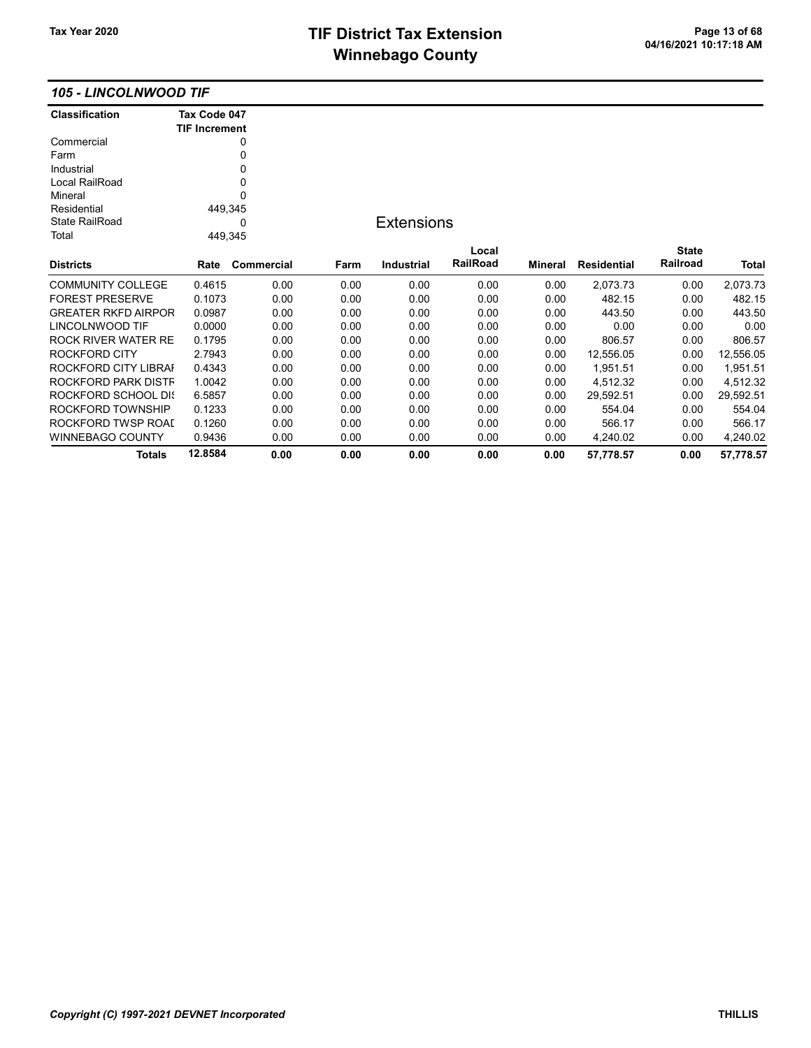## 105 - LINCOLNWOOD TIF

| Classification | Tax Code 047 TIF Increment |
|---|---|
| Commercial | 0 |
| Farm | 0 |
| Industrial | 0 |
| Local RailRoad | 0 |
| Mineral | 0 |
| Residential | 449,345 |
| State RailRoad | 0 |
| Total | 449,345 |

### Extensions

| Districts | Rate | Commercial | Farm | Industrial | Local RailRoad | Mineral | Residential | State Railroad | Total |
|---|---|---|---|---|---|---|---|---|---|
| COMMUNITY COLLEGE | 0.4615 | 0.00 | 0.00 | 0.00 | 0.00 | 0.00 | 2,073.73 | 0.00 | 2,073.73 |
| FOREST PRESERVE | 0.1073 | 0.00 | 0.00 | 0.00 | 0.00 | 0.00 | 482.15 | 0.00 | 482.15 |
| GREATER RKFD AIRPOR | 0.0987 | 0.00 | 0.00 | 0.00 | 0.00 | 0.00 | 443.50 | 0.00 | 443.50 |
| LINCOLNWOOD TIF | 0.0000 | 0.00 | 0.00 | 0.00 | 0.00 | 0.00 | 0.00 | 0.00 | 0.00 |
| ROCK RIVER WATER RE | 0.1795 | 0.00 | 0.00 | 0.00 | 0.00 | 0.00 | 806.57 | 0.00 | 806.57 |
| ROCKFORD CITY | 2.7943 | 0.00 | 0.00 | 0.00 | 0.00 | 0.00 | 12,556.05 | 0.00 | 12,556.05 |
| ROCKFORD CITY LIBRAI | 0.4343 | 0.00 | 0.00 | 0.00 | 0.00 | 0.00 | 1,951.51 | 0.00 | 1,951.51 |
| ROCKFORD PARK DISTF | 1.0042 | 0.00 | 0.00 | 0.00 | 0.00 | 0.00 | 4,512.32 | 0.00 | 4,512.32 |
| ROCKFORD SCHOOL DIS | 6.5857 | 0.00 | 0.00 | 0.00 | 0.00 | 0.00 | 29,592.51 | 0.00 | 29,592.51 |
| ROCKFORD TOWNSHIP | 0.1233 | 0.00 | 0.00 | 0.00 | 0.00 | 0.00 | 554.04 | 0.00 | 554.04 |
| ROCKFORD TWSP ROAD | 0.1260 | 0.00 | 0.00 | 0.00 | 0.00 | 0.00 | 566.17 | 0.00 | 566.17 |
| WINNEBAGO COUNTY | 0.9436 | 0.00 | 0.00 | 0.00 | 0.00 | 0.00 | 4,240.02 | 0.00 | 4,240.02 |
| **Totals** | **12.8584** | **0.00** | **0.00** | **0.00** | **0.00** | **0.00** | **57,778.57** | **0.00** | **57,778.57** |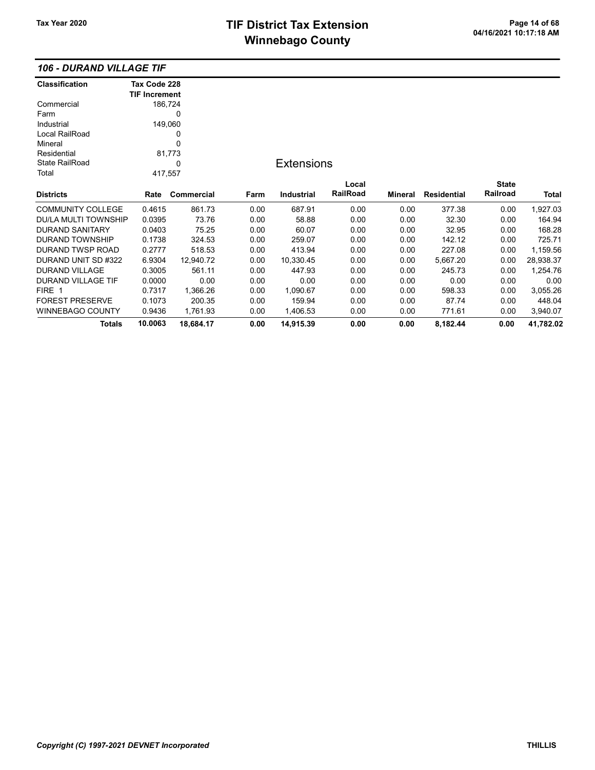## 106 - DURAND VILLAGE TIF

| Classification | Tax Code 228 TIF Increment |
|---|---|
| Commercial | 186,724 |
| Farm | 0 |
| Industrial | 149,060 |
| Local RailRoad | 0 |
| Mineral | 0 |
| Residential | 81,773 |
| State RailRoad | 0 |
| Total | 417,557 |

### Extensions

| Districts | Rate | Commercial | Farm | Industrial | Local RailRoad | Mineral | Residential | State Railroad | Total |
|---|---|---|---|---|---|---|---|---|---|
| COMMUNITY COLLEGE | 0.4615 | 861.73 | 0.00 | 687.91 | 0.00 | 0.00 | 377.38 | 0.00 | 1,927.03 |
| DU/LA MULTI TOWNSHIP | 0.0395 | 73.76 | 0.00 | 58.88 | 0.00 | 0.00 | 32.30 | 0.00 | 164.94 |
| DURAND SANITARY | 0.0403 | 75.25 | 0.00 | 60.07 | 0.00 | 0.00 | 32.95 | 0.00 | 168.28 |
| DURAND TOWNSHIP | 0.1738 | 324.53 | 0.00 | 259.07 | 0.00 | 0.00 | 142.12 | 0.00 | 725.71 |
| DURAND TWSP ROAD | 0.2777 | 518.53 | 0.00 | 413.94 | 0.00 | 0.00 | 227.08 | 0.00 | 1,159.56 |
| DURAND UNIT SD #322 | 6.9304 | 12,940.72 | 0.00 | 10,330.45 | 0.00 | 0.00 | 5,667.20 | 0.00 | 28,938.37 |
| DURAND VILLAGE | 0.3005 | 561.11 | 0.00 | 447.93 | 0.00 | 0.00 | 245.73 | 0.00 | 1,254.76 |
| DURAND VILLAGE TIF | 0.0000 | 0.00 | 0.00 | 0.00 | 0.00 | 0.00 | 0.00 | 0.00 | 0.00 |
| FIRE 1 | 0.7317 | 1,366.26 | 0.00 | 1,090.67 | 0.00 | 0.00 | 598.33 | 0.00 | 3,055.26 |
| FOREST PRESERVE | 0.1073 | 200.35 | 0.00 | 159.94 | 0.00 | 0.00 | 87.74 | 0.00 | 448.04 |
| WINNEBAGO COUNTY | 0.9436 | 1,761.93 | 0.00 | 1,406.53 | 0.00 | 0.00 | 771.61 | 0.00 | 3,940.07 |
| **Totals** | **10.0063** | **18,684.17** | **0.00** | **14,915.39** | **0.00** | **0.00** | **8,182.44** | **0.00** | **41,782.02** |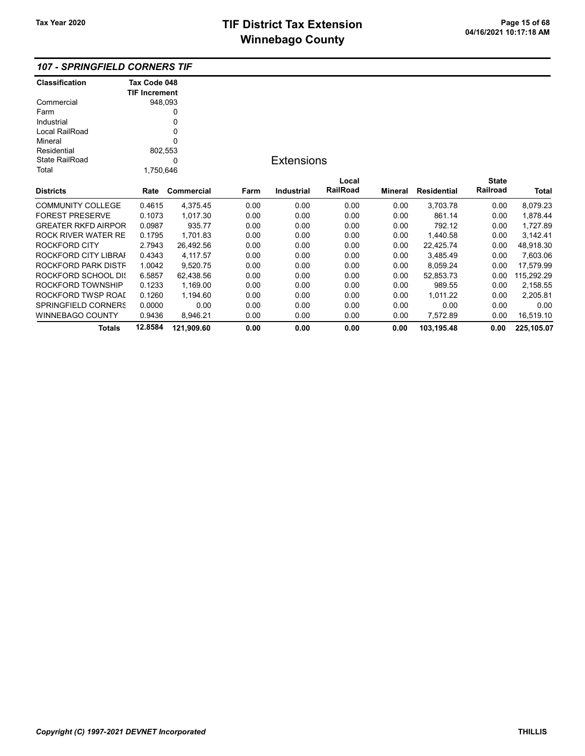# TIF District Tax Extension
# Winnebago County

Tax Year 2020

04/16/2021 10:17:18 AM

## 107 - SPRINGFIELD CORNERS TIF

| Classification | Tax Code 048 TIF Increment |
|---|---|
| Commercial | 948,093 |
| Farm | 0 |
| Industrial | 0 |
| Local RailRoad | 0 |
| Mineral | 0 |
| Residential | 802,553 |
| State RailRoad | 0 |
| Total | 1,750,646 |

### Extensions

| Districts | Rate | Commercial | Farm | Industrial | Local RailRoad | Mineral | Residential | State Railroad | Total |
|---|---|---|---|---|---|---|---|---|---|
| COMMUNITY COLLEGE | 0.4615 | 4,375.45 | 0.00 | 0.00 | 0.00 | 0.00 | 3,703.78 | 0.00 | 8,079.23 |
| FOREST PRESERVE | 0.1073 | 1,017.30 | 0.00 | 0.00 | 0.00 | 0.00 | 861.14 | 0.00 | 1,878.44 |
| GREATER RKFD AIRPOR | 0.0987 | 935.77 | 0.00 | 0.00 | 0.00 | 0.00 | 792.12 | 0.00 | 1,727.89 |
| ROCK RIVER WATER RE | 0.1795 | 1,701.83 | 0.00 | 0.00 | 0.00 | 0.00 | 1,440.58 | 0.00 | 3,142.41 |
| ROCKFORD CITY | 2.7943 | 26,492.56 | 0.00 | 0.00 | 0.00 | 0.00 | 22,425.74 | 0.00 | 48,918.30 |
| ROCKFORD CITY LIBRAI | 0.4343 | 4,117.57 | 0.00 | 0.00 | 0.00 | 0.00 | 3,485.49 | 0.00 | 7,603.06 |
| ROCKFORD PARK DISTF | 1.0042 | 9,520.75 | 0.00 | 0.00 | 0.00 | 0.00 | 8,059.24 | 0.00 | 17,579.99 |
| ROCKFORD SCHOOL DIS | 6.5857 | 62,438.56 | 0.00 | 0.00 | 0.00 | 0.00 | 52,853.73 | 0.00 | 115,292.29 |
| ROCKFORD TOWNSHIP | 0.1233 | 1,169.00 | 0.00 | 0.00 | 0.00 | 0.00 | 989.55 | 0.00 | 2,158.55 |
| ROCKFORD TWSP ROAI | 0.1260 | 1,194.60 | 0.00 | 0.00 | 0.00 | 0.00 | 1,011.22 | 0.00 | 2,205.81 |
| SPRINGFIELD CORNERS | 0.0000 | 0.00 | 0.00 | 0.00 | 0.00 | 0.00 | 0.00 | 0.00 | 0.00 |
| WINNEBAGO COUNTY | 0.9436 | 8,946.21 | 0.00 | 0.00 | 0.00 | 0.00 | 7,572.89 | 0.00 | 16,519.10 |
| **Totals** | **12.8584** | **121,909.60** | **0.00** | **0.00** | **0.00** | **0.00** | **103,195.48** | **0.00** | **225,105.07** |

*Copyright (C) 1997-2021 DEVNET Incorporated* THILLIS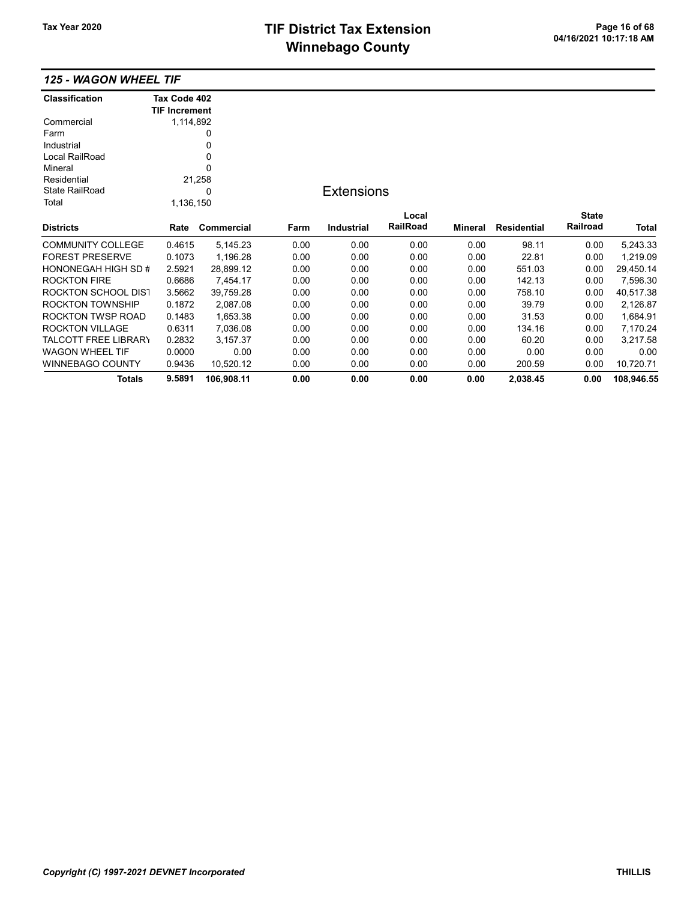# TIF District Tax Extension
# Winnebago County

Tax Year 2020

04/16/2021 10:17:18 AM

## 125 - WAGON WHEEL TIF

| Classification | Tax Code 402 TIF Increment |
|---|---|
| Commercial | 1,114,892 |
| Farm | 0 |
| Industrial | 0 |
| Local RailRoad | 0 |
| Mineral | 0 |
| Residential | 21,258 |
| State RailRoad | 0 |
| Total | 1,136,150 |

### Extensions

| Districts | Rate | Commercial | Farm | Industrial | Local RailRoad | Mineral | Residential | State Railroad | Total |
|---|---|---|---|---|---|---|---|---|---|
| COMMUNITY COLLEGE | 0.4615 | 5,145.23 | 0.00 | 0.00 | 0.00 | 0.00 | 98.11 | 0.00 | 5,243.33 |
| FOREST PRESERVE | 0.1073 | 1,196.28 | 0.00 | 0.00 | 0.00 | 0.00 | 22.81 | 0.00 | 1,219.09 |
| HONONEGAH HIGH SD # | 2.5921 | 28,899.12 | 0.00 | 0.00 | 0.00 | 0.00 | 551.03 | 0.00 | 29,450.14 |
| ROCKTON FIRE | 0.6686 | 7,454.17 | 0.00 | 0.00 | 0.00 | 0.00 | 142.13 | 0.00 | 7,596.30 |
| ROCKTON SCHOOL DIST | 3.5662 | 39,759.28 | 0.00 | 0.00 | 0.00 | 0.00 | 758.10 | 0.00 | 40,517.38 |
| ROCKTON TOWNSHIP | 0.1872 | 2,087.08 | 0.00 | 0.00 | 0.00 | 0.00 | 39.79 | 0.00 | 2,126.87 |
| ROCKTON TWSP ROAD | 0.1483 | 1,653.38 | 0.00 | 0.00 | 0.00 | 0.00 | 31.53 | 0.00 | 1,684.91 |
| ROCKTON VILLAGE | 0.6311 | 7,036.08 | 0.00 | 0.00 | 0.00 | 0.00 | 134.16 | 0.00 | 7,170.24 |
| TALCOTT FREE LIBRARY | 0.2832 | 3,157.37 | 0.00 | 0.00 | 0.00 | 0.00 | 60.20 | 0.00 | 3,217.58 |
| WAGON WHEEL TIF | 0.0000 | 0.00 | 0.00 | 0.00 | 0.00 | 0.00 | 0.00 | 0.00 | 0.00 |
| WINNEBAGO COUNTY | 0.9436 | 10,520.12 | 0.00 | 0.00 | 0.00 | 0.00 | 200.59 | 0.00 | 10,720.71 |
| **Totals** | **9.5891** | **106,908.11** | **0.00** | **0.00** | **0.00** | **0.00** | **2,038.45** | **0.00** | **108,946.55** |

*Copyright (C) 1997-2021 DEVNET Incorporated* THILLIS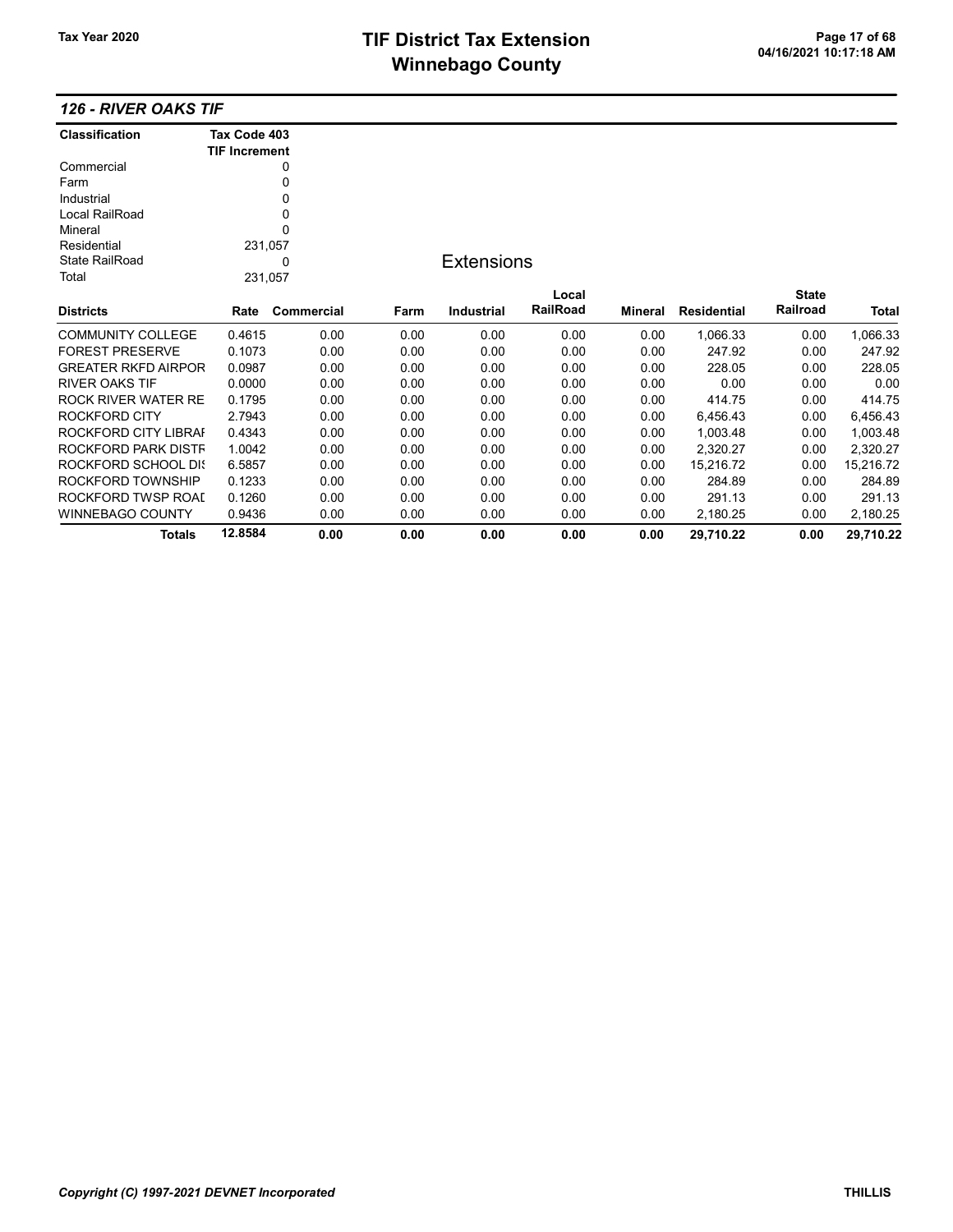# TIF District Tax Extension
# Winnebago County

Tax Year 2020

### 126 - RIVER OAKS TIF

| Classification | Tax Code 403 TIF Increment |
|---|---|
| Commercial | 0 |
| Farm | 0 |
| Industrial | 0 |
| Local RailRoad | 0 |
| Mineral | 0 |
| Residential | 231,057 |
| State RailRoad | 0 |
| Total | 231,057 |

**Extensions**

| Districts | Rate | Commercial | Farm | Industrial | Local RailRoad | Mineral | Residential | State Railroad | Total |
|---|---|---|---|---|---|---|---|---|---|
| COMMUNITY COLLEGE | 0.4615 | 0.00 | 0.00 | 0.00 | 0.00 | 0.00 | 1,066.33 | 0.00 | 1,066.33 |
| FOREST PRESERVE | 0.1073 | 0.00 | 0.00 | 0.00 | 0.00 | 0.00 | 247.92 | 0.00 | 247.92 |
| GREATER RKFD AIRPOR | 0.0987 | 0.00 | 0.00 | 0.00 | 0.00 | 0.00 | 228.05 | 0.00 | 228.05 |
| RIVER OAKS TIF | 0.0000 | 0.00 | 0.00 | 0.00 | 0.00 | 0.00 | 0.00 | 0.00 | 0.00 |
| ROCK RIVER WATER RE | 0.1795 | 0.00 | 0.00 | 0.00 | 0.00 | 0.00 | 414.75 | 0.00 | 414.75 |
| ROCKFORD CITY | 2.7943 | 0.00 | 0.00 | 0.00 | 0.00 | 0.00 | 6,456.43 | 0.00 | 6,456.43 |
| ROCKFORD CITY LIBRAI | 0.4343 | 0.00 | 0.00 | 0.00 | 0.00 | 0.00 | 1,003.48 | 0.00 | 1,003.48 |
| ROCKFORD PARK DISTF | 1.0042 | 0.00 | 0.00 | 0.00 | 0.00 | 0.00 | 2,320.27 | 0.00 | 2,320.27 |
| ROCKFORD SCHOOL DIS | 6.5857 | 0.00 | 0.00 | 0.00 | 0.00 | 0.00 | 15,216.72 | 0.00 | 15,216.72 |
| ROCKFORD TOWNSHIP | 0.1233 | 0.00 | 0.00 | 0.00 | 0.00 | 0.00 | 284.89 | 0.00 | 284.89 |
| ROCKFORD TWSP ROAI | 0.1260 | 0.00 | 0.00 | 0.00 | 0.00 | 0.00 | 291.13 | 0.00 | 291.13 |
| WINNEBAGO COUNTY | 0.9436 | 0.00 | 0.00 | 0.00 | 0.00 | 0.00 | 2,180.25 | 0.00 | 2,180.25 |
| **Totals** | **12.8584** | **0.00** | **0.00** | **0.00** | **0.00** | **0.00** | **29,710.22** | **0.00** | **29,710.22** |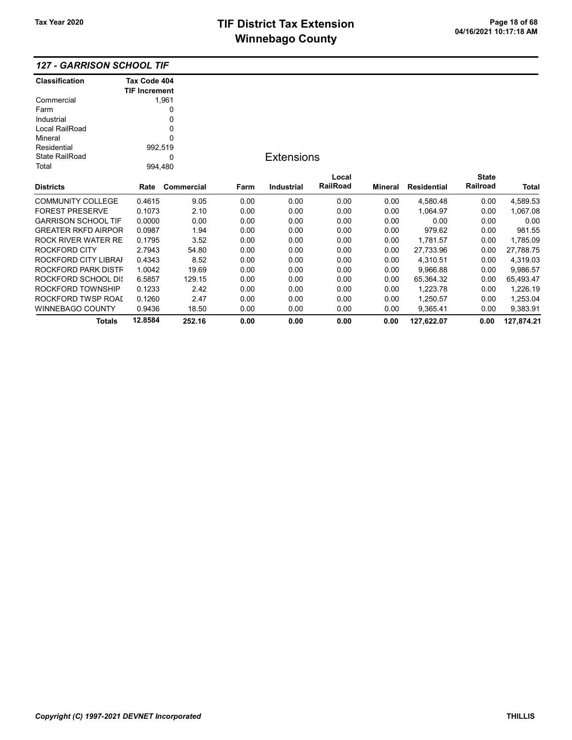# TIF District Tax Extension
# Winnebago County

Tax Year 2020

04/16/2021 10:17:18 AM

## 127 - GARRISON SCHOOL TIF

| Classification | Tax Code 404 TIF Increment |
|---|---|
| Commercial | 1,961 |
| Farm | 0 |
| Industrial | 0 |
| Local RailRoad | 0 |
| Mineral | 0 |
| Residential | 992,519 |
| State RailRoad | 0 |
| Total | 994,480 |

### Extensions

| Districts | Rate | Commercial | Farm | Industrial | Local RailRoad | Mineral | Residential | State Railroad | Total |
|---|---|---|---|---|---|---|---|---|---|
| COMMUNITY COLLEGE | 0.4615 | 9.05 | 0.00 | 0.00 | 0.00 | 0.00 | 4,580.48 | 0.00 | 4,589.53 |
| FOREST PRESERVE | 0.1073 | 2.10 | 0.00 | 0.00 | 0.00 | 0.00 | 1,064.97 | 0.00 | 1,067.08 |
| GARRISON SCHOOL TIF | 0.0000 | 0.00 | 0.00 | 0.00 | 0.00 | 0.00 | 0.00 | 0.00 | 0.00 |
| GREATER RKFD AIRPOR | 0.0987 | 1.94 | 0.00 | 0.00 | 0.00 | 0.00 | 979.62 | 0.00 | 981.55 |
| ROCK RIVER WATER RE | 0.1795 | 3.52 | 0.00 | 0.00 | 0.00 | 0.00 | 1,781.57 | 0.00 | 1,785.09 |
| ROCKFORD CITY | 2.7943 | 54.80 | 0.00 | 0.00 | 0.00 | 0.00 | 27,733.96 | 0.00 | 27,788.75 |
| ROCKFORD CITY LIBRAI | 0.4343 | 8.52 | 0.00 | 0.00 | 0.00 | 0.00 | 4,310.51 | 0.00 | 4,319.03 |
| ROCKFORD PARK DISTF | 1.0042 | 19.69 | 0.00 | 0.00 | 0.00 | 0.00 | 9,966.88 | 0.00 | 9,986.57 |
| ROCKFORD SCHOOL DI! | 6.5857 | 129.15 | 0.00 | 0.00 | 0.00 | 0.00 | 65,364.32 | 0.00 | 65,493.47 |
| ROCKFORD TOWNSHIP | 0.1233 | 2.42 | 0.00 | 0.00 | 0.00 | 0.00 | 1,223.78 | 0.00 | 1,226.19 |
| ROCKFORD TWSP ROAI | 0.1260 | 2.47 | 0.00 | 0.00 | 0.00 | 0.00 | 1,250.57 | 0.00 | 1,253.04 |
| WINNEBAGO COUNTY | 0.9436 | 18.50 | 0.00 | 0.00 | 0.00 | 0.00 | 9,365.41 | 0.00 | 9,383.91 |
| **Totals** | **12.8584** | **252.16** | **0.00** | **0.00** | **0.00** | **0.00** | **127,622.07** | **0.00** | **127,874.21** |

*Copyright (C) 1997-2021 DEVNET Incorporated*

THILLIS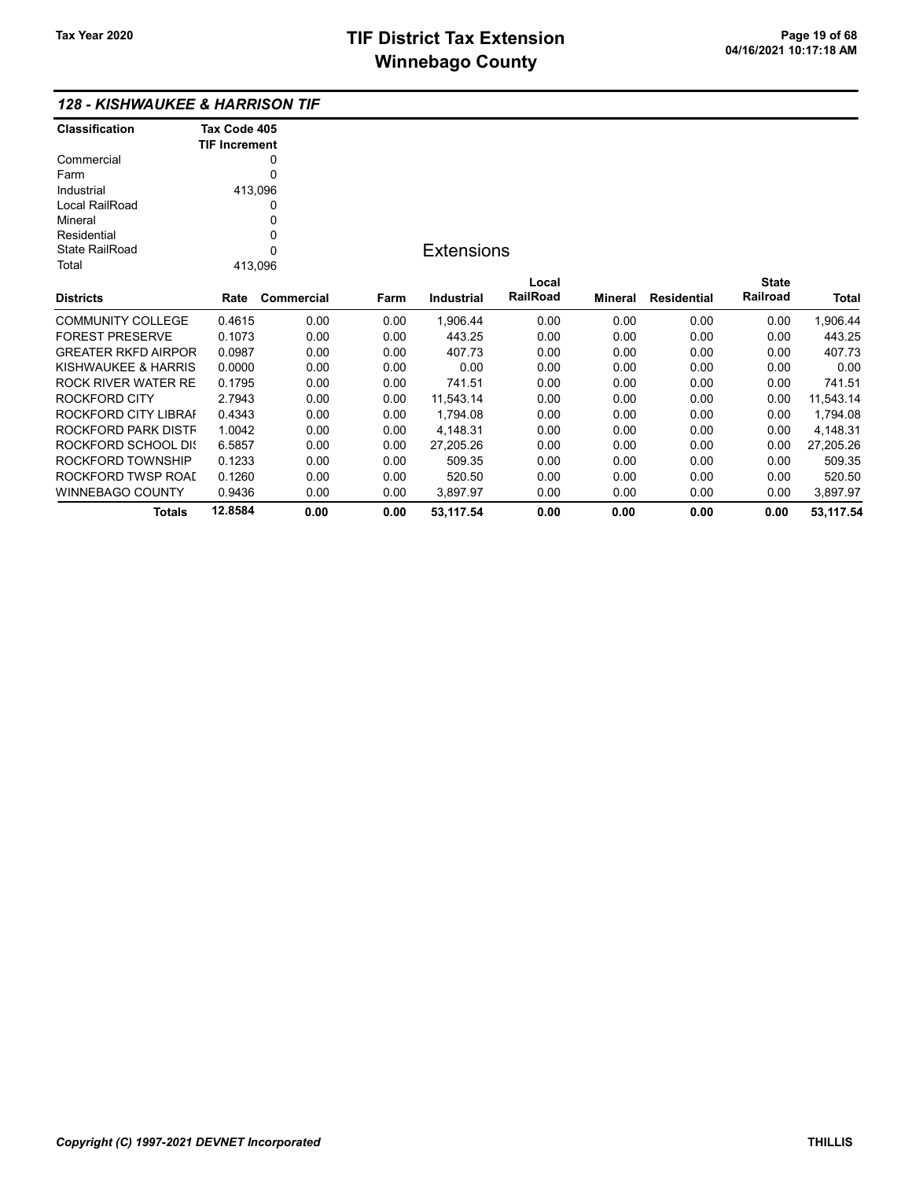## 128 - KISHWAUKEE & HARRISON TIF

| Classification | Tax Code 405 TIF Increment |
|---|---|
| Commercial | 0 |
| Farm | 0 |
| Industrial | 413,096 |
| Local RailRoad | 0 |
| Mineral | 0 |
| Residential | 0 |
| State RailRoad | 0 |
| Total | 413,096 |

### Extensions

| Districts | Rate | Commercial | Farm | Industrial | Local RailRoad | Mineral | Residential | State Railroad | Total |
|---|---|---|---|---|---|---|---|---|---|
| COMMUNITY COLLEGE | 0.4615 | 0.00 | 0.00 | 1,906.44 | 0.00 | 0.00 | 0.00 | 0.00 | 1,906.44 |
| FOREST PRESERVE | 0.1073 | 0.00 | 0.00 | 443.25 | 0.00 | 0.00 | 0.00 | 0.00 | 443.25 |
| GREATER RKFD AIRPOR | 0.0987 | 0.00 | 0.00 | 407.73 | 0.00 | 0.00 | 0.00 | 0.00 | 407.73 |
| KISHWAUKEE & HARRIS | 0.0000 | 0.00 | 0.00 | 0.00 | 0.00 | 0.00 | 0.00 | 0.00 | 0.00 |
| ROCK RIVER WATER RE | 0.1795 | 0.00 | 0.00 | 741.51 | 0.00 | 0.00 | 0.00 | 0.00 | 741.51 |
| ROCKFORD CITY | 2.7943 | 0.00 | 0.00 | 11,543.14 | 0.00 | 0.00 | 0.00 | 0.00 | 11,543.14 |
| ROCKFORD CITY LIBRAI | 0.4343 | 0.00 | 0.00 | 1,794.08 | 0.00 | 0.00 | 0.00 | 0.00 | 1,794.08 |
| ROCKFORD PARK DISTF | 1.0042 | 0.00 | 0.00 | 4,148.31 | 0.00 | 0.00 | 0.00 | 0.00 | 4,148.31 |
| ROCKFORD SCHOOL DIS | 6.5857 | 0.00 | 0.00 | 27,205.26 | 0.00 | 0.00 | 0.00 | 0.00 | 27,205.26 |
| ROCKFORD TOWNSHIP | 0.1233 | 0.00 | 0.00 | 509.35 | 0.00 | 0.00 | 0.00 | 0.00 | 509.35 |
| ROCKFORD TWSP ROAI | 0.1260 | 0.00 | 0.00 | 520.50 | 0.00 | 0.00 | 0.00 | 0.00 | 520.50 |
| WINNEBAGO COUNTY | 0.9436 | 0.00 | 0.00 | 3,897.97 | 0.00 | 0.00 | 0.00 | 0.00 | 3,897.97 |
| **Totals** | **12.8584** | **0.00** | **0.00** | **53,117.54** | **0.00** | **0.00** | **0.00** | **0.00** | **53,117.54** |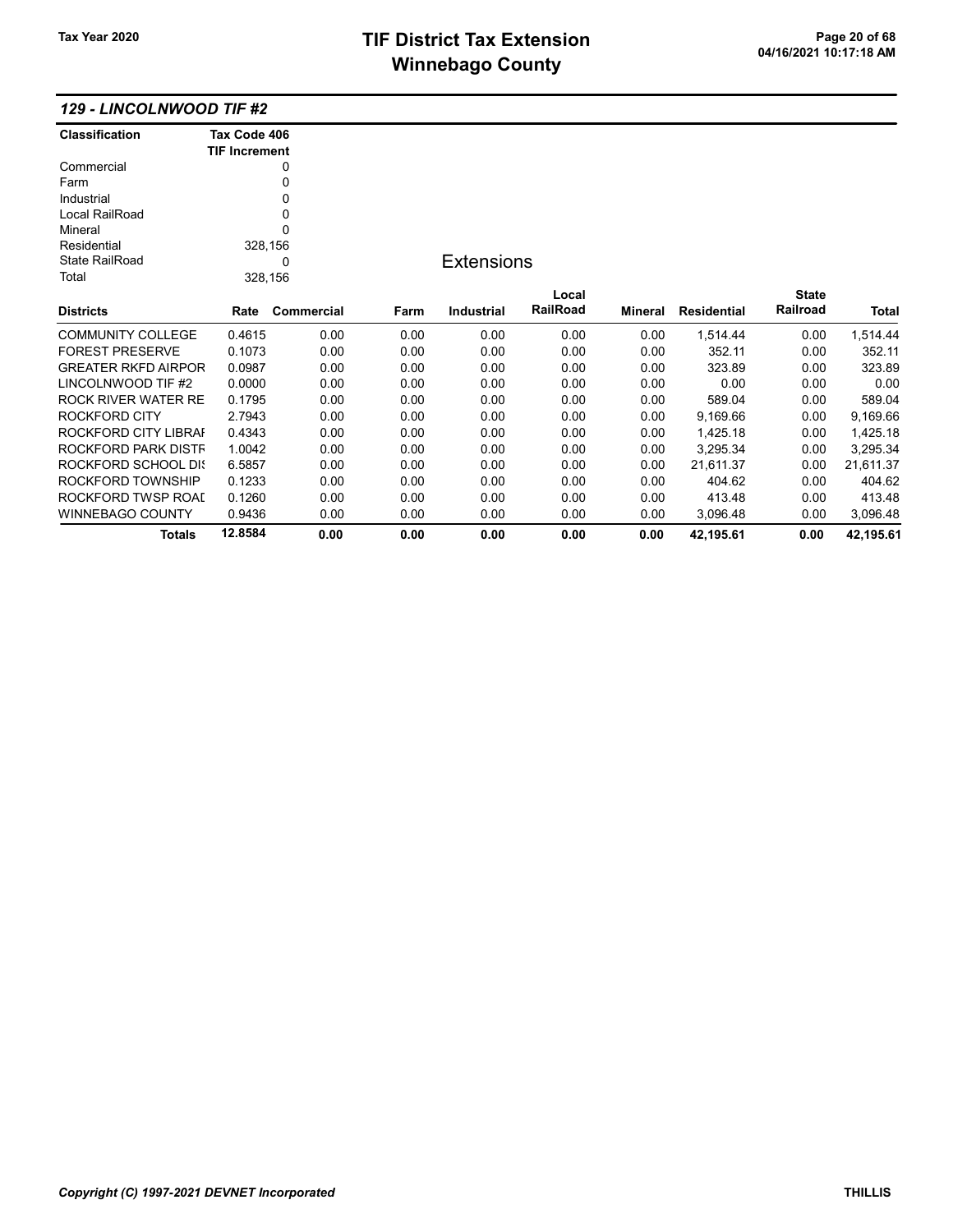# TIF District Tax Extension
# Winnebago County

Tax Year 2020

## 129 - LINCOLNWOOD TIF #2

| Classification | Tax Code 406 TIF Increment |
|---|---|
| Commercial | 0 |
| Farm | 0 |
| Industrial | 0 |
| Local RailRoad | 0 |
| Mineral | 0 |
| Residential | 328,156 |
| State RailRoad | 0 |
| Total | 328,156 |

### Extensions

| Districts | Rate | Commercial | Farm | Industrial | Local RailRoad | Mineral | Residential | State Railroad | Total |
|---|---|---|---|---|---|---|---|---|---|
| COMMUNITY COLLEGE | 0.4615 | 0.00 | 0.00 | 0.00 | 0.00 | 0.00 | 1,514.44 | 0.00 | 1,514.44 |
| FOREST PRESERVE | 0.1073 | 0.00 | 0.00 | 0.00 | 0.00 | 0.00 | 352.11 | 0.00 | 352.11 |
| GREATER RKFD AIRPOR | 0.0987 | 0.00 | 0.00 | 0.00 | 0.00 | 0.00 | 323.89 | 0.00 | 323.89 |
| LINCOLNWOOD TIF #2 | 0.0000 | 0.00 | 0.00 | 0.00 | 0.00 | 0.00 | 0.00 | 0.00 | 0.00 |
| ROCK RIVER WATER RE | 0.1795 | 0.00 | 0.00 | 0.00 | 0.00 | 0.00 | 589.04 | 0.00 | 589.04 |
| ROCKFORD CITY | 2.7943 | 0.00 | 0.00 | 0.00 | 0.00 | 0.00 | 9,169.66 | 0.00 | 9,169.66 |
| ROCKFORD CITY LIBRAI | 0.4343 | 0.00 | 0.00 | 0.00 | 0.00 | 0.00 | 1,425.18 | 0.00 | 1,425.18 |
| ROCKFORD PARK DISTF | 1.0042 | 0.00 | 0.00 | 0.00 | 0.00 | 0.00 | 3,295.34 | 0.00 | 3,295.34 |
| ROCKFORD SCHOOL DI: | 6.5857 | 0.00 | 0.00 | 0.00 | 0.00 | 0.00 | 21,611.37 | 0.00 | 21,611.37 |
| ROCKFORD TOWNSHIP | 0.1233 | 0.00 | 0.00 | 0.00 | 0.00 | 0.00 | 404.62 | 0.00 | 404.62 |
| ROCKFORD TWSP ROAI | 0.1260 | 0.00 | 0.00 | 0.00 | 0.00 | 0.00 | 413.48 | 0.00 | 413.48 |
| WINNEBAGO COUNTY | 0.9436 | 0.00 | 0.00 | 0.00 | 0.00 | 0.00 | 3,096.48 | 0.00 | 3,096.48 |
| **Totals** | **12.8584** | **0.00** | **0.00** | **0.00** | **0.00** | **0.00** | **42,195.61** | **0.00** | **42,195.61** |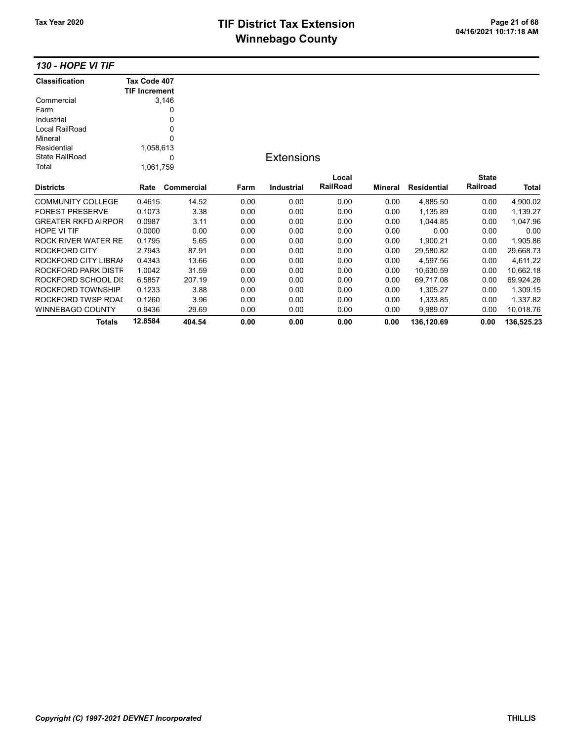# TIF District Tax Extension
# Winnebago County

Tax Year 2020

### 130 - HOPE VI TIF

| Classification | Tax Code 407 TIF Increment |
|---|---|
| Commercial | 3,146 |
| Farm | 0 |
| Industrial | 0 |
| Local RailRoad | 0 |
| Mineral | 0 |
| Residential | 1,058,613 |
| State RailRoad | 0 |
| Total | 1,061,759 |

**Extensions**

| Districts | Rate | Commercial | Farm | Industrial | Local RailRoad | Mineral | Residential | State Railroad | Total |
|---|---|---|---|---|---|---|---|---|---|
| COMMUNITY COLLEGE | 0.4615 | 14.52 | 0.00 | 0.00 | 0.00 | 0.00 | 4,885.50 | 0.00 | 4,900.02 |
| FOREST PRESERVE | 0.1073 | 3.38 | 0.00 | 0.00 | 0.00 | 0.00 | 1,135.89 | 0.00 | 1,139.27 |
| GREATER RKFD AIRPOR | 0.0987 | 3.11 | 0.00 | 0.00 | 0.00 | 0.00 | 1,044.85 | 0.00 | 1,047.96 |
| HOPE VI TIF | 0.0000 | 0.00 | 0.00 | 0.00 | 0.00 | 0.00 | 0.00 | 0.00 | 0.00 |
| ROCK RIVER WATER RE | 0.1795 | 5.65 | 0.00 | 0.00 | 0.00 | 0.00 | 1,900.21 | 0.00 | 1,905.86 |
| ROCKFORD CITY | 2.7943 | 87.91 | 0.00 | 0.00 | 0.00 | 0.00 | 29,580.82 | 0.00 | 29,668.73 |
| ROCKFORD CITY LIBRAI | 0.4343 | 13.66 | 0.00 | 0.00 | 0.00 | 0.00 | 4,597.56 | 0.00 | 4,611.22 |
| ROCKFORD PARK DISTF | 1.0042 | 31.59 | 0.00 | 0.00 | 0.00 | 0.00 | 10,630.59 | 0.00 | 10,662.18 |
| ROCKFORD SCHOOL DI | 6.5857 | 207.19 | 0.00 | 0.00 | 0.00 | 0.00 | 69,717.08 | 0.00 | 69,924.26 |
| ROCKFORD TOWNSHIP | 0.1233 | 3.88 | 0.00 | 0.00 | 0.00 | 0.00 | 1,305.27 | 0.00 | 1,309.15 |
| ROCKFORD TWSP ROAI | 0.1260 | 3.96 | 0.00 | 0.00 | 0.00 | 0.00 | 1,333.85 | 0.00 | 1,337.82 |
| WINNEBAGO COUNTY | 0.9436 | 29.69 | 0.00 | 0.00 | 0.00 | 0.00 | 9,989.07 | 0.00 | 10,018.76 |
| **Totals** | **12.8584** | **404.54** | **0.00** | **0.00** | **0.00** | **0.00** | **136,120.69** | **0.00** | **136,525.23** |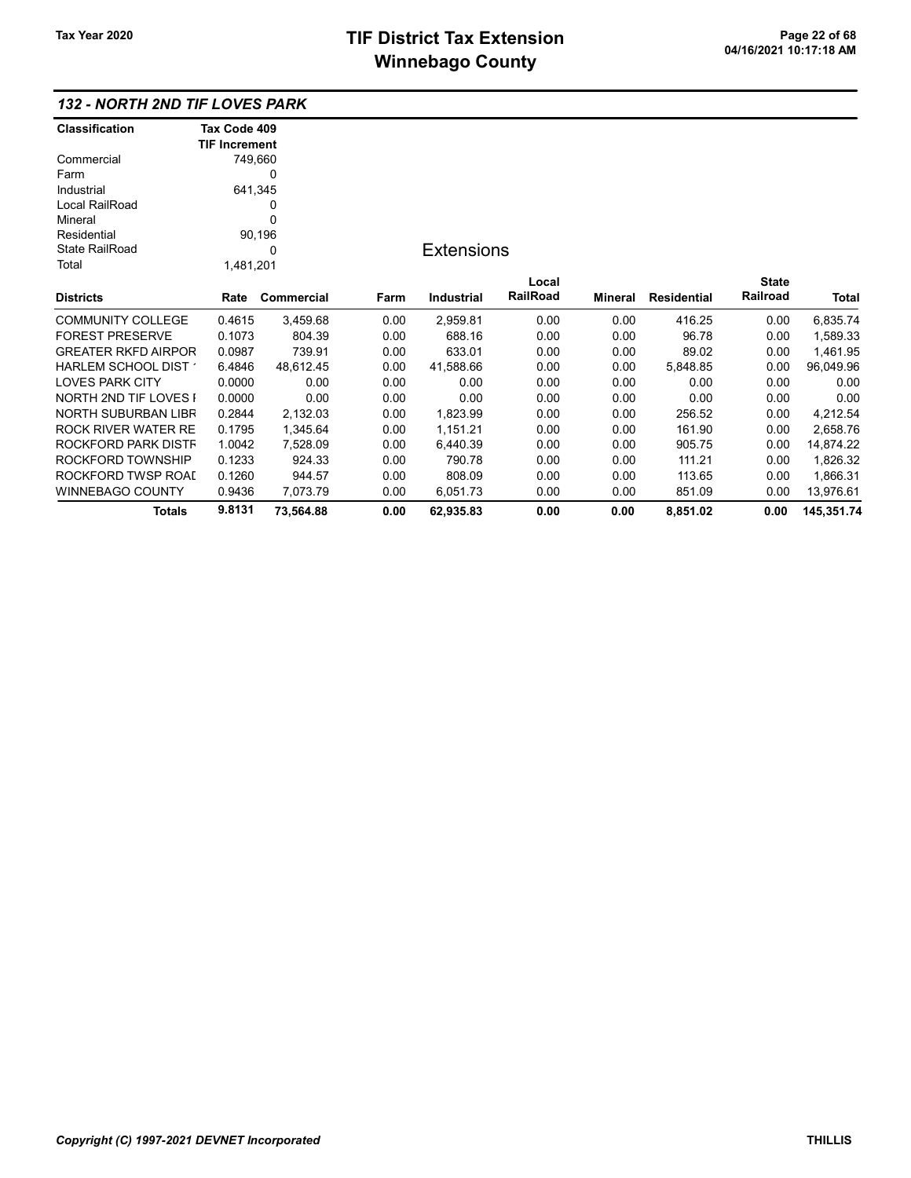# TIF District Tax Extension
# Winnebago County

Tax Year 2020

04/16/2021 10:17:18 AM

### 132 - NORTH 2ND TIF LOVES PARK

| Classification | Tax Code 409 TIF Increment |
|---|---|
| Commercial | 749,660 |
| Farm | 0 |
| Industrial | 641,345 |
| Local RailRoad | 0 |
| Mineral | 0 |
| Residential | 90,196 |
| State RailRoad | 0 |
| Total | 1,481,201 |

**Extensions**

| Districts | Rate | Commercial | Farm | Industrial | Local RailRoad | Mineral | Residential | State Railroad | Total |
|---|---|---|---|---|---|---|---|---|---|
| COMMUNITY COLLEGE | 0.4615 | 3,459.68 | 0.00 | 2,959.81 | 0.00 | 0.00 | 416.25 | 0.00 | 6,835.74 |
| FOREST PRESERVE | 0.1073 | 804.39 | 0.00 | 688.16 | 0.00 | 0.00 | 96.78 | 0.00 | 1,589.33 |
| GREATER RKFD AIRPOR | 0.0987 | 739.91 | 0.00 | 633.01 | 0.00 | 0.00 | 89.02 | 0.00 | 1,461.95 |
| HARLEM SCHOOL DIST ' | 6.4846 | 48,612.45 | 0.00 | 41,588.66 | 0.00 | 0.00 | 5,848.85 | 0.00 | 96,049.96 |
| LOVES PARK CITY | 0.0000 | 0.00 | 0.00 | 0.00 | 0.00 | 0.00 | 0.00 | 0.00 | 0.00 |
| NORTH 2ND TIF LOVES I | 0.0000 | 0.00 | 0.00 | 0.00 | 0.00 | 0.00 | 0.00 | 0.00 | 0.00 |
| NORTH SUBURBAN LIBR | 0.2844 | 2,132.03 | 0.00 | 1,823.99 | 0.00 | 0.00 | 256.52 | 0.00 | 4,212.54 |
| ROCK RIVER WATER RE | 0.1795 | 1,345.64 | 0.00 | 1,151.21 | 0.00 | 0.00 | 161.90 | 0.00 | 2,658.76 |
| ROCKFORD PARK DISTF | 1.0042 | 7,528.09 | 0.00 | 6,440.39 | 0.00 | 0.00 | 905.75 | 0.00 | 14,874.22 |
| ROCKFORD TOWNSHIP | 0.1233 | 924.33 | 0.00 | 790.78 | 0.00 | 0.00 | 111.21 | 0.00 | 1,826.32 |
| ROCKFORD TWSP ROAI | 0.1260 | 944.57 | 0.00 | 808.09 | 0.00 | 0.00 | 113.65 | 0.00 | 1,866.31 |
| WINNEBAGO COUNTY | 0.9436 | 7,073.79 | 0.00 | 6,051.73 | 0.00 | 0.00 | 851.09 | 0.00 | 13,976.61 |
| **Totals** | **9.8131** | **73,564.88** | **0.00** | **62,935.83** | **0.00** | **0.00** | **8,851.02** | **0.00** | **145,351.74** |

*Copyright (C) 1997-2021 DEVNET Incorporated* THILLIS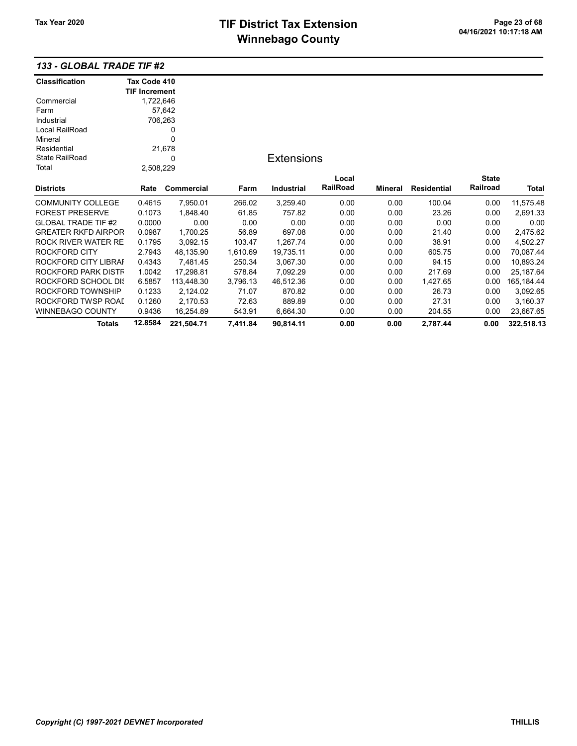## 133 - GLOBAL TRADE TIF #2

| Classification | Tax Code 410 TIF Increment |
|---|---|
| Commercial | 1,722,646 |
| Farm | 57,642 |
| Industrial | 706,263 |
| Local RailRoad | 0 |
| Mineral | 0 |
| Residential | 21,678 |
| State RailRoad | 0 |
| Total | 2,508,229 |

### Extensions

| Districts | Rate | Commercial | Farm | Industrial | Local RailRoad | Mineral | Residential | State Railroad | Total |
|---|---|---|---|---|---|---|---|---|---|
| COMMUNITY COLLEGE | 0.4615 | 7,950.01 | 266.02 | 3,259.40 | 0.00 | 0.00 | 100.04 | 0.00 | 11,575.48 |
| FOREST PRESERVE | 0.1073 | 1,848.40 | 61.85 | 757.82 | 0.00 | 0.00 | 23.26 | 0.00 | 2,691.33 |
| GLOBAL TRADE TIF #2 | 0.0000 | 0.00 | 0.00 | 0.00 | 0.00 | 0.00 | 0.00 | 0.00 | 0.00 |
| GREATER RKFD AIRPOR | 0.0987 | 1,700.25 | 56.89 | 697.08 | 0.00 | 0.00 | 21.40 | 0.00 | 2,475.62 |
| ROCK RIVER WATER RE | 0.1795 | 3,092.15 | 103.47 | 1,267.74 | 0.00 | 0.00 | 38.91 | 0.00 | 4,502.27 |
| ROCKFORD CITY | 2.7943 | 48,135.90 | 1,610.69 | 19,735.11 | 0.00 | 0.00 | 605.75 | 0.00 | 70,087.44 |
| ROCKFORD CITY LIBRAI | 0.4343 | 7,481.45 | 250.34 | 3,067.30 | 0.00 | 0.00 | 94.15 | 0.00 | 10,893.24 |
| ROCKFORD PARK DISTF | 1.0042 | 17,298.81 | 578.84 | 7,092.29 | 0.00 | 0.00 | 217.69 | 0.00 | 25,187.64 |
| ROCKFORD SCHOOL DI: | 6.5857 | 113,448.30 | 3,796.13 | 46,512.36 | 0.00 | 0.00 | 1,427.65 | 0.00 | 165,184.44 |
| ROCKFORD TOWNSHIP | 0.1233 | 2,124.02 | 71.07 | 870.82 | 0.00 | 0.00 | 26.73 | 0.00 | 3,092.65 |
| ROCKFORD TWSP ROAI | 0.1260 | 2,170.53 | 72.63 | 889.89 | 0.00 | 0.00 | 27.31 | 0.00 | 3,160.37 |
| WINNEBAGO COUNTY | 0.9436 | 16,254.89 | 543.91 | 6,664.30 | 0.00 | 0.00 | 204.55 | 0.00 | 23,667.65 |
| **Totals** | **12.8584** | **221,504.71** | **7,411.84** | **90,814.11** | **0.00** | **0.00** | **2,787.44** | **0.00** | **322,518.13** |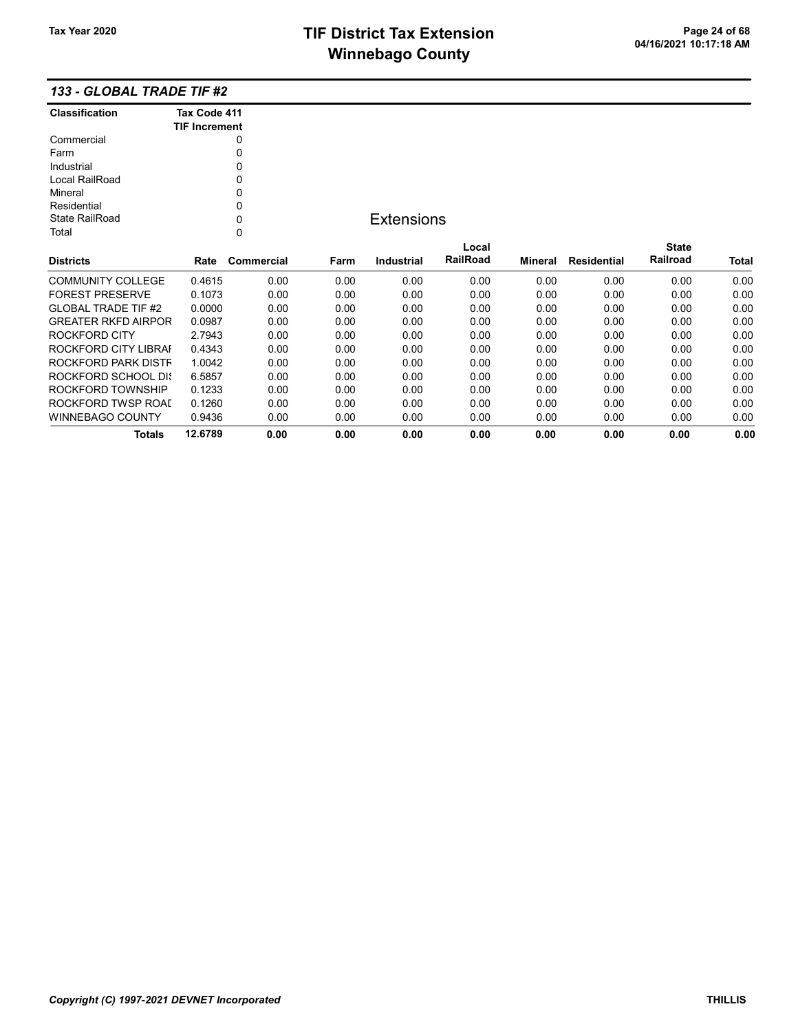# TIF District Tax Extension
# Winnebago County

Tax Year 2020

## *133 - GLOBAL TRADE TIF #2*

| Classification | Tax Code 411 TIF Increment |
|---|---|
| Commercial | 0 |
| Farm | 0 |
| Industrial | 0 |
| Local RailRoad | 0 |
| Mineral | 0 |
| Residential | 0 |
| State RailRoad | 0 |
| Total | 0 |

### Extensions

| Districts | Rate | Commercial | Farm | Industrial | Local RailRoad | Mineral | Residential | State Railroad | Total |
|---|---|---|---|---|---|---|---|---|---|
| COMMUNITY COLLEGE | 0.4615 | 0.00 | 0.00 | 0.00 | 0.00 | 0.00 | 0.00 | 0.00 | 0.00 |
| FOREST PRESERVE | 0.1073 | 0.00 | 0.00 | 0.00 | 0.00 | 0.00 | 0.00 | 0.00 | 0.00 |
| GLOBAL TRADE TIF #2 | 0.0000 | 0.00 | 0.00 | 0.00 | 0.00 | 0.00 | 0.00 | 0.00 | 0.00 |
| GREATER RKFD AIRPOR | 0.0987 | 0.00 | 0.00 | 0.00 | 0.00 | 0.00 | 0.00 | 0.00 | 0.00 |
| ROCKFORD CITY | 2.7943 | 0.00 | 0.00 | 0.00 | 0.00 | 0.00 | 0.00 | 0.00 | 0.00 |
| ROCKFORD CITY LIBRAI | 0.4343 | 0.00 | 0.00 | 0.00 | 0.00 | 0.00 | 0.00 | 0.00 | 0.00 |
| ROCKFORD PARK DISTF | 1.0042 | 0.00 | 0.00 | 0.00 | 0.00 | 0.00 | 0.00 | 0.00 | 0.00 |
| ROCKFORD SCHOOL DIS | 6.5857 | 0.00 | 0.00 | 0.00 | 0.00 | 0.00 | 0.00 | 0.00 | 0.00 |
| ROCKFORD TOWNSHIP | 0.1233 | 0.00 | 0.00 | 0.00 | 0.00 | 0.00 | 0.00 | 0.00 | 0.00 |
| ROCKFORD TWSP ROAD | 0.1260 | 0.00 | 0.00 | 0.00 | 0.00 | 0.00 | 0.00 | 0.00 | 0.00 |
| WINNEBAGO COUNTY | 0.9436 | 0.00 | 0.00 | 0.00 | 0.00 | 0.00 | 0.00 | 0.00 | 0.00 |
| **Totals** | **12.6789** | **0.00** | **0.00** | **0.00** | **0.00** | **0.00** | **0.00** | **0.00** | **0.00** |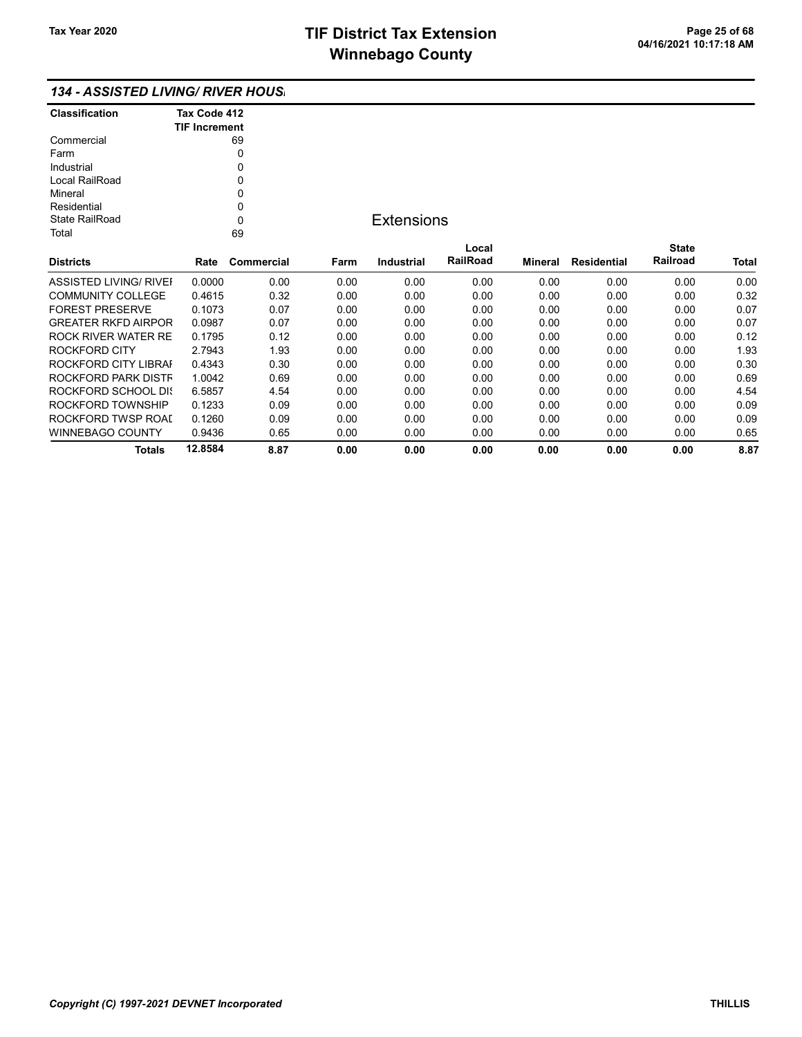# TIF District Tax Extension
# Winnebago County

Tax Year 2020

04/16/2021 10:17:18 AM

## 134 - ASSISTED LIVING/ RIVER HOUS

| Classification | Tax Code 412 TIF Increment |
|---|---|
| Commercial | 69 |
| Farm | 0 |
| Industrial | 0 |
| Local RailRoad | 0 |
| Mineral | 0 |
| Residential | 0 |
| State RailRoad | 0 |
| Total | 69 |

### Extensions

| Districts | Rate | Commercial | Farm | Industrial | Local RailRoad | Mineral | Residential | State Railroad | Total |
|---|---|---|---|---|---|---|---|---|---|
| ASSISTED LIVING/ RIVEI | 0.0000 | 0.00 | 0.00 | 0.00 | 0.00 | 0.00 | 0.00 | 0.00 | 0.00 |
| COMMUNITY COLLEGE | 0.4615 | 0.32 | 0.00 | 0.00 | 0.00 | 0.00 | 0.00 | 0.00 | 0.32 |
| FOREST PRESERVE | 0.1073 | 0.07 | 0.00 | 0.00 | 0.00 | 0.00 | 0.00 | 0.00 | 0.07 |
| GREATER RKFD AIRPOR | 0.0987 | 0.07 | 0.00 | 0.00 | 0.00 | 0.00 | 0.00 | 0.00 | 0.07 |
| ROCK RIVER WATER RE | 0.1795 | 0.12 | 0.00 | 0.00 | 0.00 | 0.00 | 0.00 | 0.00 | 0.12 |
| ROCKFORD CITY | 2.7943 | 1.93 | 0.00 | 0.00 | 0.00 | 0.00 | 0.00 | 0.00 | 1.93 |
| ROCKFORD CITY LIBRAI | 0.4343 | 0.30 | 0.00 | 0.00 | 0.00 | 0.00 | 0.00 | 0.00 | 0.30 |
| ROCKFORD PARK DISTF | 1.0042 | 0.69 | 0.00 | 0.00 | 0.00 | 0.00 | 0.00 | 0.00 | 0.69 |
| ROCKFORD SCHOOL DIS | 6.5857 | 4.54 | 0.00 | 0.00 | 0.00 | 0.00 | 0.00 | 0.00 | 4.54 |
| ROCKFORD TOWNSHIP | 0.1233 | 0.09 | 0.00 | 0.00 | 0.00 | 0.00 | 0.00 | 0.00 | 0.09 |
| ROCKFORD TWSP ROAI | 0.1260 | 0.09 | 0.00 | 0.00 | 0.00 | 0.00 | 0.00 | 0.00 | 0.09 |
| WINNEBAGO COUNTY | 0.9436 | 0.65 | 0.00 | 0.00 | 0.00 | 0.00 | 0.00 | 0.00 | 0.65 |
| **Totals** | **12.8584** | **8.87** | **0.00** | **0.00** | **0.00** | **0.00** | **0.00** | **0.00** | **8.87** |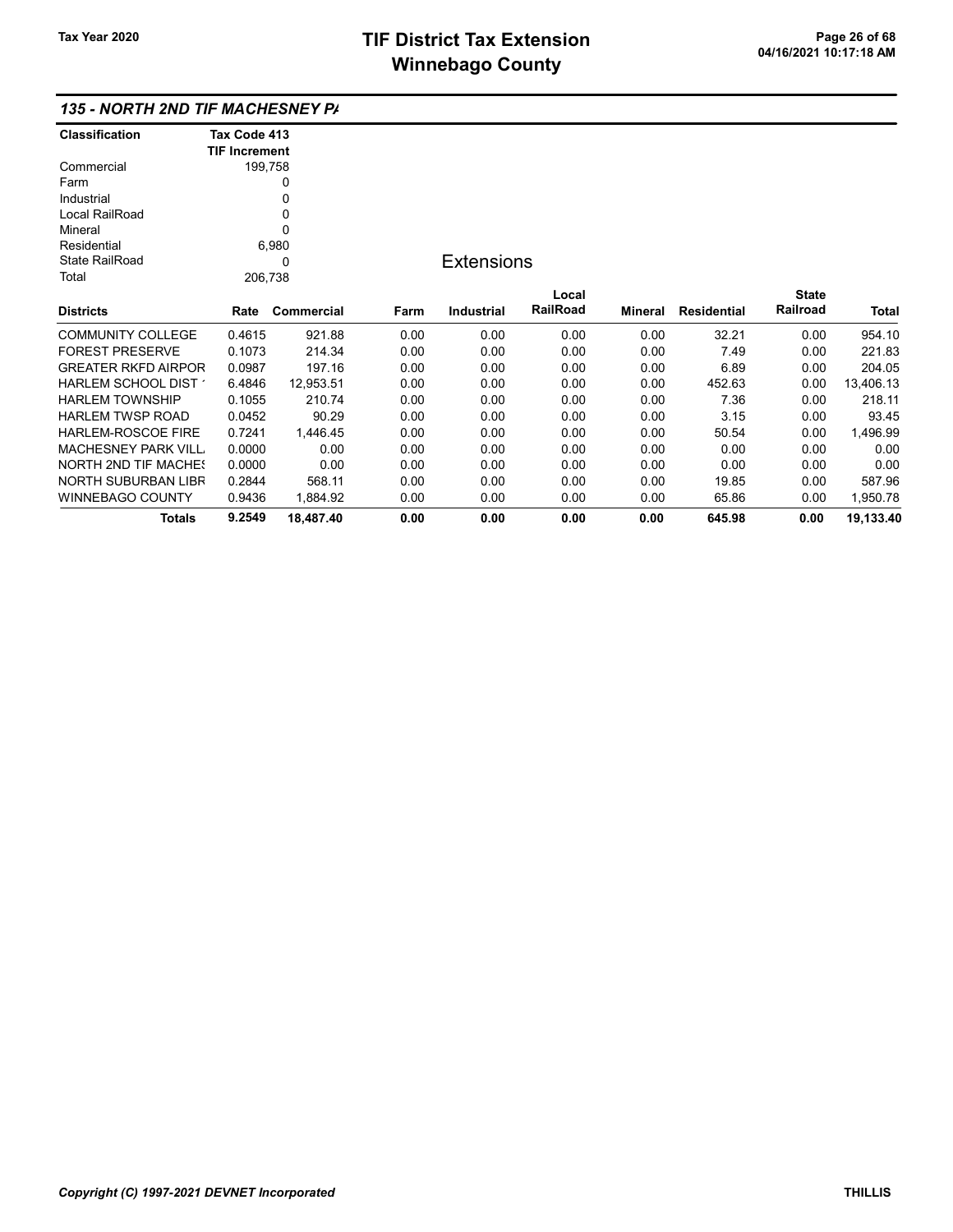# TIF District Tax Extension
# Winnebago County

Tax Year 2020

04/16/2021 10:17:18 AM

## 135 - NORTH 2ND TIF MACHESNEY PA

| Classification | Tax Code 413 TIF Increment |
|---|---|
| Commercial | 199,758 |
| Farm | 0 |
| Industrial | 0 |
| Local RailRoad | 0 |
| Mineral | 0 |
| Residential | 6,980 |
| State RailRoad | 0 |
| Total | 206,738 |

### Extensions

| Districts | Rate | Commercial | Farm | Industrial | Local RailRoad | Mineral | Residential | State Railroad | Total |
|---|---|---|---|---|---|---|---|---|---|
| COMMUNITY COLLEGE | 0.4615 | 921.88 | 0.00 | 0.00 | 0.00 | 0.00 | 32.21 | 0.00 | 954.10 |
| FOREST PRESERVE | 0.1073 | 214.34 | 0.00 | 0.00 | 0.00 | 0.00 | 7.49 | 0.00 | 221.83 |
| GREATER RKFD AIRPOR | 0.0987 | 197.16 | 0.00 | 0.00 | 0.00 | 0.00 | 6.89 | 0.00 | 204.05 |
| HARLEM SCHOOL DIST 1 | 6.4846 | 12,953.51 | 0.00 | 0.00 | 0.00 | 0.00 | 452.63 | 0.00 | 13,406.13 |
| HARLEM TOWNSHIP | 0.1055 | 210.74 | 0.00 | 0.00 | 0.00 | 0.00 | 7.36 | 0.00 | 218.11 |
| HARLEM TWSP ROAD | 0.0452 | 90.29 | 0.00 | 0.00 | 0.00 | 0.00 | 3.15 | 0.00 | 93.45 |
| HARLEM-ROSCOE FIRE | 0.7241 | 1,446.45 | 0.00 | 0.00 | 0.00 | 0.00 | 50.54 | 0.00 | 1,496.99 |
| MACHESNEY PARK VILL | 0.0000 | 0.00 | 0.00 | 0.00 | 0.00 | 0.00 | 0.00 | 0.00 | 0.00 |
| NORTH 2ND TIF MACHES | 0.0000 | 0.00 | 0.00 | 0.00 | 0.00 | 0.00 | 0.00 | 0.00 | 0.00 |
| NORTH SUBURBAN LIBR | 0.2844 | 568.11 | 0.00 | 0.00 | 0.00 | 0.00 | 19.85 | 0.00 | 587.96 |
| WINNEBAGO COUNTY | 0.9436 | 1,884.92 | 0.00 | 0.00 | 0.00 | 0.00 | 65.86 | 0.00 | 1,950.78 |
| **Totals** | **9.2549** | **18,487.40** | **0.00** | **0.00** | **0.00** | **0.00** | **645.98** | **0.00** | **19,133.40** |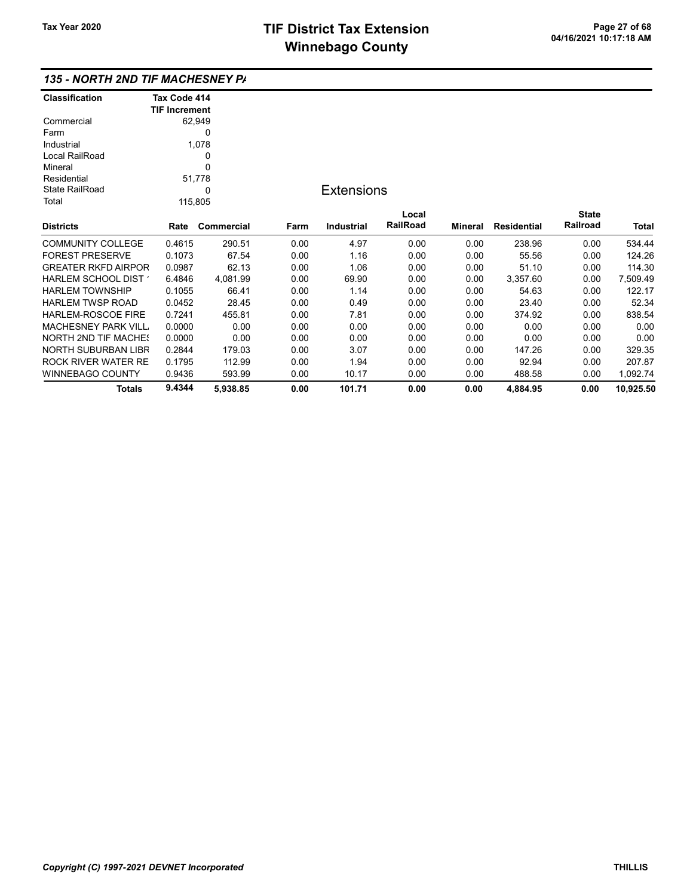# TIF District Tax Extension
# Winnebago County

Tax Year 2020

### 135 - NORTH 2ND TIF MACHESNEY PA

| Classification | Tax Code 414 TIF Increment |
|---|---|
| Commercial | 62,949 |
| Farm | 0 |
| Industrial | 1,078 |
| Local RailRoad | 0 |
| Mineral | 0 |
| Residential | 51,778 |
| State RailRoad | 0 |
| Total | 115,805 |

**Extensions**

| Districts | Rate | Commercial | Farm | Industrial | Local RailRoad | Mineral | Residential | State Railroad | Total |
|---|---|---|---|---|---|---|---|---|---|
| COMMUNITY COLLEGE | 0.4615 | 290.51 | 0.00 | 4.97 | 0.00 | 0.00 | 238.96 | 0.00 | 534.44 |
| FOREST PRESERVE | 0.1073 | 67.54 | 0.00 | 1.16 | 0.00 | 0.00 | 55.56 | 0.00 | 124.26 |
| GREATER RKFD AIRPOR | 0.0987 | 62.13 | 0.00 | 1.06 | 0.00 | 0.00 | 51.10 | 0.00 | 114.30 |
| HARLEM SCHOOL DIST 1 | 6.4846 | 4,081.99 | 0.00 | 69.90 | 0.00 | 0.00 | 3,357.60 | 0.00 | 7,509.49 |
| HARLEM TOWNSHIP | 0.1055 | 66.41 | 0.00 | 1.14 | 0.00 | 0.00 | 54.63 | 0.00 | 122.17 |
| HARLEM TWSP ROAD | 0.0452 | 28.45 | 0.00 | 0.49 | 0.00 | 0.00 | 23.40 | 0.00 | 52.34 |
| HARLEM-ROSCOE FIRE | 0.7241 | 455.81 | 0.00 | 7.81 | 0.00 | 0.00 | 374.92 | 0.00 | 838.54 |
| MACHESNEY PARK VILL | 0.0000 | 0.00 | 0.00 | 0.00 | 0.00 | 0.00 | 0.00 | 0.00 | 0.00 |
| NORTH 2ND TIF MACHES | 0.0000 | 0.00 | 0.00 | 0.00 | 0.00 | 0.00 | 0.00 | 0.00 | 0.00 |
| NORTH SUBURBAN LIBR | 0.2844 | 179.03 | 0.00 | 3.07 | 0.00 | 0.00 | 147.26 | 0.00 | 329.35 |
| ROCK RIVER WATER RE | 0.1795 | 112.99 | 0.00 | 1.94 | 0.00 | 0.00 | 92.94 | 0.00 | 207.87 |
| WINNEBAGO COUNTY | 0.9436 | 593.99 | 0.00 | 10.17 | 0.00 | 0.00 | 488.58 | 0.00 | 1,092.74 |
| **Totals** | **9.4344** | **5,938.85** | **0.00** | **101.71** | **0.00** | **0.00** | **4,884.95** | **0.00** | **10,925.50** |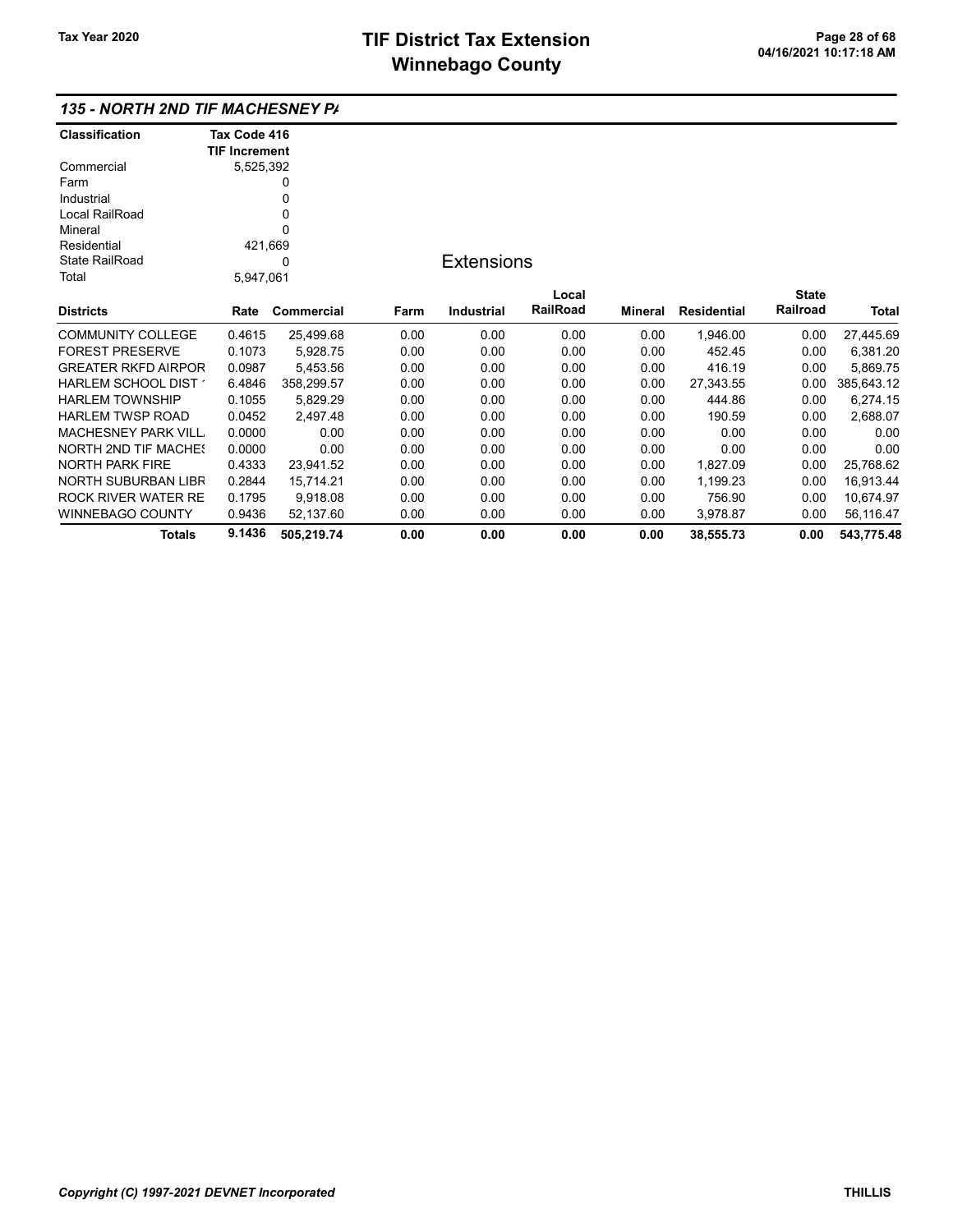# TIF District Tax Extension
# Winnebago County

Tax Year 2020

04/16/2021 10:17:18 AM

## 135 - NORTH 2ND TIF MACHESNEY PA

| Classification | Tax Code 416 TIF Increment |
|---|---|
| Commercial | 5,525,392 |
| Farm | 0 |
| Industrial | 0 |
| Local RailRoad | 0 |
| Mineral | 0 |
| Residential | 421,669 |
| State RailRoad | 0 |
| Total | 5,947,061 |

### Extensions

| Districts | Rate | Commercial | Farm | Industrial | Local RailRoad | Mineral | Residential | State Railroad | Total |
|---|---|---|---|---|---|---|---|---|---|
| COMMUNITY COLLEGE | 0.4615 | 25,499.68 | 0.00 | 0.00 | 0.00 | 0.00 | 1,946.00 | 0.00 | 27,445.69 |
| FOREST PRESERVE | 0.1073 | 5,928.75 | 0.00 | 0.00 | 0.00 | 0.00 | 452.45 | 0.00 | 6,381.20 |
| GREATER RKFD AIRPOR | 0.0987 | 5,453.56 | 0.00 | 0.00 | 0.00 | 0.00 | 416.19 | 0.00 | 5,869.75 |
| HARLEM SCHOOL DIST 1 | 6.4846 | 358,299.57 | 0.00 | 0.00 | 0.00 | 0.00 | 27,343.55 | 0.00 | 385,643.12 |
| HARLEM TOWNSHIP | 0.1055 | 5,829.29 | 0.00 | 0.00 | 0.00 | 0.00 | 444.86 | 0.00 | 6,274.15 |
| HARLEM TWSP ROAD | 0.0452 | 2,497.48 | 0.00 | 0.00 | 0.00 | 0.00 | 190.59 | 0.00 | 2,688.07 |
| MACHESNEY PARK VILL | 0.0000 | 0.00 | 0.00 | 0.00 | 0.00 | 0.00 | 0.00 | 0.00 | 0.00 |
| NORTH 2ND TIF MACHES | 0.0000 | 0.00 | 0.00 | 0.00 | 0.00 | 0.00 | 0.00 | 0.00 | 0.00 |
| NORTH PARK FIRE | 0.4333 | 23,941.52 | 0.00 | 0.00 | 0.00 | 0.00 | 1,827.09 | 0.00 | 25,768.62 |
| NORTH SUBURBAN LIBR | 0.2844 | 15,714.21 | 0.00 | 0.00 | 0.00 | 0.00 | 1,199.23 | 0.00 | 16,913.44 |
| ROCK RIVER WATER RE | 0.1795 | 9,918.08 | 0.00 | 0.00 | 0.00 | 0.00 | 756.90 | 0.00 | 10,674.97 |
| WINNEBAGO COUNTY | 0.9436 | 52,137.60 | 0.00 | 0.00 | 0.00 | 0.00 | 3,978.87 | 0.00 | 56,116.47 |
| **Totals** | **9.1436** | **505,219.74** | **0.00** | **0.00** | **0.00** | **0.00** | **38,555.73** | **0.00** | **543,775.48** |

*Copyright (C) 1997-2021 DEVNET Incorporated* THILLIS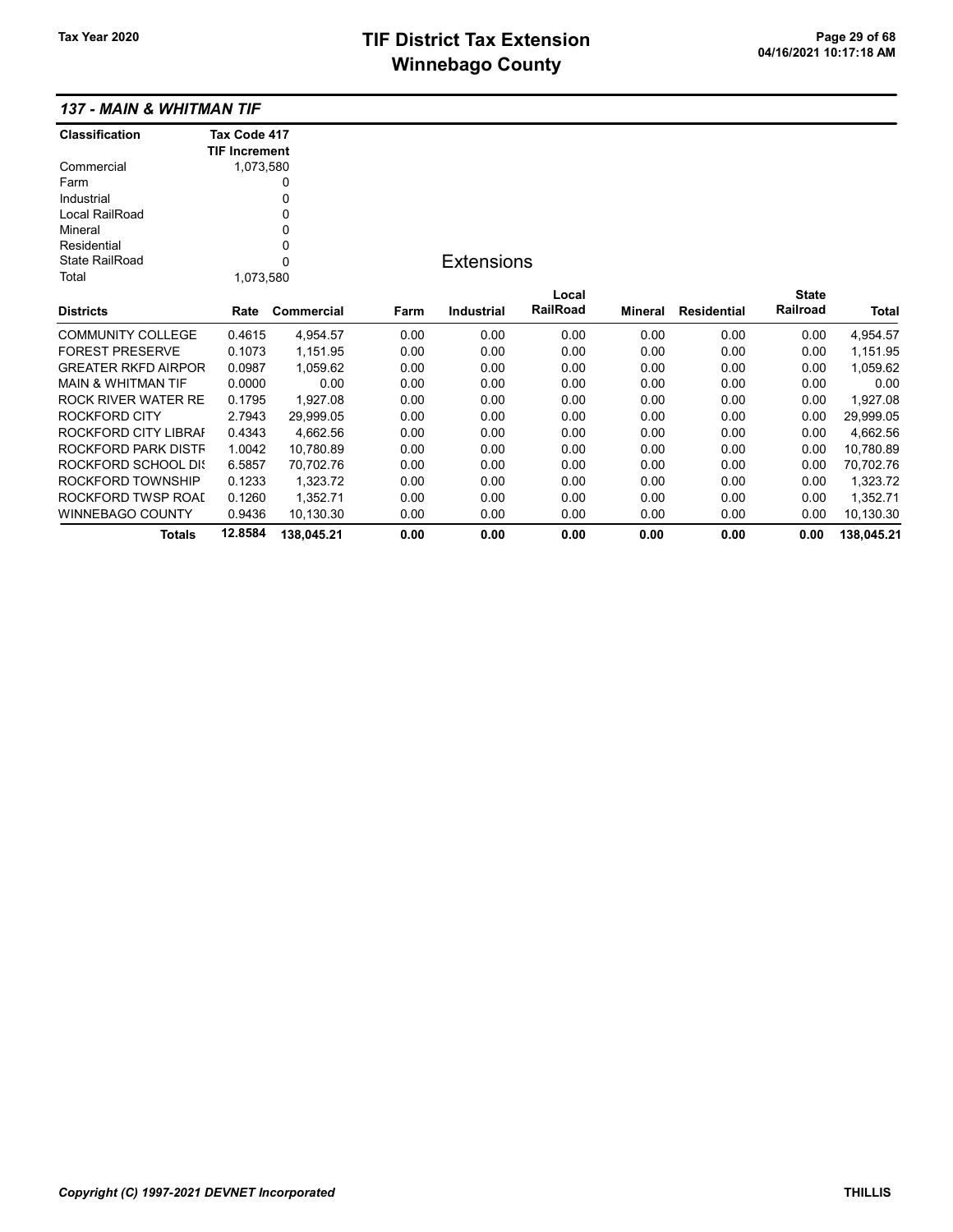## 137 - MAIN & WHITMAN TIF

| Classification | Tax Code 417 TIF Increment |
|---|---|
| Commercial | 1,073,580 |
| Farm | 0 |
| Industrial | 0 |
| Local RailRoad | 0 |
| Mineral | 0 |
| Residential | 0 |
| State RailRoad | 0 |
| Total | 1,073,580 |

### Extensions

| Districts | Rate | Commercial | Farm | Industrial | Local RailRoad | Mineral | Residential | State Railroad | Total |
|---|---|---|---|---|---|---|---|---|---|
| COMMUNITY COLLEGE | 0.4615 | 4,954.57 | 0.00 | 0.00 | 0.00 | 0.00 | 0.00 | 0.00 | 4,954.57 |
| FOREST PRESERVE | 0.1073 | 1,151.95 | 0.00 | 0.00 | 0.00 | 0.00 | 0.00 | 0.00 | 1,151.95 |
| GREATER RKFD AIRPOR | 0.0987 | 1,059.62 | 0.00 | 0.00 | 0.00 | 0.00 | 0.00 | 0.00 | 1,059.62 |
| MAIN & WHITMAN TIF | 0.0000 | 0.00 | 0.00 | 0.00 | 0.00 | 0.00 | 0.00 | 0.00 | 0.00 |
| ROCK RIVER WATER RE | 0.1795 | 1,927.08 | 0.00 | 0.00 | 0.00 | 0.00 | 0.00 | 0.00 | 1,927.08 |
| ROCKFORD CITY | 2.7943 | 29,999.05 | 0.00 | 0.00 | 0.00 | 0.00 | 0.00 | 0.00 | 29,999.05 |
| ROCKFORD CITY LIBRAI | 0.4343 | 4,662.56 | 0.00 | 0.00 | 0.00 | 0.00 | 0.00 | 0.00 | 4,662.56 |
| ROCKFORD PARK DISTF | 1.0042 | 10,780.89 | 0.00 | 0.00 | 0.00 | 0.00 | 0.00 | 0.00 | 10,780.89 |
| ROCKFORD SCHOOL DIS | 6.5857 | 70,702.76 | 0.00 | 0.00 | 0.00 | 0.00 | 0.00 | 0.00 | 70,702.76 |
| ROCKFORD TOWNSHIP | 0.1233 | 1,323.72 | 0.00 | 0.00 | 0.00 | 0.00 | 0.00 | 0.00 | 1,323.72 |
| ROCKFORD TWSP ROAI | 0.1260 | 1,352.71 | 0.00 | 0.00 | 0.00 | 0.00 | 0.00 | 0.00 | 1,352.71 |
| WINNEBAGO COUNTY | 0.9436 | 10,130.30 | 0.00 | 0.00 | 0.00 | 0.00 | 0.00 | 0.00 | 10,130.30 |
| **Totals** | **12.8584** | **138,045.21** | **0.00** | **0.00** | **0.00** | **0.00** | **0.00** | **0.00** | **138,045.21** |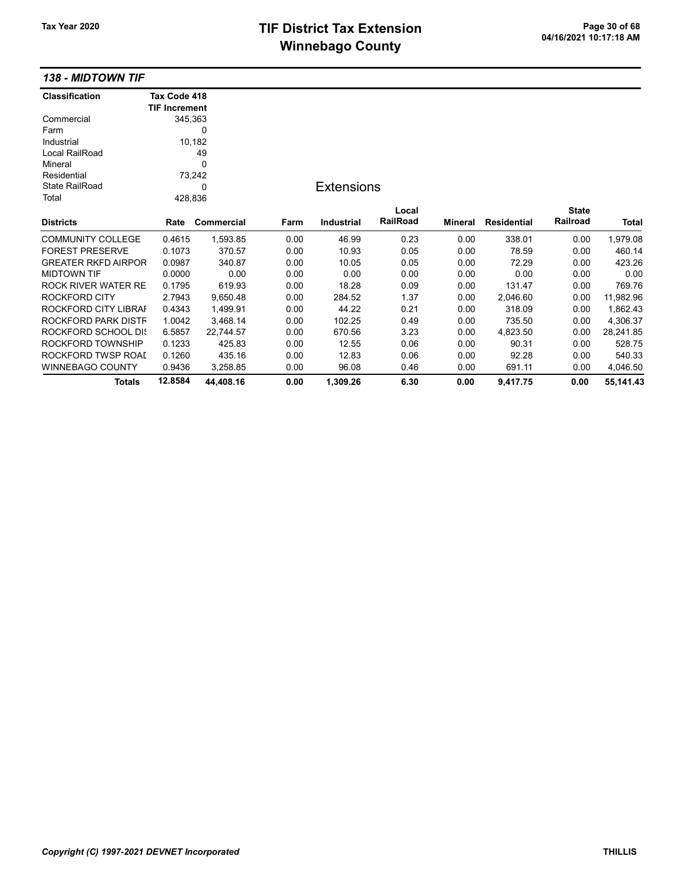## 138 - MIDTOWN TIF

| Classification | Tax Code 418 TIF Increment |
|---|---|
| Commercial | 345,363 |
| Farm | 0 |
| Industrial | 10,182 |
| Local RailRoad | 49 |
| Mineral | 0 |
| Residential | 73,242 |
| State RailRoad | 0 |
| Total | 428,836 |

### Extensions

| Districts | Rate | Commercial | Farm | Industrial | Local RailRoad | Mineral | Residential | State Railroad | Total |
|---|---|---|---|---|---|---|---|---|---|
| COMMUNITY COLLEGE | 0.4615 | 1,593.85 | 0.00 | 46.99 | 0.23 | 0.00 | 338.01 | 0.00 | 1,979.08 |
| FOREST PRESERVE | 0.1073 | 370.57 | 0.00 | 10.93 | 0.05 | 0.00 | 78.59 | 0.00 | 460.14 |
| GREATER RKFD AIRPOR | 0.0987 | 340.87 | 0.00 | 10.05 | 0.05 | 0.00 | 72.29 | 0.00 | 423.26 |
| MIDTOWN TIF | 0.0000 | 0.00 | 0.00 | 0.00 | 0.00 | 0.00 | 0.00 | 0.00 | 0.00 |
| ROCK RIVER WATER RE | 0.1795 | 619.93 | 0.00 | 18.28 | 0.09 | 0.00 | 131.47 | 0.00 | 769.76 |
| ROCKFORD CITY | 2.7943 | 9,650.48 | 0.00 | 284.52 | 1.37 | 0.00 | 2,046.60 | 0.00 | 11,982.96 |
| ROCKFORD CITY LIBRAI | 0.4343 | 1,499.91 | 0.00 | 44.22 | 0.21 | 0.00 | 318.09 | 0.00 | 1,862.43 |
| ROCKFORD PARK DISTF | 1.0042 | 3,468.14 | 0.00 | 102.25 | 0.49 | 0.00 | 735.50 | 0.00 | 4,306.37 |
| ROCKFORD SCHOOL DIS | 6.5857 | 22,744.57 | 0.00 | 670.56 | 3.23 | 0.00 | 4,823.50 | 0.00 | 28,241.85 |
| ROCKFORD TOWNSHIP | 0.1233 | 425.83 | 0.00 | 12.55 | 0.06 | 0.00 | 90.31 | 0.00 | 528.75 |
| ROCKFORD TWSP ROAD | 0.1260 | 435.16 | 0.00 | 12.83 | 0.06 | 0.00 | 92.28 | 0.00 | 540.33 |
| WINNEBAGO COUNTY | 0.9436 | 3,258.85 | 0.00 | 96.08 | 0.46 | 0.00 | 691.11 | 0.00 | 4,046.50 |
| **Totals** | **12.8584** | **44,408.16** | **0.00** | **1,309.26** | **6.30** | **0.00** | **9,417.75** | **0.00** | **55,141.43** |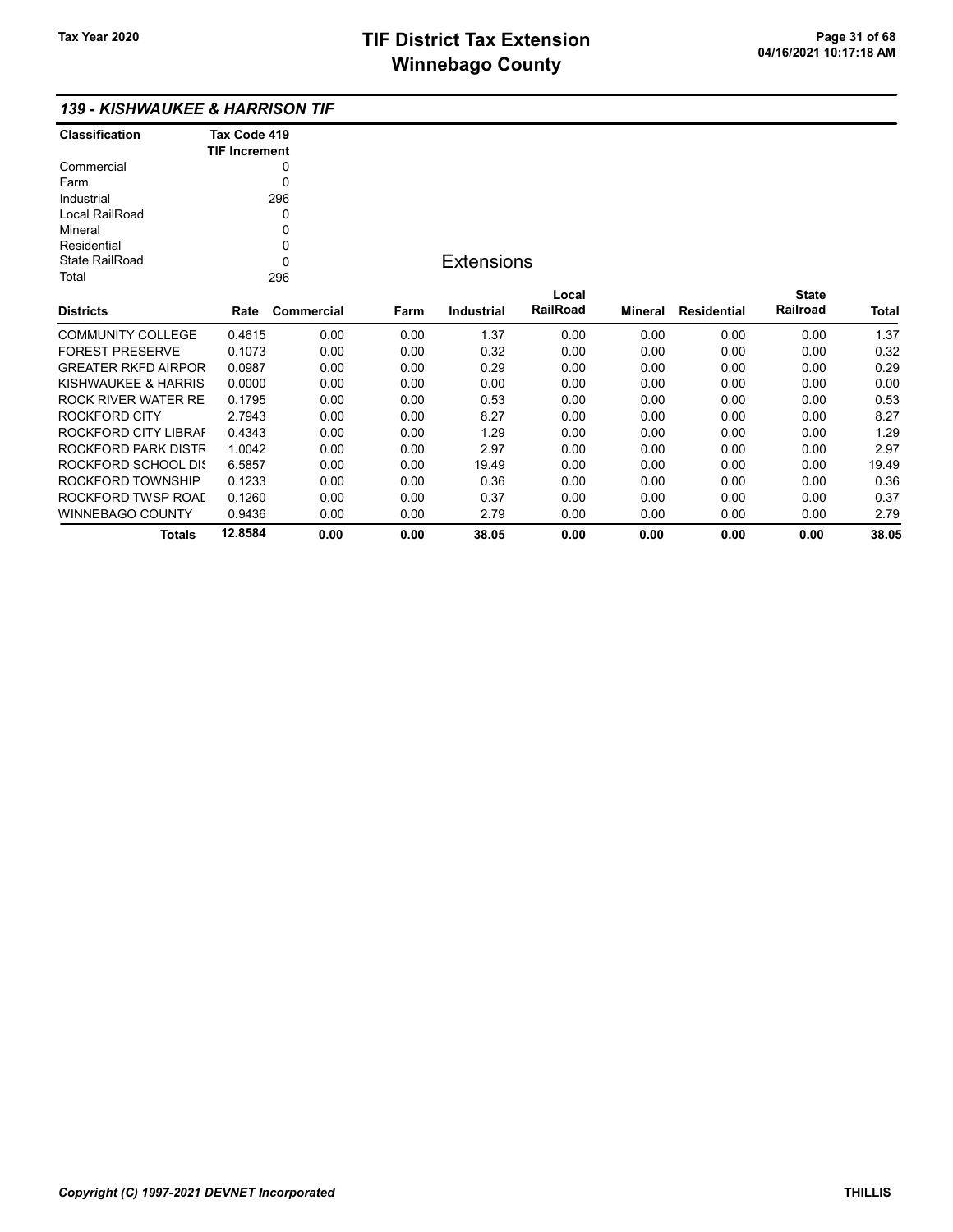# TIF District Tax Extension
# Winnebago County

Tax Year 2020

04/16/2021 10:17:18 AM

## 139 - KISHWAUKEE & HARRISON TIF

| Classification | Tax Code 419 TIF Increment |
|---|---|
| Commercial | 0 |
| Farm | 0 |
| Industrial | 296 |
| Local RailRoad | 0 |
| Mineral | 0 |
| Residential | 0 |
| State RailRoad | 0 |
| Total | 296 |

### Extensions

| Districts | Rate | Commercial | Farm | Industrial | Local RailRoad | Mineral | Residential | State Railroad | Total |
|---|---|---|---|---|---|---|---|---|---|
| COMMUNITY COLLEGE | 0.4615 | 0.00 | 0.00 | 1.37 | 0.00 | 0.00 | 0.00 | 0.00 | 1.37 |
| FOREST PRESERVE | 0.1073 | 0.00 | 0.00 | 0.32 | 0.00 | 0.00 | 0.00 | 0.00 | 0.32 |
| GREATER RKFD AIRPOR | 0.0987 | 0.00 | 0.00 | 0.29 | 0.00 | 0.00 | 0.00 | 0.00 | 0.29 |
| KISHWAUKEE & HARRIS | 0.0000 | 0.00 | 0.00 | 0.00 | 0.00 | 0.00 | 0.00 | 0.00 | 0.00 |
| ROCK RIVER WATER RE | 0.1795 | 0.00 | 0.00 | 0.53 | 0.00 | 0.00 | 0.00 | 0.00 | 0.53 |
| ROCKFORD CITY | 2.7943 | 0.00 | 0.00 | 8.27 | 0.00 | 0.00 | 0.00 | 0.00 | 8.27 |
| ROCKFORD CITY LIBRAI | 0.4343 | 0.00 | 0.00 | 1.29 | 0.00 | 0.00 | 0.00 | 0.00 | 1.29 |
| ROCKFORD PARK DISTF | 1.0042 | 0.00 | 0.00 | 2.97 | 0.00 | 0.00 | 0.00 | 0.00 | 2.97 |
| ROCKFORD SCHOOL DIS | 6.5857 | 0.00 | 0.00 | 19.49 | 0.00 | 0.00 | 0.00 | 0.00 | 19.49 |
| ROCKFORD TOWNSHIP | 0.1233 | 0.00 | 0.00 | 0.36 | 0.00 | 0.00 | 0.00 | 0.00 | 0.36 |
| ROCKFORD TWSP ROAI | 0.1260 | 0.00 | 0.00 | 0.37 | 0.00 | 0.00 | 0.00 | 0.00 | 0.37 |
| WINNEBAGO COUNTY | 0.9436 | 0.00 | 0.00 | 2.79 | 0.00 | 0.00 | 0.00 | 0.00 | 2.79 |
| **Totals** | **12.8584** | **0.00** | **0.00** | **38.05** | **0.00** | **0.00** | **0.00** | **0.00** | **38.05** |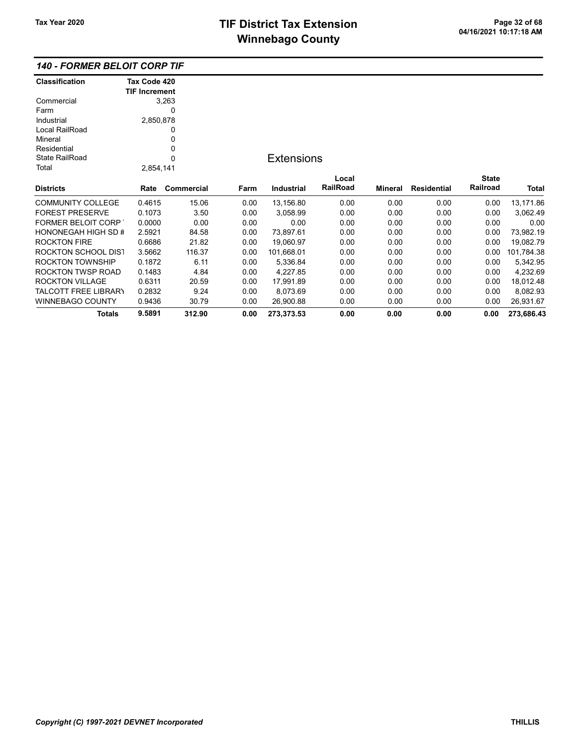## 140 - FORMER BELOIT CORP TIF

| Classification | Tax Code 420 TIF Increment |
|---|---|
| Commercial | 3,263 |
| Farm | 0 |
| Industrial | 2,850,878 |
| Local RailRoad | 0 |
| Mineral | 0 |
| Residential | 0 |
| State RailRoad | 0 |
| Total | 2,854,141 |

### Extensions

| Districts | Rate | Commercial | Farm | Industrial | Local RailRoad | Mineral | Residential | State Railroad | Total |
|---|---|---|---|---|---|---|---|---|---|
| COMMUNITY COLLEGE | 0.4615 | 15.06 | 0.00 | 13,156.80 | 0.00 | 0.00 | 0.00 | 0.00 | 13,171.86 |
| FOREST PRESERVE | 0.1073 | 3.50 | 0.00 | 3,058.99 | 0.00 | 0.00 | 0.00 | 0.00 | 3,062.49 |
| FORMER BELOIT CORP | 0.0000 | 0.00 | 0.00 | 0.00 | 0.00 | 0.00 | 0.00 | 0.00 | 0.00 |
| HONONEGAH HIGH SD # | 2.5921 | 84.58 | 0.00 | 73,897.61 | 0.00 | 0.00 | 0.00 | 0.00 | 73,982.19 |
| ROCKTON FIRE | 0.6686 | 21.82 | 0.00 | 19,060.97 | 0.00 | 0.00 | 0.00 | 0.00 | 19,082.79 |
| ROCKTON SCHOOL DIST | 3.5662 | 116.37 | 0.00 | 101,668.01 | 0.00 | 0.00 | 0.00 | 0.00 | 101,784.38 |
| ROCKTON TOWNSHIP | 0.1872 | 6.11 | 0.00 | 5,336.84 | 0.00 | 0.00 | 0.00 | 0.00 | 5,342.95 |
| ROCKTON TWSP ROAD | 0.1483 | 4.84 | 0.00 | 4,227.85 | 0.00 | 0.00 | 0.00 | 0.00 | 4,232.69 |
| ROCKTON VILLAGE | 0.6311 | 20.59 | 0.00 | 17,991.89 | 0.00 | 0.00 | 0.00 | 0.00 | 18,012.48 |
| TALCOTT FREE LIBRARY | 0.2832 | 9.24 | 0.00 | 8,073.69 | 0.00 | 0.00 | 0.00 | 0.00 | 8,082.93 |
| WINNEBAGO COUNTY | 0.9436 | 30.79 | 0.00 | 26,900.88 | 0.00 | 0.00 | 0.00 | 0.00 | 26,931.67 |
| **Totals** | **9.5891** | **312.90** | **0.00** | **273,373.53** | **0.00** | **0.00** | **0.00** | **0.00** | **273,686.43** |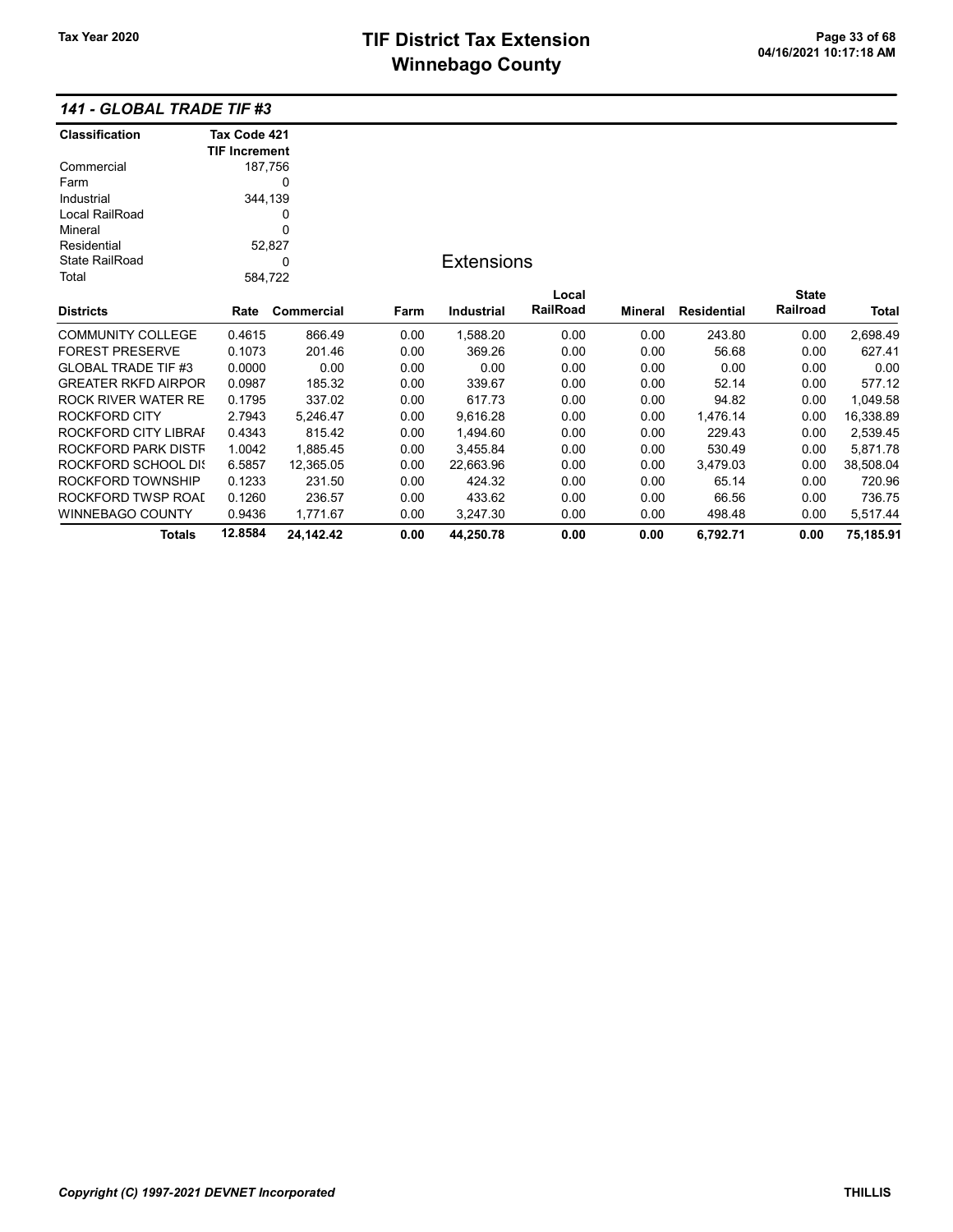## 141 - GLOBAL TRADE TIF #3

| Classification | Tax Code 421 TIF Increment |
|---|---|
| Commercial | 187,756 |
| Farm | 0 |
| Industrial | 344,139 |
| Local RailRoad | 0 |
| Mineral | 0 |
| Residential | 52,827 |
| State RailRoad | 0 |
| Total | 584,722 |

### Extensions

| Districts | Rate | Commercial | Farm | Industrial | Local RailRoad | Mineral | Residential | State Railroad | Total |
|---|---|---|---|---|---|---|---|---|---|
| COMMUNITY COLLEGE | 0.4615 | 866.49 | 0.00 | 1,588.20 | 0.00 | 0.00 | 243.80 | 0.00 | 2,698.49 |
| FOREST PRESERVE | 0.1073 | 201.46 | 0.00 | 369.26 | 0.00 | 0.00 | 56.68 | 0.00 | 627.41 |
| GLOBAL TRADE TIF #3 | 0.0000 | 0.00 | 0.00 | 0.00 | 0.00 | 0.00 | 0.00 | 0.00 | 0.00 |
| GREATER RKFD AIRPOR | 0.0987 | 185.32 | 0.00 | 339.67 | 0.00 | 0.00 | 52.14 | 0.00 | 577.12 |
| ROCK RIVER WATER RE | 0.1795 | 337.02 | 0.00 | 617.73 | 0.00 | 0.00 | 94.82 | 0.00 | 1,049.58 |
| ROCKFORD CITY | 2.7943 | 5,246.47 | 0.00 | 9,616.28 | 0.00 | 0.00 | 1,476.14 | 0.00 | 16,338.89 |
| ROCKFORD CITY LIBRAI | 0.4343 | 815.42 | 0.00 | 1,494.60 | 0.00 | 0.00 | 229.43 | 0.00 | 2,539.45 |
| ROCKFORD PARK DISTF | 1.0042 | 1,885.45 | 0.00 | 3,455.84 | 0.00 | 0.00 | 530.49 | 0.00 | 5,871.78 |
| ROCKFORD SCHOOL DI: | 6.5857 | 12,365.05 | 0.00 | 22,663.96 | 0.00 | 0.00 | 3,479.03 | 0.00 | 38,508.04 |
| ROCKFORD TOWNSHIP | 0.1233 | 231.50 | 0.00 | 424.32 | 0.00 | 0.00 | 65.14 | 0.00 | 720.96 |
| ROCKFORD TWSP ROAI | 0.1260 | 236.57 | 0.00 | 433.62 | 0.00 | 0.00 | 66.56 | 0.00 | 736.75 |
| WINNEBAGO COUNTY | 0.9436 | 1,771.67 | 0.00 | 3,247.30 | 0.00 | 0.00 | 498.48 | 0.00 | 5,517.44 |
| **Totals** | **12.8584** | **24,142.42** | **0.00** | **44,250.78** | **0.00** | **0.00** | **6,792.71** | **0.00** | **75,185.91** |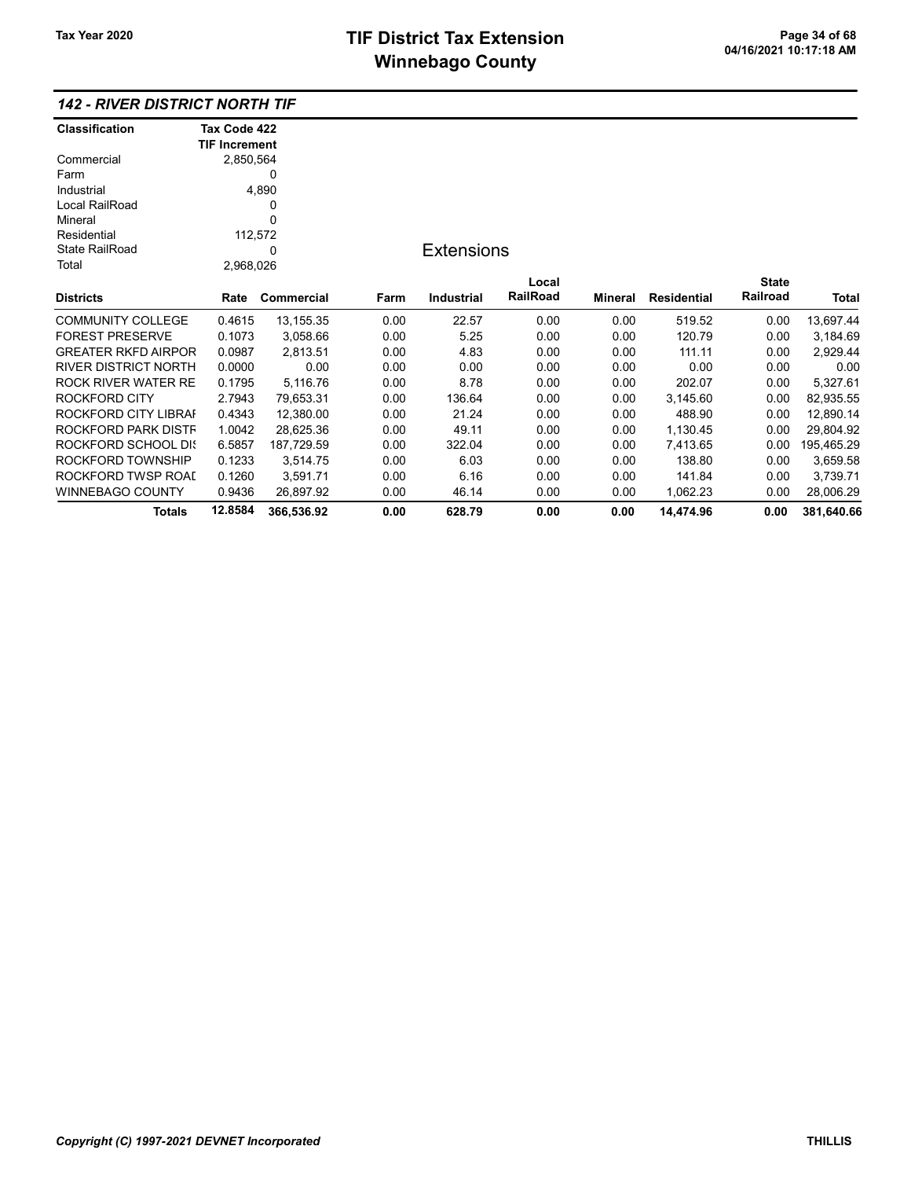# TIF District Tax Extension
# Winnebago County

Tax Year 2020

## 142 - RIVER DISTRICT NORTH TIF

| Classification | Tax Code 422 TIF Increment |
|---|---|
| Commercial | 2,850,564 |
| Farm | 0 |
| Industrial | 4,890 |
| Local RailRoad | 0 |
| Mineral | 0 |
| Residential | 112,572 |
| State RailRoad | 0 |
| Total | 2,968,026 |

### Extensions

| Districts | Rate | Commercial | Farm | Industrial | Local RailRoad | Mineral | Residential | State Railroad | Total |
|---|---|---|---|---|---|---|---|---|---|
| COMMUNITY COLLEGE | 0.4615 | 13,155.35 | 0.00 | 22.57 | 0.00 | 0.00 | 519.52 | 0.00 | 13,697.44 |
| FOREST PRESERVE | 0.1073 | 3,058.66 | 0.00 | 5.25 | 0.00 | 0.00 | 120.79 | 0.00 | 3,184.69 |
| GREATER RKFD AIRPOR | 0.0987 | 2,813.51 | 0.00 | 4.83 | 0.00 | 0.00 | 111.11 | 0.00 | 2,929.44 |
| RIVER DISTRICT NORTH | 0.0000 | 0.00 | 0.00 | 0.00 | 0.00 | 0.00 | 0.00 | 0.00 | 0.00 |
| ROCK RIVER WATER RE | 0.1795 | 5,116.76 | 0.00 | 8.78 | 0.00 | 0.00 | 202.07 | 0.00 | 5,327.61 |
| ROCKFORD CITY | 2.7943 | 79,653.31 | 0.00 | 136.64 | 0.00 | 0.00 | 3,145.60 | 0.00 | 82,935.55 |
| ROCKFORD CITY LIBRAI | 0.4343 | 12,380.00 | 0.00 | 21.24 | 0.00 | 0.00 | 488.90 | 0.00 | 12,890.14 |
| ROCKFORD PARK DISTF | 1.0042 | 28,625.36 | 0.00 | 49.11 | 0.00 | 0.00 | 1,130.45 | 0.00 | 29,804.92 |
| ROCKFORD SCHOOL DIS | 6.5857 | 187,729.59 | 0.00 | 322.04 | 0.00 | 0.00 | 7,413.65 | 0.00 | 195,465.29 |
| ROCKFORD TOWNSHIP | 0.1233 | 3,514.75 | 0.00 | 6.03 | 0.00 | 0.00 | 138.80 | 0.00 | 3,659.58 |
| ROCKFORD TWSP ROAI | 0.1260 | 3,591.71 | 0.00 | 6.16 | 0.00 | 0.00 | 141.84 | 0.00 | 3,739.71 |
| WINNEBAGO COUNTY | 0.9436 | 26,897.92 | 0.00 | 46.14 | 0.00 | 0.00 | 1,062.23 | 0.00 | 28,006.29 |
| **Totals** | **12.8584** | **366,536.92** | **0.00** | **628.79** | **0.00** | **0.00** | **14,474.96** | **0.00** | **381,640.66** |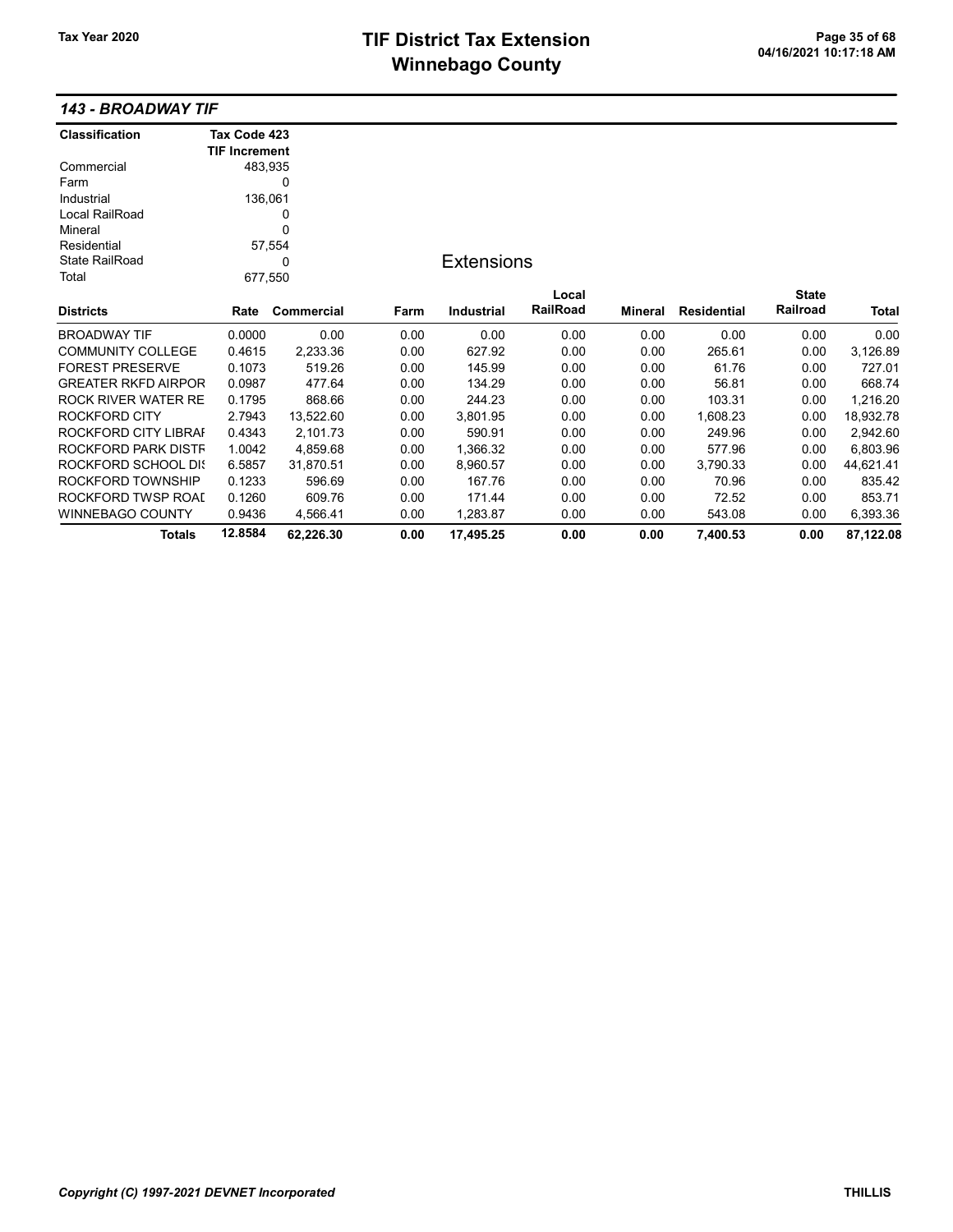## 143 - BROADWAY TIF

| Classification | Tax Code 423 TIF Increment |
|---|---|
| Commercial | 483,935 |
| Farm | 0 |
| Industrial | 136,061 |
| Local RailRoad | 0 |
| Mineral | 0 |
| Residential | 57,554 |
| State RailRoad | 0 |
| Total | 677,550 |

### Extensions

| Districts | Rate | Commercial | Farm | Industrial | Local RailRoad | Mineral | Residential | State Railroad | Total |
|---|---|---|---|---|---|---|---|---|---|
| BROADWAY TIF | 0.0000 | 0.00 | 0.00 | 0.00 | 0.00 | 0.00 | 0.00 | 0.00 | 0.00 |
| COMMUNITY COLLEGE | 0.4615 | 2,233.36 | 0.00 | 627.92 | 0.00 | 0.00 | 265.61 | 0.00 | 3,126.89 |
| FOREST PRESERVE | 0.1073 | 519.26 | 0.00 | 145.99 | 0.00 | 0.00 | 61.76 | 0.00 | 727.01 |
| GREATER RKFD AIRPOR | 0.0987 | 477.64 | 0.00 | 134.29 | 0.00 | 0.00 | 56.81 | 0.00 | 668.74 |
| ROCK RIVER WATER RE | 0.1795 | 868.66 | 0.00 | 244.23 | 0.00 | 0.00 | 103.31 | 0.00 | 1,216.20 |
| ROCKFORD CITY | 2.7943 | 13,522.60 | 0.00 | 3,801.95 | 0.00 | 0.00 | 1,608.23 | 0.00 | 18,932.78 |
| ROCKFORD CITY LIBRAI | 0.4343 | 2,101.73 | 0.00 | 590.91 | 0.00 | 0.00 | 249.96 | 0.00 | 2,942.60 |
| ROCKFORD PARK DISTF | 1.0042 | 4,859.68 | 0.00 | 1,366.32 | 0.00 | 0.00 | 577.96 | 0.00 | 6,803.96 |
| ROCKFORD SCHOOL DIS | 6.5857 | 31,870.51 | 0.00 | 8,960.57 | 0.00 | 0.00 | 3,790.33 | 0.00 | 44,621.41 |
| ROCKFORD TOWNSHIP | 0.1233 | 596.69 | 0.00 | 167.76 | 0.00 | 0.00 | 70.96 | 0.00 | 835.42 |
| ROCKFORD TWSP ROAI | 0.1260 | 609.76 | 0.00 | 171.44 | 0.00 | 0.00 | 72.52 | 0.00 | 853.71 |
| WINNEBAGO COUNTY | 0.9436 | 4,566.41 | 0.00 | 1,283.87 | 0.00 | 0.00 | 543.08 | 0.00 | 6,393.36 |
| **Totals** | **12.8584** | **62,226.30** | **0.00** | **17,495.25** | **0.00** | **0.00** | **7,400.53** | **0.00** | **87,122.08** |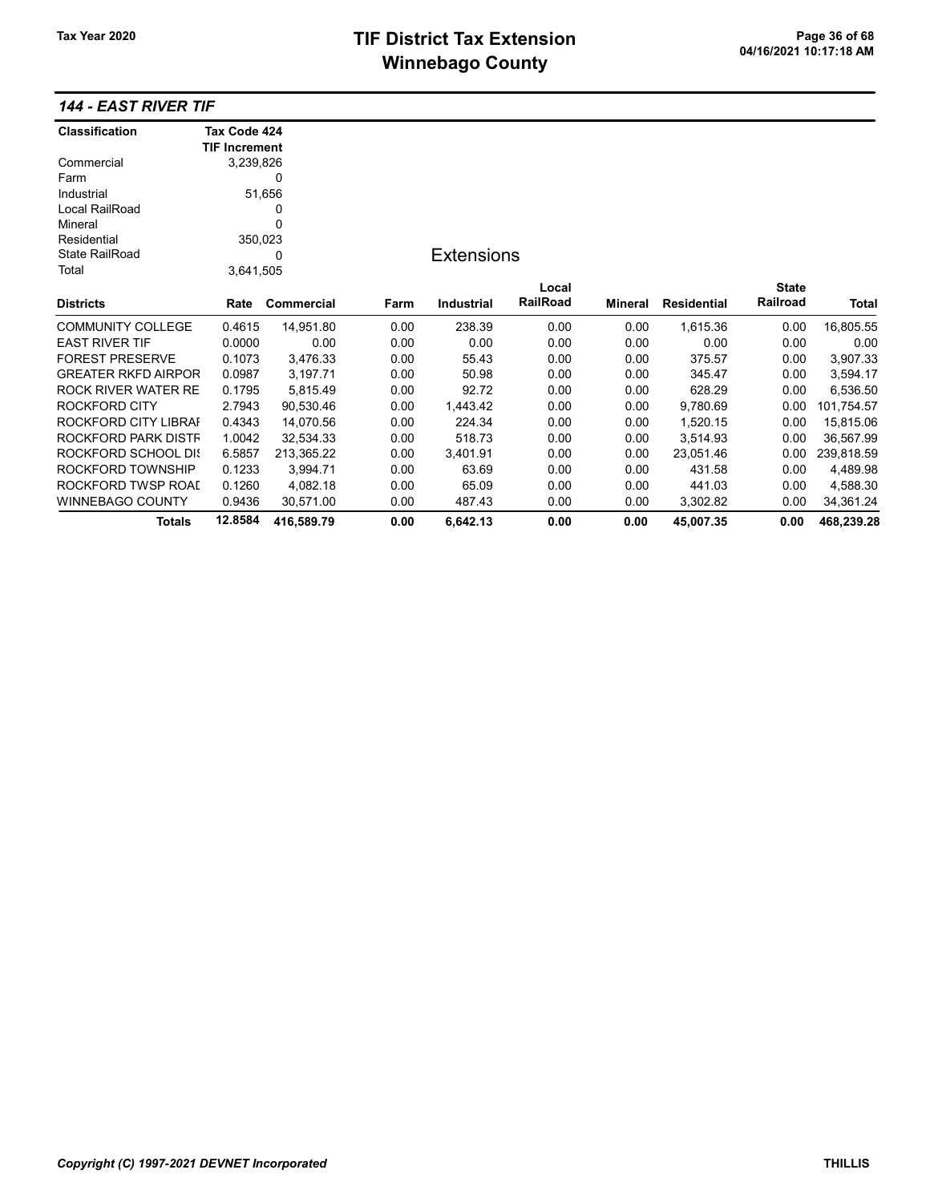## 144 - EAST RIVER TIF

| Classification | Tax Code 424 TIF Increment |
|---|---|
| Commercial | 3,239,826 |
| Farm | 0 |
| Industrial | 51,656 |
| Local RailRoad | 0 |
| Mineral | 0 |
| Residential | 350,023 |
| State RailRoad | 0 |
| Total | 3,641,505 |

### Extensions

| Districts | Rate | Commercial | Farm | Industrial | Local RailRoad | Mineral | Residential | State Railroad | Total |
|---|---|---|---|---|---|---|---|---|---|
| COMMUNITY COLLEGE | 0.4615 | 14,951.80 | 0.00 | 238.39 | 0.00 | 0.00 | 1,615.36 | 0.00 | 16,805.55 |
| EAST RIVER TIF | 0.0000 | 0.00 | 0.00 | 0.00 | 0.00 | 0.00 | 0.00 | 0.00 | 0.00 |
| FOREST PRESERVE | 0.1073 | 3,476.33 | 0.00 | 55.43 | 0.00 | 0.00 | 375.57 | 0.00 | 3,907.33 |
| GREATER RKFD AIRPOR | 0.0987 | 3,197.71 | 0.00 | 50.98 | 0.00 | 0.00 | 345.47 | 0.00 | 3,594.17 |
| ROCK RIVER WATER RE | 0.1795 | 5,815.49 | 0.00 | 92.72 | 0.00 | 0.00 | 628.29 | 0.00 | 6,536.50 |
| ROCKFORD CITY | 2.7943 | 90,530.46 | 0.00 | 1,443.42 | 0.00 | 0.00 | 9,780.69 | 0.00 | 101,754.57 |
| ROCKFORD CITY LIBRAI | 0.4343 | 14,070.56 | 0.00 | 224.34 | 0.00 | 0.00 | 1,520.15 | 0.00 | 15,815.06 |
| ROCKFORD PARK DISTF | 1.0042 | 32,534.33 | 0.00 | 518.73 | 0.00 | 0.00 | 3,514.93 | 0.00 | 36,567.99 |
| ROCKFORD SCHOOL DIS | 6.5857 | 213,365.22 | 0.00 | 3,401.91 | 0.00 | 0.00 | 23,051.46 | 0.00 | 239,818.59 |
| ROCKFORD TOWNSHIP | 0.1233 | 3,994.71 | 0.00 | 63.69 | 0.00 | 0.00 | 431.58 | 0.00 | 4,489.98 |
| ROCKFORD TWSP ROAD | 0.1260 | 4,082.18 | 0.00 | 65.09 | 0.00 | 0.00 | 441.03 | 0.00 | 4,588.30 |
| WINNEBAGO COUNTY | 0.9436 | 30,571.00 | 0.00 | 487.43 | 0.00 | 0.00 | 3,302.82 | 0.00 | 34,361.24 |
| **Totals** | **12.8584** | **416,589.79** | **0.00** | **6,642.13** | **0.00** | **0.00** | **45,007.35** | **0.00** | **468,239.28** |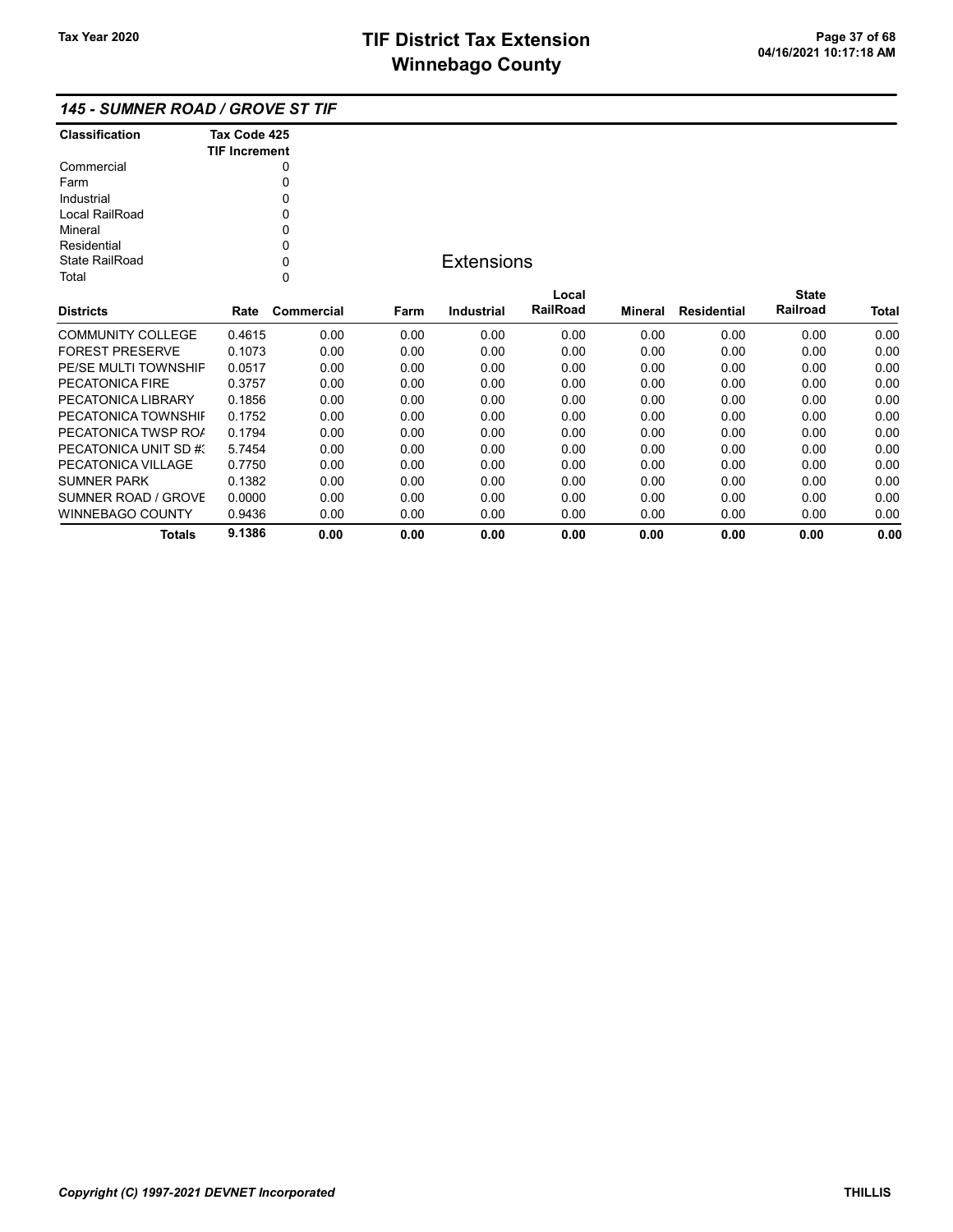## 145 - SUMNER ROAD / GROVE ST TIF

| Classification | Tax Code 425 TIF Increment |
|---|---|
| Commercial | 0 |
| Farm | 0 |
| Industrial | 0 |
| Local RailRoad | 0 |
| Mineral | 0 |
| Residential | 0 |
| State RailRoad | 0 |
| Total | 0 |

### Extensions

| Districts | Rate | Commercial | Farm | Industrial | Local RailRoad | Mineral | Residential | State Railroad | Total |
|---|---|---|---|---|---|---|---|---|---|
| COMMUNITY COLLEGE | 0.4615 | 0.00 | 0.00 | 0.00 | 0.00 | 0.00 | 0.00 | 0.00 | 0.00 |
| FOREST PRESERVE | 0.1073 | 0.00 | 0.00 | 0.00 | 0.00 | 0.00 | 0.00 | 0.00 | 0.00 |
| PE/SE MULTI TOWNSHIF | 0.0517 | 0.00 | 0.00 | 0.00 | 0.00 | 0.00 | 0.00 | 0.00 | 0.00 |
| PECATONICA FIRE | 0.3757 | 0.00 | 0.00 | 0.00 | 0.00 | 0.00 | 0.00 | 0.00 | 0.00 |
| PECATONICA LIBRARY | 0.1856 | 0.00 | 0.00 | 0.00 | 0.00 | 0.00 | 0.00 | 0.00 | 0.00 |
| PECATONICA TOWNSHIF | 0.1752 | 0.00 | 0.00 | 0.00 | 0.00 | 0.00 | 0.00 | 0.00 | 0.00 |
| PECATONICA TWSP ROA | 0.1794 | 0.00 | 0.00 | 0.00 | 0.00 | 0.00 | 0.00 | 0.00 | 0.00 |
| PECATONICA UNIT SD #3 | 5.7454 | 0.00 | 0.00 | 0.00 | 0.00 | 0.00 | 0.00 | 0.00 | 0.00 |
| PECATONICA VILLAGE | 0.7750 | 0.00 | 0.00 | 0.00 | 0.00 | 0.00 | 0.00 | 0.00 | 0.00 |
| SUMNER PARK | 0.1382 | 0.00 | 0.00 | 0.00 | 0.00 | 0.00 | 0.00 | 0.00 | 0.00 |
| SUMNER ROAD / GROVE | 0.0000 | 0.00 | 0.00 | 0.00 | 0.00 | 0.00 | 0.00 | 0.00 | 0.00 |
| WINNEBAGO COUNTY | 0.9436 | 0.00 | 0.00 | 0.00 | 0.00 | 0.00 | 0.00 | 0.00 | 0.00 |
| **Totals** | **9.1386** | **0.00** | **0.00** | **0.00** | **0.00** | **0.00** | **0.00** | **0.00** | **0.00** |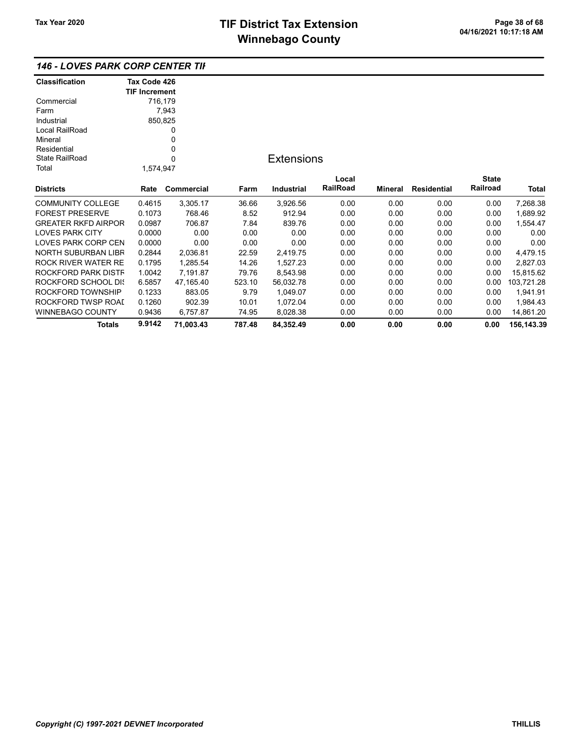# TIF District Tax Extension
# Winnebago County

Tax Year 2020

## 146 - LOVES PARK CORP CENTER TIF

| Classification | Tax Code 426 TIF Increment |
|---|---|
| Commercial | 716,179 |
| Farm | 7,943 |
| Industrial | 850,825 |
| Local RailRoad | 0 |
| Mineral | 0 |
| Residential | 0 |
| State RailRoad | 0 |
| Total | 1,574,947 |

### Extensions

| Districts | Rate | Commercial | Farm | Industrial | Local RailRoad | Mineral | Residential | State Railroad | Total |
|---|---|---|---|---|---|---|---|---|---|
| COMMUNITY COLLEGE | 0.4615 | 3,305.17 | 36.66 | 3,926.56 | 0.00 | 0.00 | 0.00 | 0.00 | 7,268.38 |
| FOREST PRESERVE | 0.1073 | 768.46 | 8.52 | 912.94 | 0.00 | 0.00 | 0.00 | 0.00 | 1,689.92 |
| GREATER RKFD AIRPOR | 0.0987 | 706.87 | 7.84 | 839.76 | 0.00 | 0.00 | 0.00 | 0.00 | 1,554.47 |
| LOVES PARK CITY | 0.0000 | 0.00 | 0.00 | 0.00 | 0.00 | 0.00 | 0.00 | 0.00 | 0.00 |
| LOVES PARK CORP CEN | 0.0000 | 0.00 | 0.00 | 0.00 | 0.00 | 0.00 | 0.00 | 0.00 | 0.00 |
| NORTH SUBURBAN LIBR | 0.2844 | 2,036.81 | 22.59 | 2,419.75 | 0.00 | 0.00 | 0.00 | 0.00 | 4,479.15 |
| ROCK RIVER WATER RE | 0.1795 | 1,285.54 | 14.26 | 1,527.23 | 0.00 | 0.00 | 0.00 | 0.00 | 2,827.03 |
| ROCKFORD PARK DISTR | 1.0042 | 7,191.87 | 79.76 | 8,543.98 | 0.00 | 0.00 | 0.00 | 0.00 | 15,815.62 |
| ROCKFORD SCHOOL DIS | 6.5857 | 47,165.40 | 523.10 | 56,032.78 | 0.00 | 0.00 | 0.00 | 0.00 | 103,721.28 |
| ROCKFORD TOWNSHIP | 0.1233 | 883.05 | 9.79 | 1,049.07 | 0.00 | 0.00 | 0.00 | 0.00 | 1,941.91 |
| ROCKFORD TWSP ROAD | 0.1260 | 902.39 | 10.01 | 1,072.04 | 0.00 | 0.00 | 0.00 | 0.00 | 1,984.43 |
| WINNEBAGO COUNTY | 0.9436 | 6,757.87 | 74.95 | 8,028.38 | 0.00 | 0.00 | 0.00 | 0.00 | 14,861.20 |
| **Totals** | **9.9142** | **71,003.43** | **787.48** | **84,352.49** | **0.00** | **0.00** | **0.00** | **0.00** | **156,143.39** |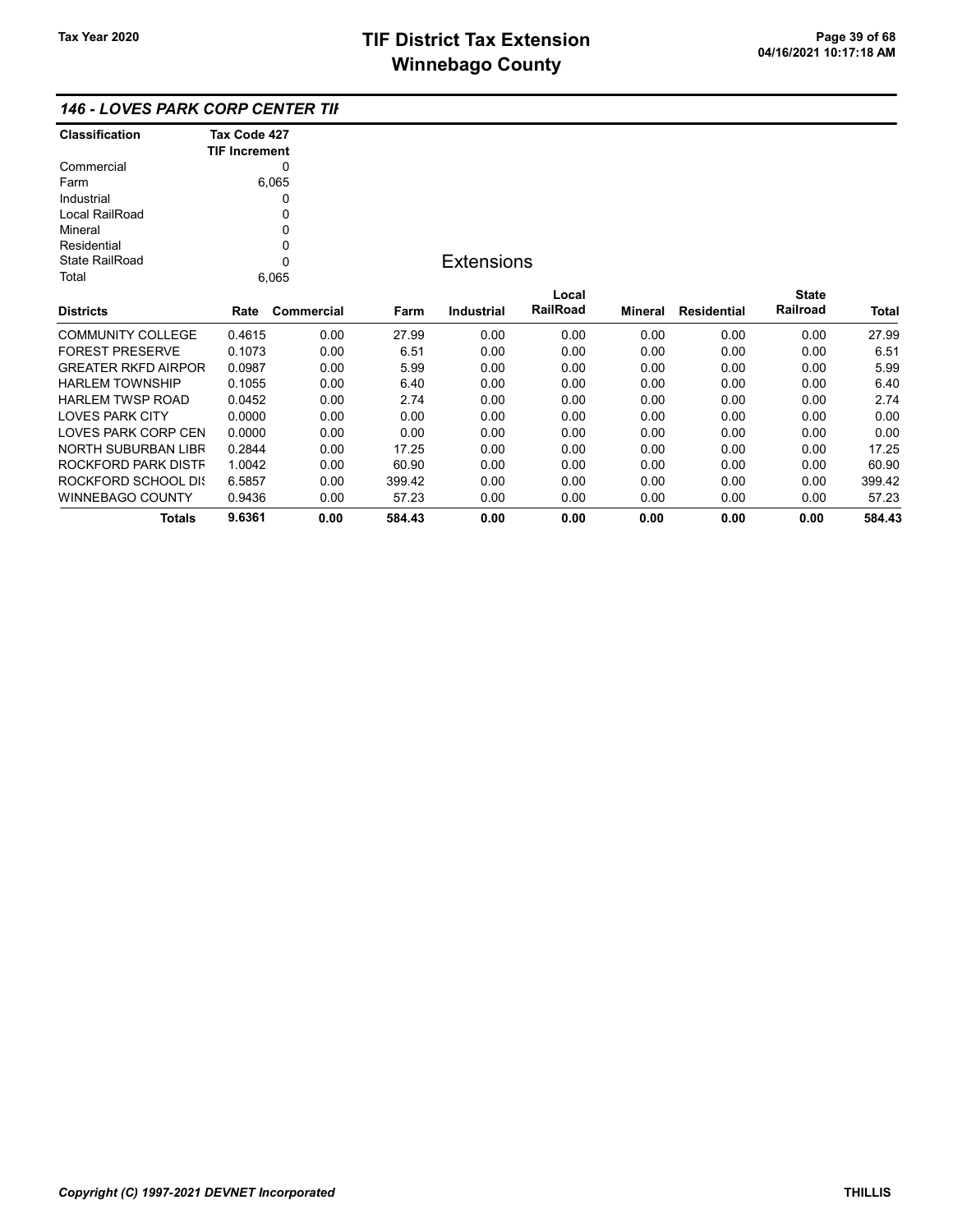## 146 - LOVES PARK CORP CENTER TIF

| Classification | Tax Code 427 TIF Increment |
|---|---|
| Commercial | 0 |
| Farm | 6,065 |
| Industrial | 0 |
| Local RailRoad | 0 |
| Mineral | 0 |
| Residential | 0 |
| State RailRoad | 0 |
| Total | 6,065 |

### Extensions

| Districts | Rate | Commercial | Farm | Industrial | Local RailRoad | Mineral | Residential | State Railroad | Total |
|---|---|---|---|---|---|---|---|---|---|
| COMMUNITY COLLEGE | 0.4615 | 0.00 | 27.99 | 0.00 | 0.00 | 0.00 | 0.00 | 0.00 | 27.99 |
| FOREST PRESERVE | 0.1073 | 0.00 | 6.51 | 0.00 | 0.00 | 0.00 | 0.00 | 0.00 | 6.51 |
| GREATER RKFD AIRPOR | 0.0987 | 0.00 | 5.99 | 0.00 | 0.00 | 0.00 | 0.00 | 0.00 | 5.99 |
| HARLEM TOWNSHIP | 0.1055 | 0.00 | 6.40 | 0.00 | 0.00 | 0.00 | 0.00 | 0.00 | 6.40 |
| HARLEM TWSP ROAD | 0.0452 | 0.00 | 2.74 | 0.00 | 0.00 | 0.00 | 0.00 | 0.00 | 2.74 |
| LOVES PARK CITY | 0.0000 | 0.00 | 0.00 | 0.00 | 0.00 | 0.00 | 0.00 | 0.00 | 0.00 |
| LOVES PARK CORP CEN | 0.0000 | 0.00 | 0.00 | 0.00 | 0.00 | 0.00 | 0.00 | 0.00 | 0.00 |
| NORTH SUBURBAN LIBR | 0.2844 | 0.00 | 17.25 | 0.00 | 0.00 | 0.00 | 0.00 | 0.00 | 17.25 |
| ROCKFORD PARK DISTR | 1.0042 | 0.00 | 60.90 | 0.00 | 0.00 | 0.00 | 0.00 | 0.00 | 60.90 |
| ROCKFORD SCHOOL DIS | 6.5857 | 0.00 | 399.42 | 0.00 | 0.00 | 0.00 | 0.00 | 0.00 | 399.42 |
| WINNEBAGO COUNTY | 0.9436 | 0.00 | 57.23 | 0.00 | 0.00 | 0.00 | 0.00 | 0.00 | 57.23 |
| **Totals** | **9.6361** | **0.00** | **584.43** | **0.00** | **0.00** | **0.00** | **0.00** | **0.00** | **584.43** |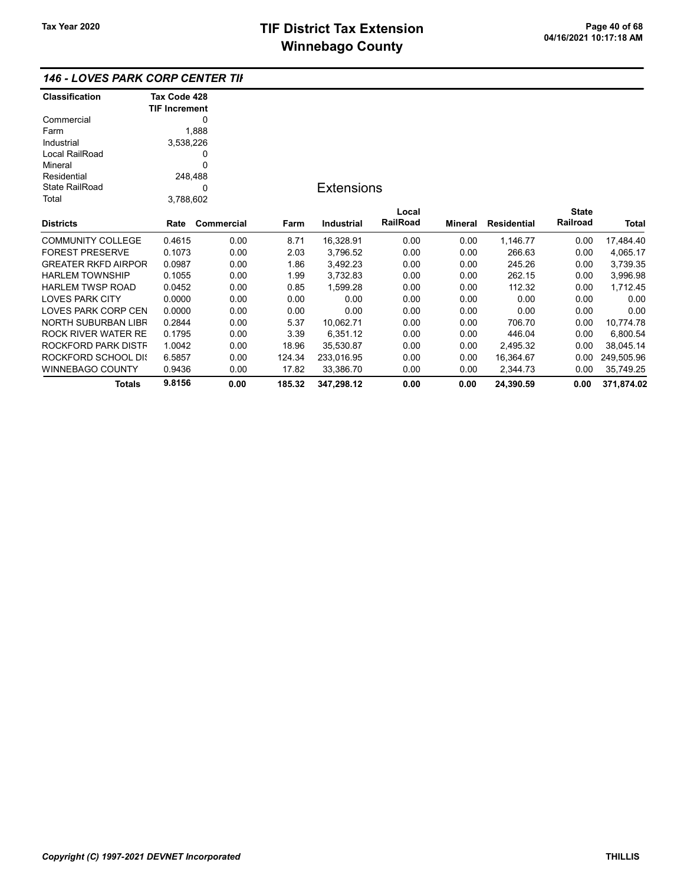## 146 - LOVES PARK CORP CENTER TIF

| Classification | Tax Code 428 TIF Increment |
|---|---|
| Commercial | 0 |
| Farm | 1,888 |
| Industrial | 3,538,226 |
| Local RailRoad | 0 |
| Mineral | 0 |
| Residential | 248,488 |
| State RailRoad | 0 |
| Total | 3,788,602 |

### Extensions

| Districts | Rate | Commercial | Farm | Industrial | Local RailRoad | Mineral | Residential | State Railroad | Total |
|---|---|---|---|---|---|---|---|---|---|
| COMMUNITY COLLEGE | 0.4615 | 0.00 | 8.71 | 16,328.91 | 0.00 | 0.00 | 1,146.77 | 0.00 | 17,484.40 |
| FOREST PRESERVE | 0.1073 | 0.00 | 2.03 | 3,796.52 | 0.00 | 0.00 | 266.63 | 0.00 | 4,065.17 |
| GREATER RKFD AIRPOR | 0.0987 | 0.00 | 1.86 | 3,492.23 | 0.00 | 0.00 | 245.26 | 0.00 | 3,739.35 |
| HARLEM TOWNSHIP | 0.1055 | 0.00 | 1.99 | 3,732.83 | 0.00 | 0.00 | 262.15 | 0.00 | 3,996.98 |
| HARLEM TWSP ROAD | 0.0452 | 0.00 | 0.85 | 1,599.28 | 0.00 | 0.00 | 112.32 | 0.00 | 1,712.45 |
| LOVES PARK CITY | 0.0000 | 0.00 | 0.00 | 0.00 | 0.00 | 0.00 | 0.00 | 0.00 | 0.00 |
| LOVES PARK CORP CEN | 0.0000 | 0.00 | 0.00 | 0.00 | 0.00 | 0.00 | 0.00 | 0.00 | 0.00 |
| NORTH SUBURBAN LIBR | 0.2844 | 0.00 | 5.37 | 10,062.71 | 0.00 | 0.00 | 706.70 | 0.00 | 10,774.78 |
| ROCK RIVER WATER RE | 0.1795 | 0.00 | 3.39 | 6,351.12 | 0.00 | 0.00 | 446.04 | 0.00 | 6,800.54 |
| ROCKFORD PARK DISTR | 1.0042 | 0.00 | 18.96 | 35,530.87 | 0.00 | 0.00 | 2,495.32 | 0.00 | 38,045.14 |
| ROCKFORD SCHOOL DIS | 6.5857 | 0.00 | 124.34 | 233,016.95 | 0.00 | 0.00 | 16,364.67 | 0.00 | 249,505.96 |
| WINNEBAGO COUNTY | 0.9436 | 0.00 | 17.82 | 33,386.70 | 0.00 | 0.00 | 2,344.73 | 0.00 | 35,749.25 |
| **Totals** | **9.8156** | **0.00** | **185.32** | **347,298.12** | **0.00** | **0.00** | **24,390.59** | **0.00** | **371,874.02** |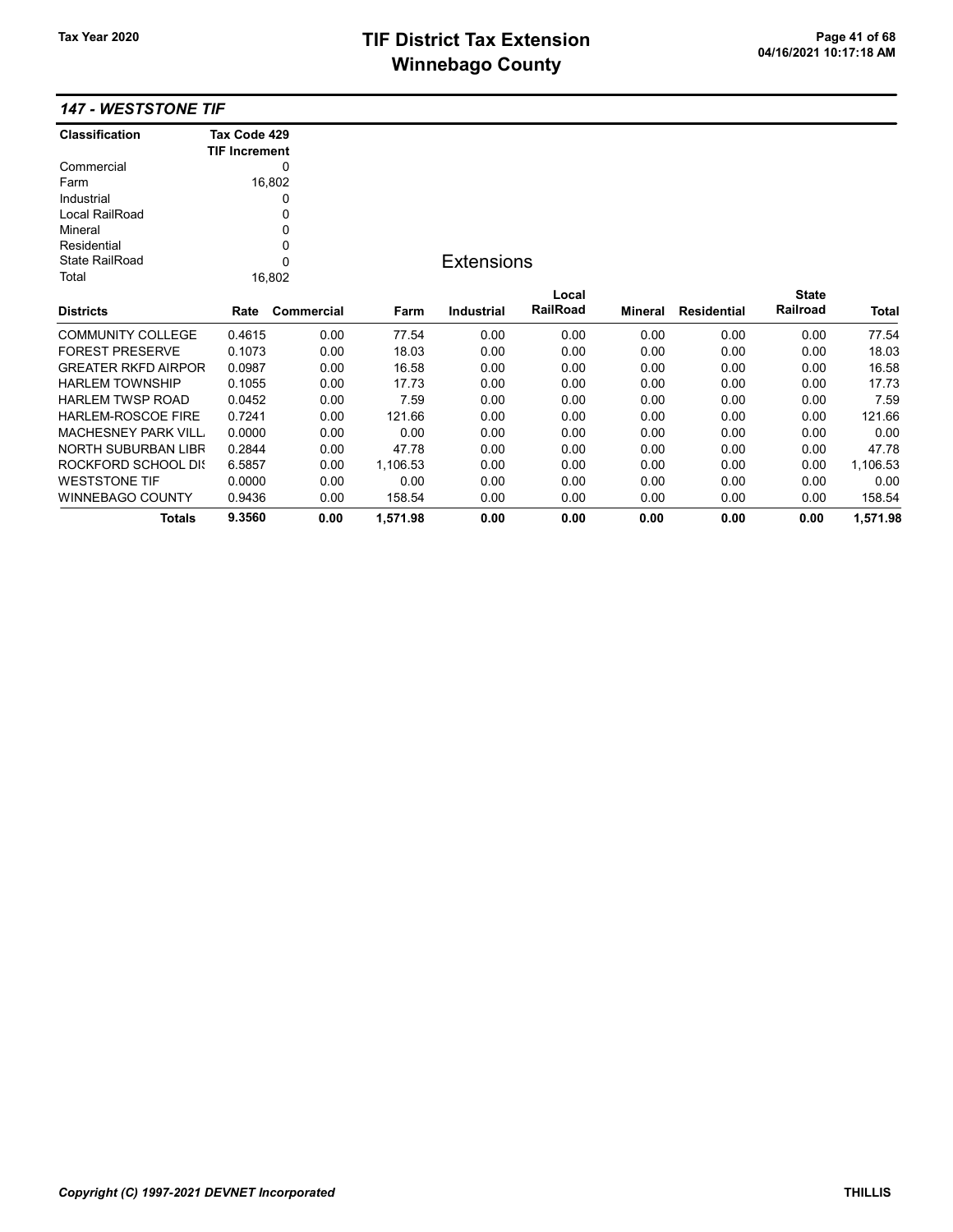# TIF District Tax Extension
# Winnebago County

Tax Year 2020

## 147 - WESTSTONE TIF

| Classification | Tax Code 429 TIF Increment |
|---|---|
| Commercial | 0 |
| Farm | 16,802 |
| Industrial | 0 |
| Local RailRoad | 0 |
| Mineral | 0 |
| Residential | 0 |
| State RailRoad | 0 |
| Total | 16,802 |

### Extensions

| Districts | Rate | Commercial | Farm | Industrial | Local RailRoad | Mineral | Residential | State Railroad | Total |
|---|---|---|---|---|---|---|---|---|---|
| COMMUNITY COLLEGE | 0.4615 | 0.00 | 77.54 | 0.00 | 0.00 | 0.00 | 0.00 | 0.00 | 77.54 |
| FOREST PRESERVE | 0.1073 | 0.00 | 18.03 | 0.00 | 0.00 | 0.00 | 0.00 | 0.00 | 18.03 |
| GREATER RKFD AIRPOR | 0.0987 | 0.00 | 16.58 | 0.00 | 0.00 | 0.00 | 0.00 | 0.00 | 16.58 |
| HARLEM TOWNSHIP | 0.1055 | 0.00 | 17.73 | 0.00 | 0.00 | 0.00 | 0.00 | 0.00 | 17.73 |
| HARLEM TWSP ROAD | 0.0452 | 0.00 | 7.59 | 0.00 | 0.00 | 0.00 | 0.00 | 0.00 | 7.59 |
| HARLEM-ROSCOE FIRE | 0.7241 | 0.00 | 121.66 | 0.00 | 0.00 | 0.00 | 0.00 | 0.00 | 121.66 |
| MACHESNEY PARK VILL | 0.0000 | 0.00 | 0.00 | 0.00 | 0.00 | 0.00 | 0.00 | 0.00 | 0.00 |
| NORTH SUBURBAN LIBR | 0.2844 | 0.00 | 47.78 | 0.00 | 0.00 | 0.00 | 0.00 | 0.00 | 47.78 |
| ROCKFORD SCHOOL DIS | 6.5857 | 0.00 | 1,106.53 | 0.00 | 0.00 | 0.00 | 0.00 | 0.00 | 1,106.53 |
| WESTSTONE TIF | 0.0000 | 0.00 | 0.00 | 0.00 | 0.00 | 0.00 | 0.00 | 0.00 | 0.00 |
| WINNEBAGO COUNTY | 0.9436 | 0.00 | 158.54 | 0.00 | 0.00 | 0.00 | 0.00 | 0.00 | 158.54 |
| **Totals** | **9.3560** | **0.00** | **1,571.98** | **0.00** | **0.00** | **0.00** | **0.00** | **0.00** | **1,571.98** |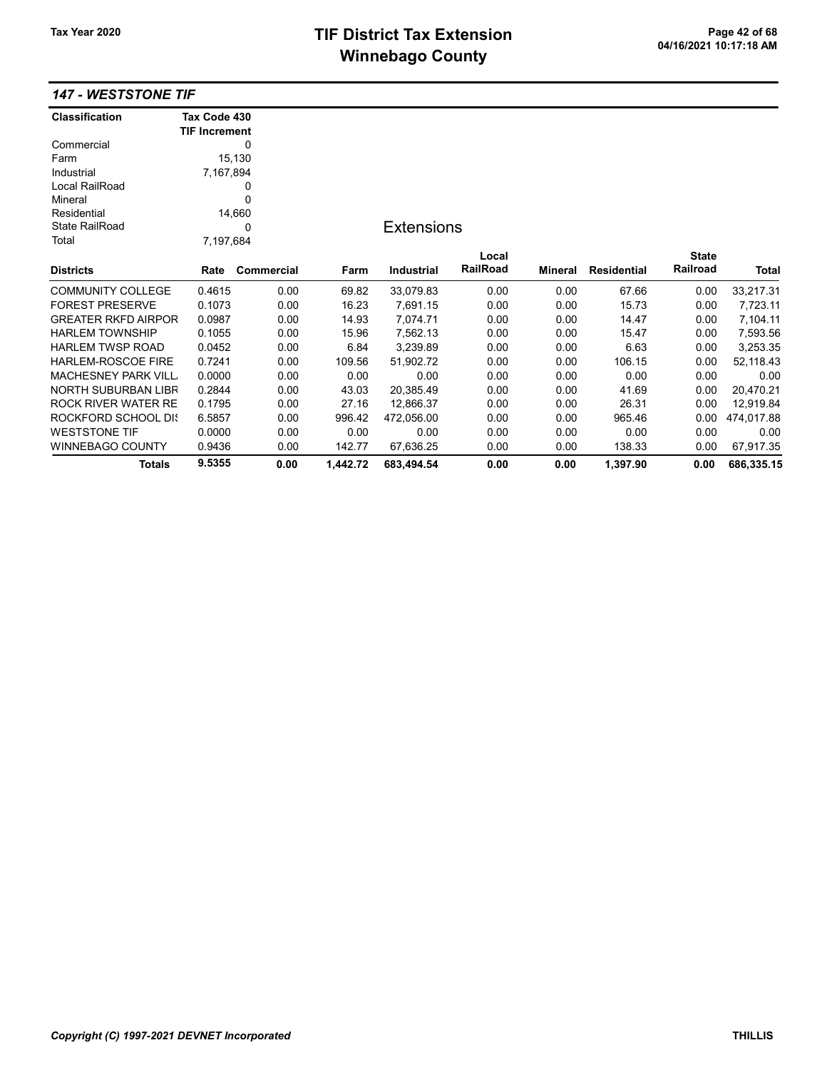# TIF District Tax Extension
# Winnebago County

Tax Year 2020

04/16/2021 10:17:18 AM

## 147 - WESTSTONE TIF

| Classification | Tax Code 430 TIF Increment |
|---|---|
| Commercial | 0 |
| Farm | 15,130 |
| Industrial | 7,167,894 |
| Local RailRoad | 0 |
| Mineral | 0 |
| Residential | 14,660 |
| State RailRoad | 0 |
| Total | 7,197,684 |

### Extensions

| Districts | Rate | Commercial | Farm | Industrial | Local RailRoad | Mineral | Residential | State Railroad | Total |
|---|---|---|---|---|---|---|---|---|---|
| COMMUNITY COLLEGE | 0.4615 | 0.00 | 69.82 | 33,079.83 | 0.00 | 0.00 | 67.66 | 0.00 | 33,217.31 |
| FOREST PRESERVE | 0.1073 | 0.00 | 16.23 | 7,691.15 | 0.00 | 0.00 | 15.73 | 0.00 | 7,723.11 |
| GREATER RKFD AIRPOR | 0.0987 | 0.00 | 14.93 | 7,074.71 | 0.00 | 0.00 | 14.47 | 0.00 | 7,104.11 |
| HARLEM TOWNSHIP | 0.1055 | 0.00 | 15.96 | 7,562.13 | 0.00 | 0.00 | 15.47 | 0.00 | 7,593.56 |
| HARLEM TWSP ROAD | 0.0452 | 0.00 | 6.84 | 3,239.89 | 0.00 | 0.00 | 6.63 | 0.00 | 3,253.35 |
| HARLEM-ROSCOE FIRE | 0.7241 | 0.00 | 109.56 | 51,902.72 | 0.00 | 0.00 | 106.15 | 0.00 | 52,118.43 |
| MACHESNEY PARK VILL | 0.0000 | 0.00 | 0.00 | 0.00 | 0.00 | 0.00 | 0.00 | 0.00 | 0.00 |
| NORTH SUBURBAN LIBR | 0.2844 | 0.00 | 43.03 | 20,385.49 | 0.00 | 0.00 | 41.69 | 0.00 | 20,470.21 |
| ROCK RIVER WATER RE | 0.1795 | 0.00 | 27.16 | 12,866.37 | 0.00 | 0.00 | 26.31 | 0.00 | 12,919.84 |
| ROCKFORD SCHOOL DIS | 6.5857 | 0.00 | 996.42 | 472,056.00 | 0.00 | 0.00 | 965.46 | 0.00 | 474,017.88 |
| WESTSTONE TIF | 0.0000 | 0.00 | 0.00 | 0.00 | 0.00 | 0.00 | 0.00 | 0.00 | 0.00 |
| WINNEBAGO COUNTY | 0.9436 | 0.00 | 142.77 | 67,636.25 | 0.00 | 0.00 | 138.33 | 0.00 | 67,917.35 |
| **Totals** | **9.5355** | **0.00** | **1,442.72** | **683,494.54** | **0.00** | **0.00** | **1,397.90** | **0.00** | **686,335.15** |

*Copyright (C) 1997-2021 DEVNET Incorporated* THILLIS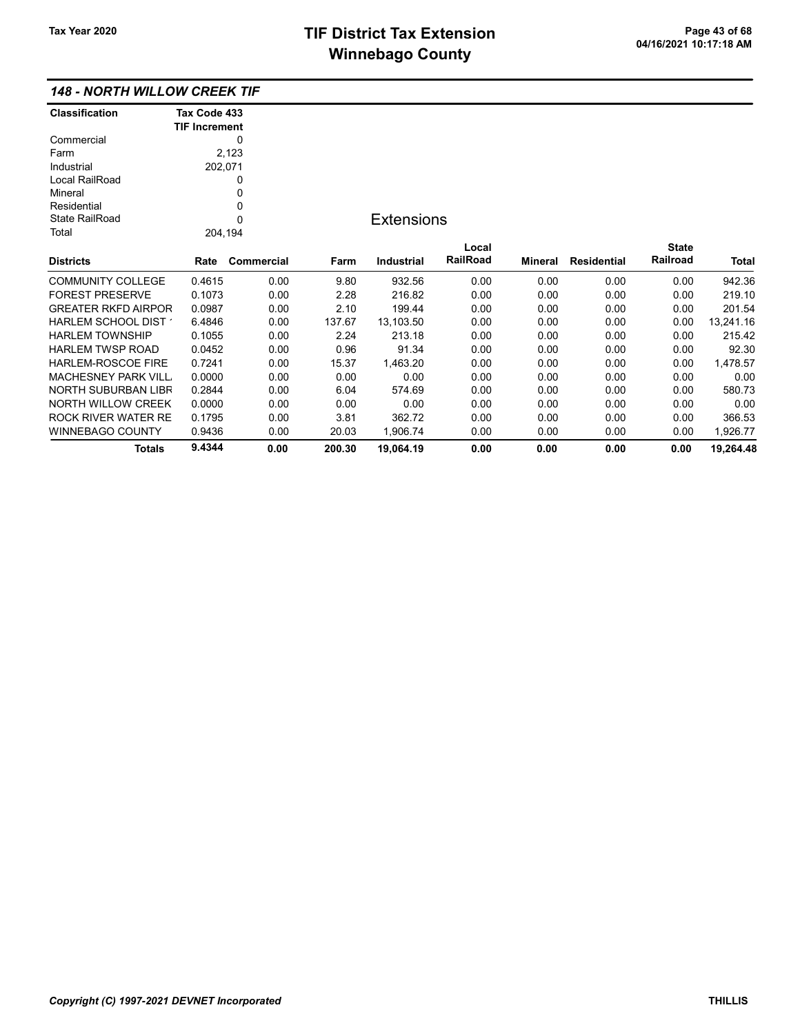# TIF District Tax Extension
# Winnebago County

Tax Year 2020

## 148 - NORTH WILLOW CREEK TIF

| Classification | Tax Code 433 TIF Increment |
|---|---|
| Commercial | 0 |
| Farm | 2,123 |
| Industrial | 202,071 |
| Local RailRoad | 0 |
| Mineral | 0 |
| Residential | 0 |
| State RailRoad | 0 |
| Total | 204,194 |

### Extensions

| Districts | Rate | Commercial | Farm | Industrial | Local RailRoad | Mineral | Residential | State Railroad | Total |
|---|---|---|---|---|---|---|---|---|---|
| COMMUNITY COLLEGE | 0.4615 | 0.00 | 9.80 | 932.56 | 0.00 | 0.00 | 0.00 | 0.00 | 942.36 |
| FOREST PRESERVE | 0.1073 | 0.00 | 2.28 | 216.82 | 0.00 | 0.00 | 0.00 | 0.00 | 219.10 |
| GREATER RKFD AIRPOR | 0.0987 | 0.00 | 2.10 | 199.44 | 0.00 | 0.00 | 0.00 | 0.00 | 201.54 |
| HARLEM SCHOOL DIST ' | 6.4846 | 0.00 | 137.67 | 13,103.50 | 0.00 | 0.00 | 0.00 | 0.00 | 13,241.16 |
| HARLEM TOWNSHIP | 0.1055 | 0.00 | 2.24 | 213.18 | 0.00 | 0.00 | 0.00 | 0.00 | 215.42 |
| HARLEM TWSP ROAD | 0.0452 | 0.00 | 0.96 | 91.34 | 0.00 | 0.00 | 0.00 | 0.00 | 92.30 |
| HARLEM-ROSCOE FIRE | 0.7241 | 0.00 | 15.37 | 1,463.20 | 0.00 | 0.00 | 0.00 | 0.00 | 1,478.57 |
| MACHESNEY PARK VILL | 0.0000 | 0.00 | 0.00 | 0.00 | 0.00 | 0.00 | 0.00 | 0.00 | 0.00 |
| NORTH SUBURBAN LIBR | 0.2844 | 0.00 | 6.04 | 574.69 | 0.00 | 0.00 | 0.00 | 0.00 | 580.73 |
| NORTH WILLOW CREEK | 0.0000 | 0.00 | 0.00 | 0.00 | 0.00 | 0.00 | 0.00 | 0.00 | 0.00 |
| ROCK RIVER WATER RE | 0.1795 | 0.00 | 3.81 | 362.72 | 0.00 | 0.00 | 0.00 | 0.00 | 366.53 |
| WINNEBAGO COUNTY | 0.9436 | 0.00 | 20.03 | 1,906.74 | 0.00 | 0.00 | 0.00 | 0.00 | 1,926.77 |
| **Totals** | **9.4344** | **0.00** | **200.30** | **19,064.19** | **0.00** | **0.00** | **0.00** | **0.00** | **19,264.48** |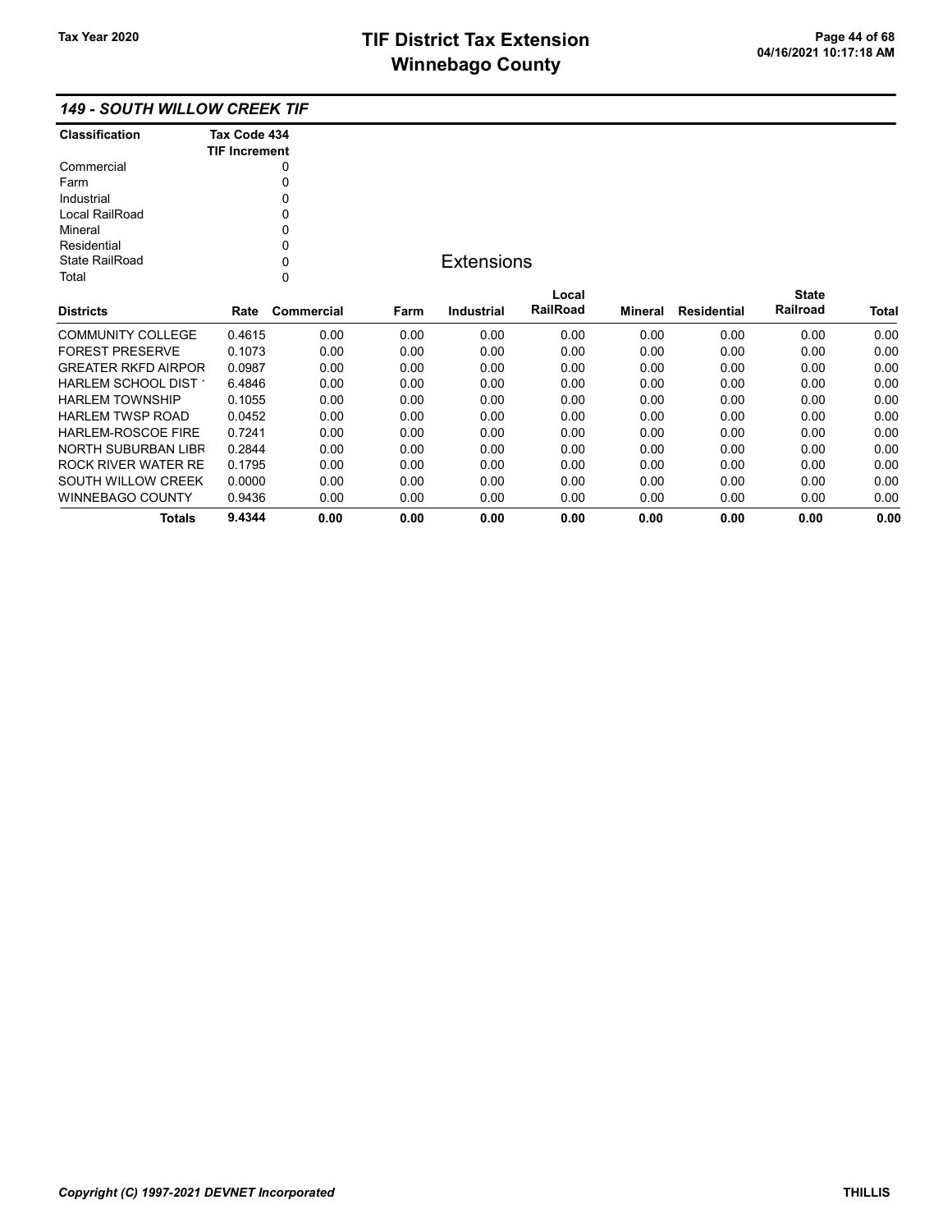## 149 - SOUTH WILLOW CREEK TIF

| Classification | Tax Code 434 TIF Increment |
|---|---|
| Commercial | 0 |
| Farm | 0 |
| Industrial | 0 |
| Local RailRoad | 0 |
| Mineral | 0 |
| Residential | 0 |
| State RailRoad | 0 |
| Total | 0 |

### Extensions

| Districts | Rate | Commercial | Farm | Industrial | Local RailRoad | Mineral | Residential | State Railroad | Total |
|---|---|---|---|---|---|---|---|---|---|
| COMMUNITY COLLEGE | 0.4615 | 0.00 | 0.00 | 0.00 | 0.00 | 0.00 | 0.00 | 0.00 | 0.00 |
| FOREST PRESERVE | 0.1073 | 0.00 | 0.00 | 0.00 | 0.00 | 0.00 | 0.00 | 0.00 | 0.00 |
| GREATER RKFD AIRPOR | 0.0987 | 0.00 | 0.00 | 0.00 | 0.00 | 0.00 | 0.00 | 0.00 | 0.00 |
| HARLEM SCHOOL DIST ' | 6.4846 | 0.00 | 0.00 | 0.00 | 0.00 | 0.00 | 0.00 | 0.00 | 0.00 |
| HARLEM TOWNSHIP | 0.1055 | 0.00 | 0.00 | 0.00 | 0.00 | 0.00 | 0.00 | 0.00 | 0.00 |
| HARLEM TWSP ROAD | 0.0452 | 0.00 | 0.00 | 0.00 | 0.00 | 0.00 | 0.00 | 0.00 | 0.00 |
| HARLEM-ROSCOE FIRE | 0.7241 | 0.00 | 0.00 | 0.00 | 0.00 | 0.00 | 0.00 | 0.00 | 0.00 |
| NORTH SUBURBAN LIBR | 0.2844 | 0.00 | 0.00 | 0.00 | 0.00 | 0.00 | 0.00 | 0.00 | 0.00 |
| ROCK RIVER WATER RE | 0.1795 | 0.00 | 0.00 | 0.00 | 0.00 | 0.00 | 0.00 | 0.00 | 0.00 |
| SOUTH WILLOW CREEK | 0.0000 | 0.00 | 0.00 | 0.00 | 0.00 | 0.00 | 0.00 | 0.00 | 0.00 |
| WINNEBAGO COUNTY | 0.9436 | 0.00 | 0.00 | 0.00 | 0.00 | 0.00 | 0.00 | 0.00 | 0.00 |
| **Totals** | **9.4344** | **0.00** | **0.00** | **0.00** | **0.00** | **0.00** | **0.00** | **0.00** | **0.00** |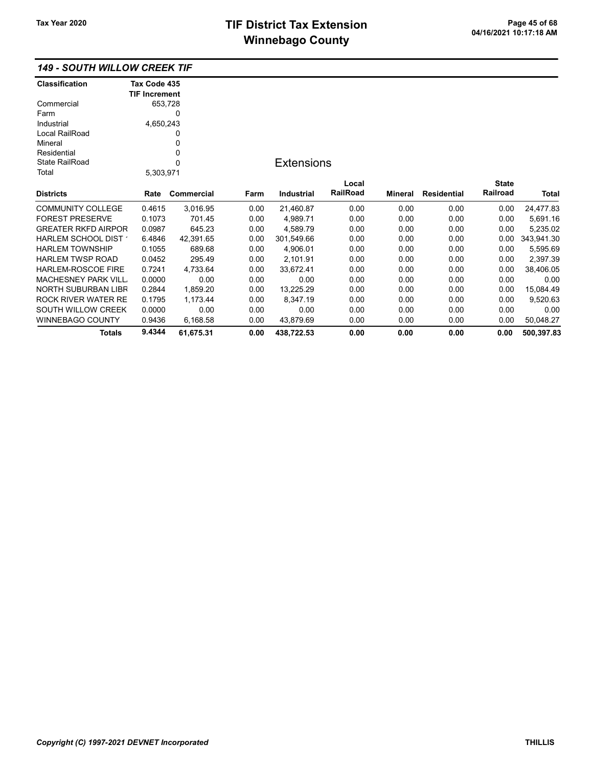## 149 - SOUTH WILLOW CREEK TIF

| Classification | Tax Code 435 TIF Increment |
|---|---|
| Commercial | 653,728 |
| Farm | 0 |
| Industrial | 4,650,243 |
| Local RailRoad | 0 |
| Mineral | 0 |
| Residential | 0 |
| State RailRoad | 0 |
| Total | 5,303,971 |

### Extensions

| Districts | Rate | Commercial | Farm | Industrial | Local RailRoad | Mineral | Residential | State Railroad | Total |
|---|---|---|---|---|---|---|---|---|---|
| COMMUNITY COLLEGE | 0.4615 | 3,016.95 | 0.00 | 21,460.87 | 0.00 | 0.00 | 0.00 | 0.00 | 24,477.83 |
| FOREST PRESERVE | 0.1073 | 701.45 | 0.00 | 4,989.71 | 0.00 | 0.00 | 0.00 | 0.00 | 5,691.16 |
| GREATER RKFD AIRPOR | 0.0987 | 645.23 | 0.00 | 4,589.79 | 0.00 | 0.00 | 0.00 | 0.00 | 5,235.02 |
| HARLEM SCHOOL DIST 1 | 6.4846 | 42,391.65 | 0.00 | 301,549.66 | 0.00 | 0.00 | 0.00 | 0.00 | 343,941.30 |
| HARLEM TOWNSHIP | 0.1055 | 689.68 | 0.00 | 4,906.01 | 0.00 | 0.00 | 0.00 | 0.00 | 5,595.69 |
| HARLEM TWSP ROAD | 0.0452 | 295.49 | 0.00 | 2,101.91 | 0.00 | 0.00 | 0.00 | 0.00 | 2,397.39 |
| HARLEM-ROSCOE FIRE | 0.7241 | 4,733.64 | 0.00 | 33,672.41 | 0.00 | 0.00 | 0.00 | 0.00 | 38,406.05 |
| MACHESNEY PARK VILL | 0.0000 | 0.00 | 0.00 | 0.00 | 0.00 | 0.00 | 0.00 | 0.00 | 0.00 |
| NORTH SUBURBAN LIBR | 0.2844 | 1,859.20 | 0.00 | 13,225.29 | 0.00 | 0.00 | 0.00 | 0.00 | 15,084.49 |
| ROCK RIVER WATER RE | 0.1795 | 1,173.44 | 0.00 | 8,347.19 | 0.00 | 0.00 | 0.00 | 0.00 | 9,520.63 |
| SOUTH WILLOW CREEK | 0.0000 | 0.00 | 0.00 | 0.00 | 0.00 | 0.00 | 0.00 | 0.00 | 0.00 |
| WINNEBAGO COUNTY | 0.9436 | 6,168.58 | 0.00 | 43,879.69 | 0.00 | 0.00 | 0.00 | 0.00 | 50,048.27 |
| **Totals** | **9.4344** | **61,675.31** | **0.00** | **438,722.53** | **0.00** | **0.00** | **0.00** | **0.00** | **500,397.83** |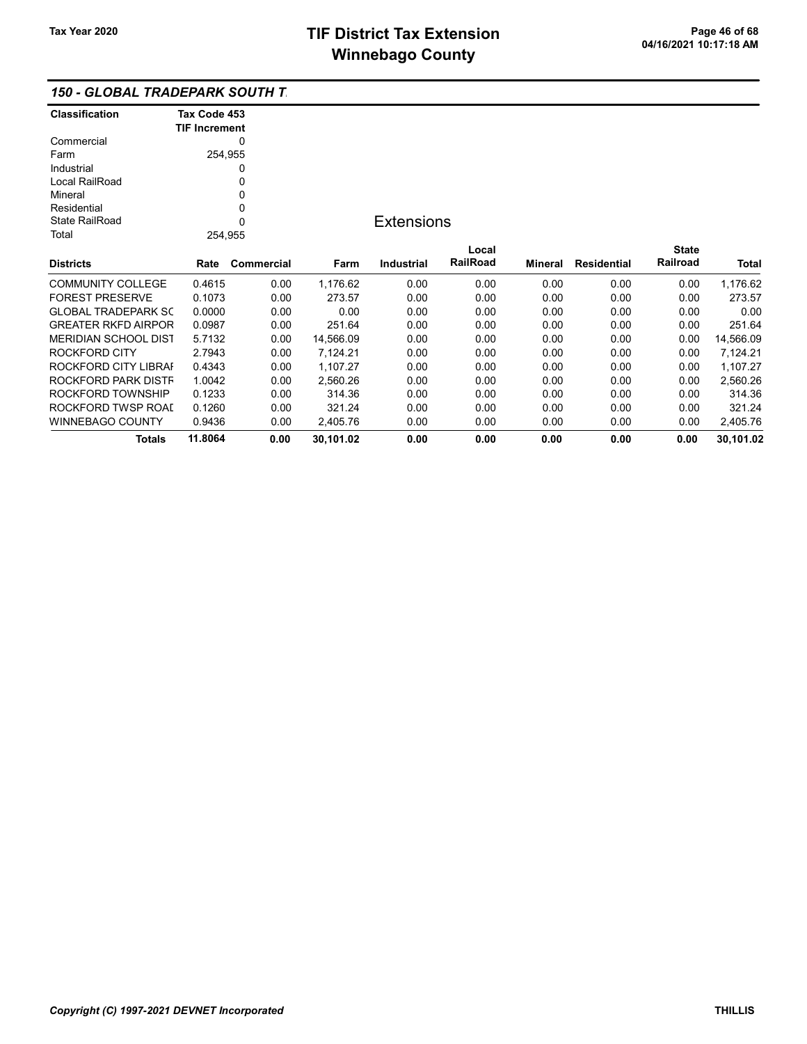## 150 - GLOBAL TRADEPARK SOUTH T

| Classification | Tax Code 453 TIF Increment |
|---|---|
| Commercial | 0 |
| Farm | 254,955 |
| Industrial | 0 |
| Local RailRoad | 0 |
| Mineral | 0 |
| Residential | 0 |
| State RailRoad | 0 |
| Total | 254,955 |

### Extensions

| Districts | Rate | Commercial | Farm | Industrial | Local RailRoad | Mineral | Residential | State Railroad | Total |
|---|---|---|---|---|---|---|---|---|---|
| COMMUNITY COLLEGE | 0.4615 | 0.00 | 1,176.62 | 0.00 | 0.00 | 0.00 | 0.00 | 0.00 | 1,176.62 |
| FOREST PRESERVE | 0.1073 | 0.00 | 273.57 | 0.00 | 0.00 | 0.00 | 0.00 | 0.00 | 273.57 |
| GLOBAL TRADEPARK SC | 0.0000 | 0.00 | 0.00 | 0.00 | 0.00 | 0.00 | 0.00 | 0.00 | 0.00 |
| GREATER RKFD AIRPOR | 0.0987 | 0.00 | 251.64 | 0.00 | 0.00 | 0.00 | 0.00 | 0.00 | 251.64 |
| MERIDIAN SCHOOL DIST | 5.7132 | 0.00 | 14,566.09 | 0.00 | 0.00 | 0.00 | 0.00 | 0.00 | 14,566.09 |
| ROCKFORD CITY | 2.7943 | 0.00 | 7,124.21 | 0.00 | 0.00 | 0.00 | 0.00 | 0.00 | 7,124.21 |
| ROCKFORD CITY LIBRAI | 0.4343 | 0.00 | 1,107.27 | 0.00 | 0.00 | 0.00 | 0.00 | 0.00 | 1,107.27 |
| ROCKFORD PARK DISTF | 1.0042 | 0.00 | 2,560.26 | 0.00 | 0.00 | 0.00 | 0.00 | 0.00 | 2,560.26 |
| ROCKFORD TOWNSHIP | 0.1233 | 0.00 | 314.36 | 0.00 | 0.00 | 0.00 | 0.00 | 0.00 | 314.36 |
| ROCKFORD TWSP ROAL | 0.1260 | 0.00 | 321.24 | 0.00 | 0.00 | 0.00 | 0.00 | 0.00 | 321.24 |
| WINNEBAGO COUNTY | 0.9436 | 0.00 | 2,405.76 | 0.00 | 0.00 | 0.00 | 0.00 | 0.00 | 2,405.76 |
| **Totals** | **11.8064** | **0.00** | **30,101.02** | **0.00** | **0.00** | **0.00** | **0.00** | **0.00** | **30,101.02** |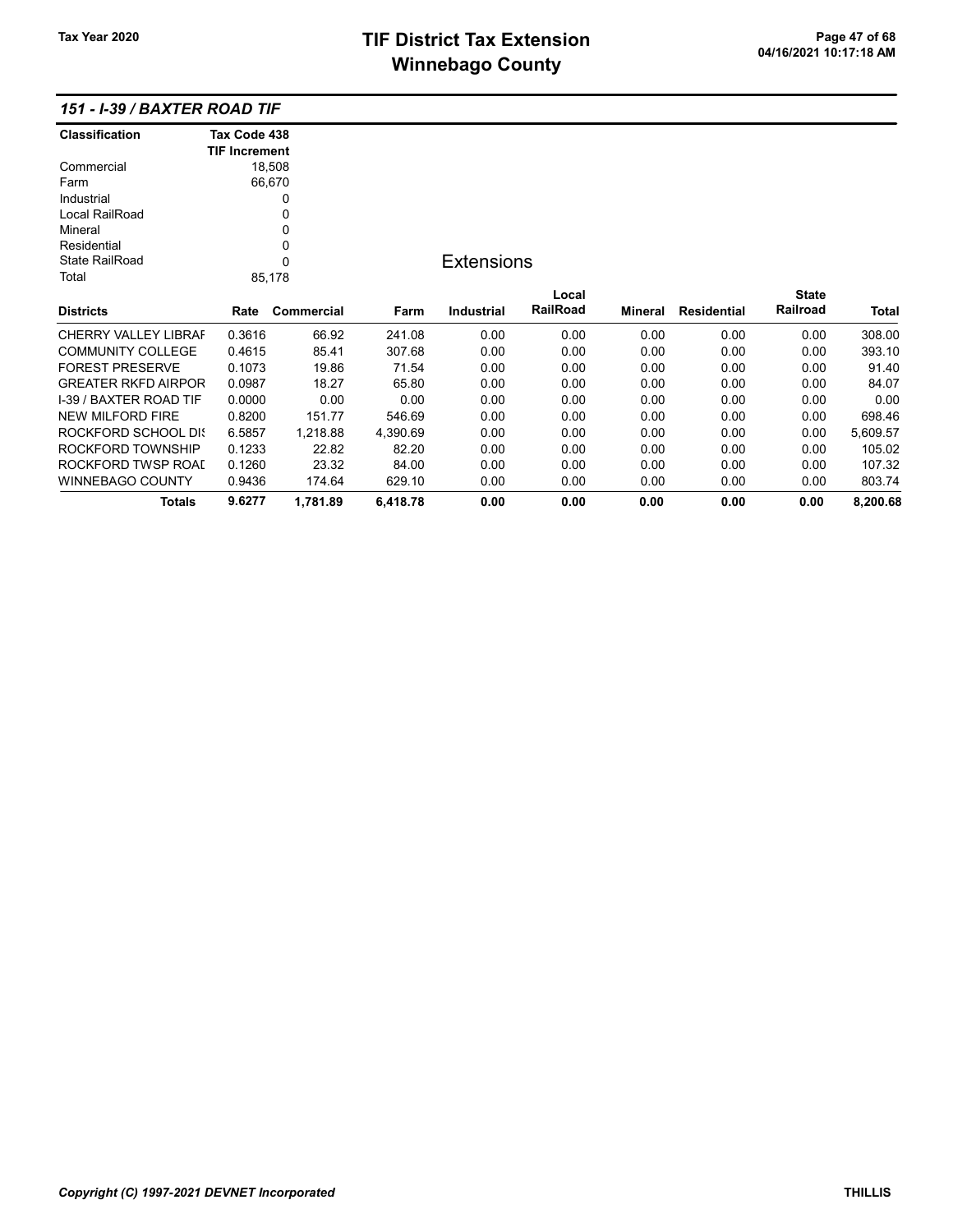## 151 - I-39 / BAXTER ROAD TIF

| Classification | Tax Code 438 TIF Increment |
|---|---|
| Commercial | 18,508 |
| Farm | 66,670 |
| Industrial | 0 |
| Local RailRoad | 0 |
| Mineral | 0 |
| Residential | 0 |
| State RailRoad | 0 |
| Total | 85,178 |

### Extensions

| Districts | Rate | Commercial | Farm | Industrial | Local RailRoad | Mineral | Residential | State Railroad | Total |
|---|---|---|---|---|---|---|---|---|---|
| CHERRY VALLEY LIBRAI | 0.3616 | 66.92 | 241.08 | 0.00 | 0.00 | 0.00 | 0.00 | 0.00 | 308.00 |
| COMMUNITY COLLEGE | 0.4615 | 85.41 | 307.68 | 0.00 | 0.00 | 0.00 | 0.00 | 0.00 | 393.10 |
| FOREST PRESERVE | 0.1073 | 19.86 | 71.54 | 0.00 | 0.00 | 0.00 | 0.00 | 0.00 | 91.40 |
| GREATER RKFD AIRPOR | 0.0987 | 18.27 | 65.80 | 0.00 | 0.00 | 0.00 | 0.00 | 0.00 | 84.07 |
| I-39 / BAXTER ROAD TIF | 0.0000 | 0.00 | 0.00 | 0.00 | 0.00 | 0.00 | 0.00 | 0.00 | 0.00 |
| NEW MILFORD FIRE | 0.8200 | 151.77 | 546.69 | 0.00 | 0.00 | 0.00 | 0.00 | 0.00 | 698.46 |
| ROCKFORD SCHOOL DIS | 6.5857 | 1,218.88 | 4,390.69 | 0.00 | 0.00 | 0.00 | 0.00 | 0.00 | 5,609.57 |
| ROCKFORD TOWNSHIP | 0.1233 | 22.82 | 82.20 | 0.00 | 0.00 | 0.00 | 0.00 | 0.00 | 105.02 |
| ROCKFORD TWSP ROAD | 0.1260 | 23.32 | 84.00 | 0.00 | 0.00 | 0.00 | 0.00 | 0.00 | 107.32 |
| WINNEBAGO COUNTY | 0.9436 | 174.64 | 629.10 | 0.00 | 0.00 | 0.00 | 0.00 | 0.00 | 803.74 |
| **Totals** | **9.6277** | **1,781.89** | **6,418.78** | **0.00** | **0.00** | **0.00** | **0.00** | **0.00** | **8,200.68** |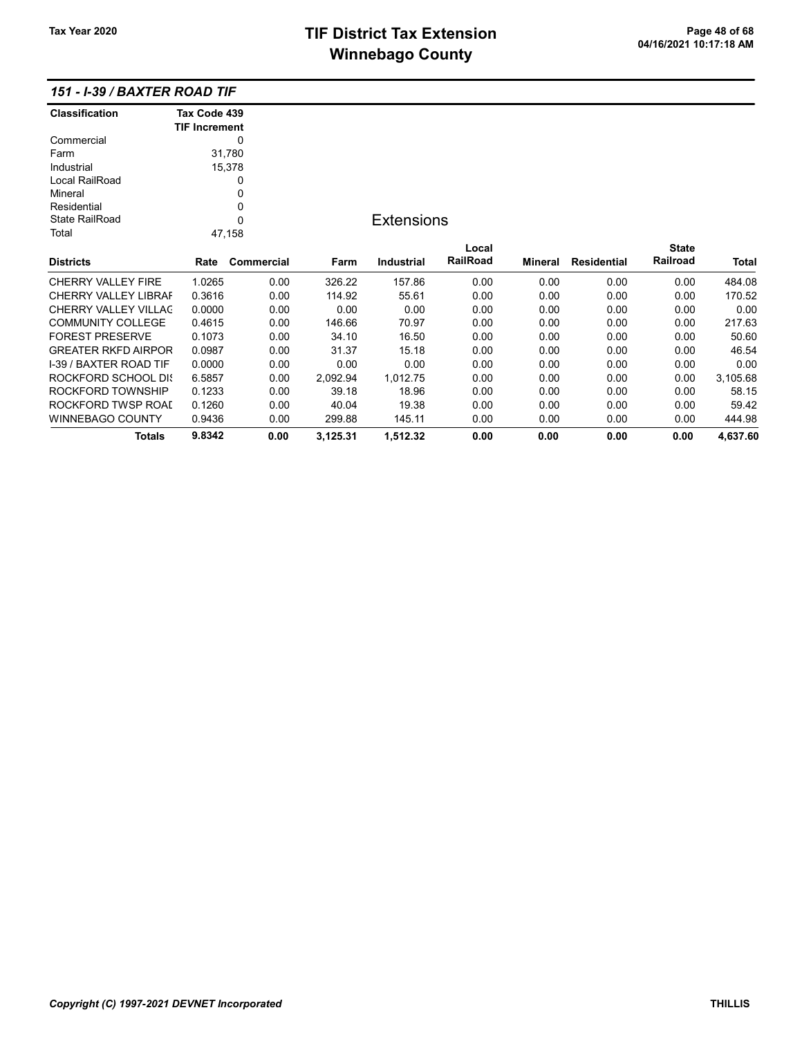# TIF District Tax Extension
# Winnebago County

Tax Year 2020

### 151 - I-39 / BAXTER ROAD TIF

| Classification | Tax Code 439 TIF Increment |
|---|---|
| Commercial | 0 |
| Farm | 31,780 |
| Industrial | 15,378 |
| Local RailRoad | 0 |
| Mineral | 0 |
| Residential | 0 |
| State RailRoad | 0 |
| Total | 47,158 |

## Extensions

| Districts | Rate | Commercial | Farm | Industrial | Local RailRoad | Mineral | Residential | State Railroad | Total |
|---|---|---|---|---|---|---|---|---|---|
| CHERRY VALLEY FIRE | 1.0265 | 0.00 | 326.22 | 157.86 | 0.00 | 0.00 | 0.00 | 0.00 | 484.08 |
| CHERRY VALLEY LIBRAF | 0.3616 | 0.00 | 114.92 | 55.61 | 0.00 | 0.00 | 0.00 | 0.00 | 170.52 |
| CHERRY VALLEY VILLAG | 0.0000 | 0.00 | 0.00 | 0.00 | 0.00 | 0.00 | 0.00 | 0.00 | 0.00 |
| COMMUNITY COLLEGE | 0.4615 | 0.00 | 146.66 | 70.97 | 0.00 | 0.00 | 0.00 | 0.00 | 217.63 |
| FOREST PRESERVE | 0.1073 | 0.00 | 34.10 | 16.50 | 0.00 | 0.00 | 0.00 | 0.00 | 50.60 |
| GREATER RKFD AIRPOR | 0.0987 | 0.00 | 31.37 | 15.18 | 0.00 | 0.00 | 0.00 | 0.00 | 46.54 |
| I-39 / BAXTER ROAD TIF | 0.0000 | 0.00 | 0.00 | 0.00 | 0.00 | 0.00 | 0.00 | 0.00 | 0.00 |
| ROCKFORD SCHOOL DIS | 6.5857 | 0.00 | 2,092.94 | 1,012.75 | 0.00 | 0.00 | 0.00 | 0.00 | 3,105.68 |
| ROCKFORD TOWNSHIP | 0.1233 | 0.00 | 39.18 | 18.96 | 0.00 | 0.00 | 0.00 | 0.00 | 58.15 |
| ROCKFORD TWSP ROAD | 0.1260 | 0.00 | 40.04 | 19.38 | 0.00 | 0.00 | 0.00 | 0.00 | 59.42 |
| WINNEBAGO COUNTY | 0.9436 | 0.00 | 299.88 | 145.11 | 0.00 | 0.00 | 0.00 | 0.00 | 444.98 |
| **Totals** | **9.8342** | **0.00** | **3,125.31** | **1,512.32** | **0.00** | **0.00** | **0.00** | **0.00** | **4,637.60** |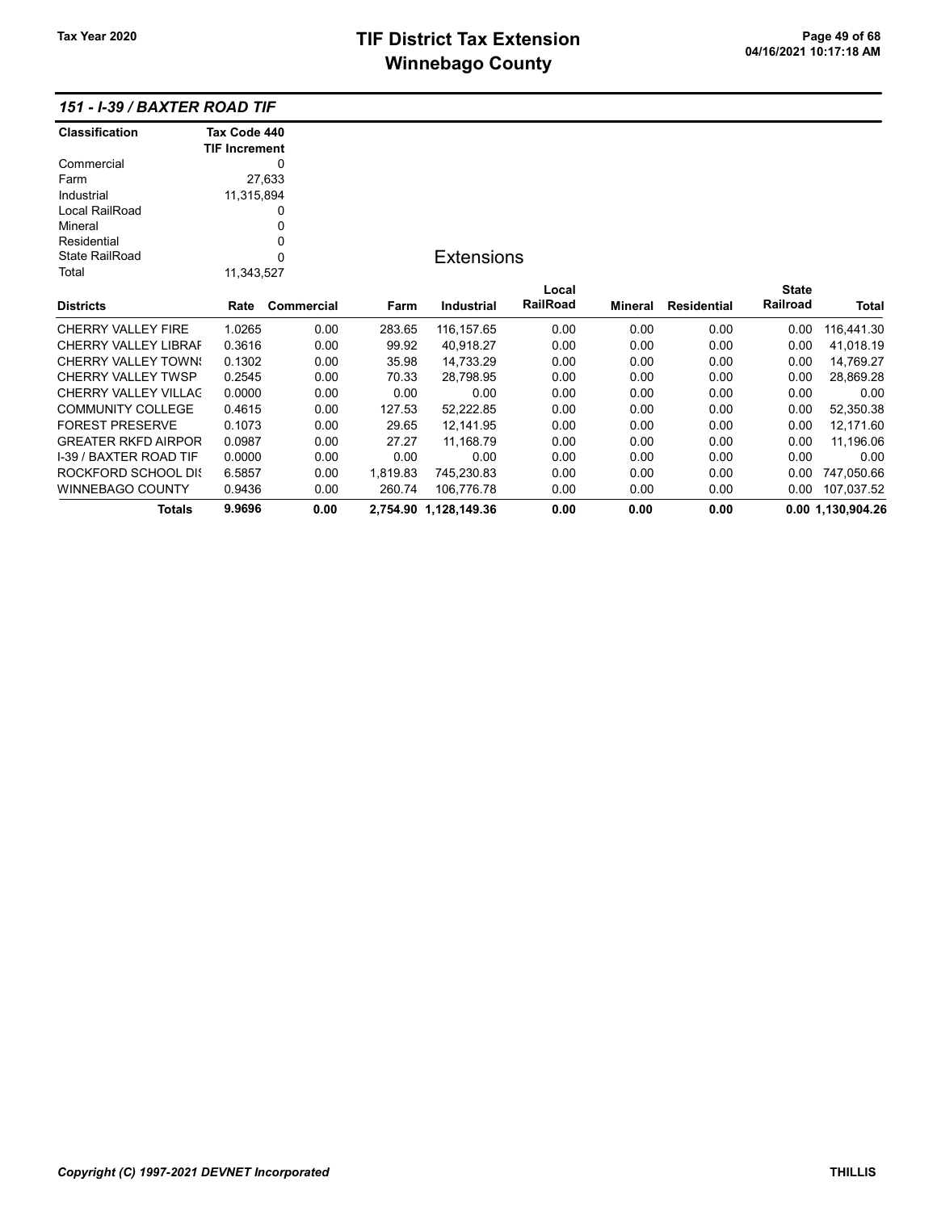## 151 - I-39 / BAXTER ROAD TIF

| Classification | Tax Code 440 TIF Increment |
|---|---|
| Commercial | 0 |
| Farm | 27,633 |
| Industrial | 11,315,894 |
| Local RailRoad | 0 |
| Mineral | 0 |
| Residential | 0 |
| State RailRoad | 0 |
| Total | 11,343,527 |

### Extensions

| Districts | Rate | Commercial | Farm | Industrial | Local RailRoad | Mineral | Residential | State Railroad | Total |
|---|---|---|---|---|---|---|---|---|---|
| CHERRY VALLEY FIRE | 1.0265 | 0.00 | 283.65 | 116,157.65 | 0.00 | 0.00 | 0.00 | 0.00 | 116,441.30 |
| CHERRY VALLEY LIBRAF | 0.3616 | 0.00 | 99.92 | 40,918.27 | 0.00 | 0.00 | 0.00 | 0.00 | 41,018.19 |
| CHERRY VALLEY TOWN! | 0.1302 | 0.00 | 35.98 | 14,733.29 | 0.00 | 0.00 | 0.00 | 0.00 | 14,769.27 |
| CHERRY VALLEY TWSP | 0.2545 | 0.00 | 70.33 | 28,798.95 | 0.00 | 0.00 | 0.00 | 0.00 | 28,869.28 |
| CHERRY VALLEY VILLAG | 0.0000 | 0.00 | 0.00 | 0.00 | 0.00 | 0.00 | 0.00 | 0.00 | 0.00 |
| COMMUNITY COLLEGE | 0.4615 | 0.00 | 127.53 | 52,222.85 | 0.00 | 0.00 | 0.00 | 0.00 | 52,350.38 |
| FOREST PRESERVE | 0.1073 | 0.00 | 29.65 | 12,141.95 | 0.00 | 0.00 | 0.00 | 0.00 | 12,171.60 |
| GREATER RKFD AIRPOR | 0.0987 | 0.00 | 27.27 | 11,168.79 | 0.00 | 0.00 | 0.00 | 0.00 | 11,196.06 |
| I-39 / BAXTER ROAD TIF | 0.0000 | 0.00 | 0.00 | 0.00 | 0.00 | 0.00 | 0.00 | 0.00 | 0.00 |
| ROCKFORD SCHOOL DI! | 6.5857 | 0.00 | 1,819.83 | 745,230.83 | 0.00 | 0.00 | 0.00 | 0.00 | 747,050.66 |
| WINNEBAGO COUNTY | 0.9436 | 0.00 | 260.74 | 106,776.78 | 0.00 | 0.00 | 0.00 | 0.00 | 107,037.52 |
| **Totals** | **9.9696** | **0.00** | **2,754.90** | **1,128,149.36** | **0.00** | **0.00** | **0.00** | **0.00** | **1,130,904.26** |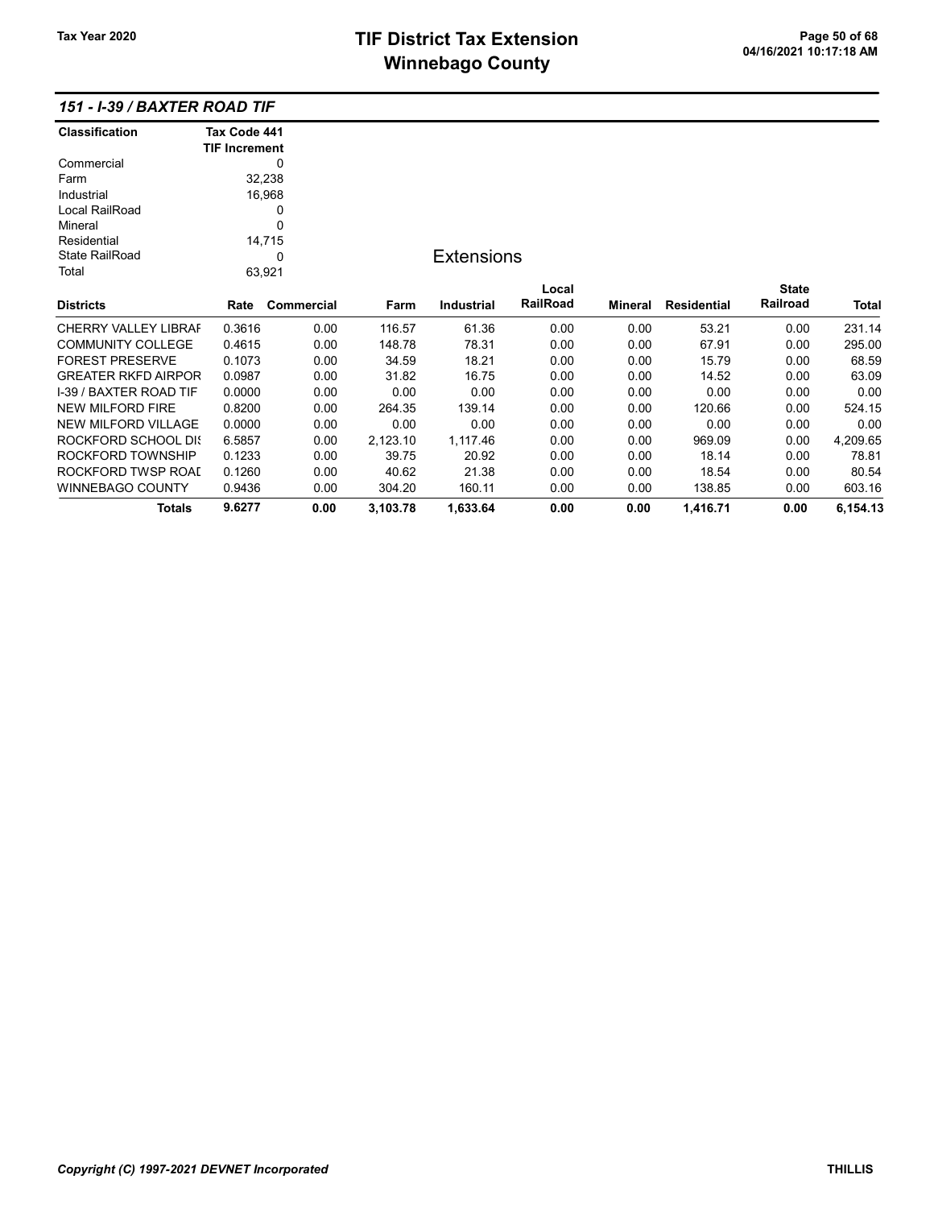## 151 - I-39 / BAXTER ROAD TIF

| Classification | Tax Code 441 TIF Increment |
|---|---|
| Commercial | 0 |
| Farm | 32,238 |
| Industrial | 16,968 |
| Local RailRoad | 0 |
| Mineral | 0 |
| Residential | 14,715 |
| State RailRoad | 0 |
| Total | 63,921 |

### Extensions

| Districts | Rate | Commercial | Farm | Industrial | Local RailRoad | Mineral | Residential | State Railroad | Total |
|---|---|---|---|---|---|---|---|---|---|
| CHERRY VALLEY LIBRAF | 0.3616 | 0.00 | 116.57 | 61.36 | 0.00 | 0.00 | 53.21 | 0.00 | 231.14 |
| COMMUNITY COLLEGE | 0.4615 | 0.00 | 148.78 | 78.31 | 0.00 | 0.00 | 67.91 | 0.00 | 295.00 |
| FOREST PRESERVE | 0.1073 | 0.00 | 34.59 | 18.21 | 0.00 | 0.00 | 15.79 | 0.00 | 68.59 |
| GREATER RKFD AIRPOR | 0.0987 | 0.00 | 31.82 | 16.75 | 0.00 | 0.00 | 14.52 | 0.00 | 63.09 |
| I-39 / BAXTER ROAD TIF | 0.0000 | 0.00 | 0.00 | 0.00 | 0.00 | 0.00 | 0.00 | 0.00 | 0.00 |
| NEW MILFORD FIRE | 0.8200 | 0.00 | 264.35 | 139.14 | 0.00 | 0.00 | 120.66 | 0.00 | 524.15 |
| NEW MILFORD VILLAGE | 0.0000 | 0.00 | 0.00 | 0.00 | 0.00 | 0.00 | 0.00 | 0.00 | 0.00 |
| ROCKFORD SCHOOL DIS | 6.5857 | 0.00 | 2,123.10 | 1,117.46 | 0.00 | 0.00 | 969.09 | 0.00 | 4,209.65 |
| ROCKFORD TOWNSHIP | 0.1233 | 0.00 | 39.75 | 20.92 | 0.00 | 0.00 | 18.14 | 0.00 | 78.81 |
| ROCKFORD TWSP ROAI | 0.1260 | 0.00 | 40.62 | 21.38 | 0.00 | 0.00 | 18.54 | 0.00 | 80.54 |
| WINNEBAGO COUNTY | 0.9436 | 0.00 | 304.20 | 160.11 | 0.00 | 0.00 | 138.85 | 0.00 | 603.16 |
| **Totals** | **9.6277** | **0.00** | **3,103.78** | **1,633.64** | **0.00** | **0.00** | **1,416.71** | **0.00** | **6,154.13** |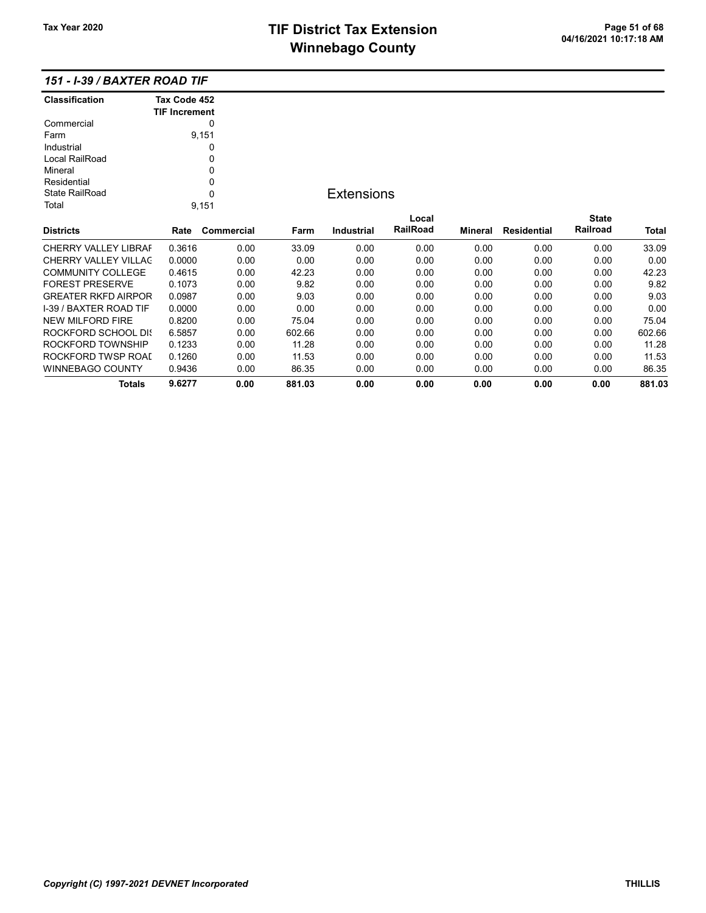# TIF District Tax Extension
# Winnebago County

Tax Year 2020

## 151 - I-39 / BAXTER ROAD TIF

| Classification | Tax Code 452 TIF Increment |
|---|---|
| Commercial | 0 |
| Farm | 9,151 |
| Industrial | 0 |
| Local RailRoad | 0 |
| Mineral | 0 |
| Residential | 0 |
| State RailRoad | 0 |
| Total | 9,151 |

### Extensions

| Districts | Rate | Commercial | Farm | Industrial | Local RailRoad | Mineral | Residential | State Railroad | Total |
|---|---|---|---|---|---|---|---|---|---|
| CHERRY VALLEY LIBRAF | 0.3616 | 0.00 | 33.09 | 0.00 | 0.00 | 0.00 | 0.00 | 0.00 | 33.09 |
| CHERRY VALLEY VILLAG | 0.0000 | 0.00 | 0.00 | 0.00 | 0.00 | 0.00 | 0.00 | 0.00 | 0.00 |
| COMMUNITY COLLEGE | 0.4615 | 0.00 | 42.23 | 0.00 | 0.00 | 0.00 | 0.00 | 0.00 | 42.23 |
| FOREST PRESERVE | 0.1073 | 0.00 | 9.82 | 0.00 | 0.00 | 0.00 | 0.00 | 0.00 | 9.82 |
| GREATER RKFD AIRPOR | 0.0987 | 0.00 | 9.03 | 0.00 | 0.00 | 0.00 | 0.00 | 0.00 | 9.03 |
| I-39 / BAXTER ROAD TIF | 0.0000 | 0.00 | 0.00 | 0.00 | 0.00 | 0.00 | 0.00 | 0.00 | 0.00 |
| NEW MILFORD FIRE | 0.8200 | 0.00 | 75.04 | 0.00 | 0.00 | 0.00 | 0.00 | 0.00 | 75.04 |
| ROCKFORD SCHOOL DIS | 6.5857 | 0.00 | 602.66 | 0.00 | 0.00 | 0.00 | 0.00 | 0.00 | 602.66 |
| ROCKFORD TOWNSHIP | 0.1233 | 0.00 | 11.28 | 0.00 | 0.00 | 0.00 | 0.00 | 0.00 | 11.28 |
| ROCKFORD TWSP ROAD | 0.1260 | 0.00 | 11.53 | 0.00 | 0.00 | 0.00 | 0.00 | 0.00 | 11.53 |
| WINNEBAGO COUNTY | 0.9436 | 0.00 | 86.35 | 0.00 | 0.00 | 0.00 | 0.00 | 0.00 | 86.35 |
| **Totals** | **9.6277** | **0.00** | **881.03** | **0.00** | **0.00** | **0.00** | **0.00** | **0.00** | **881.03** |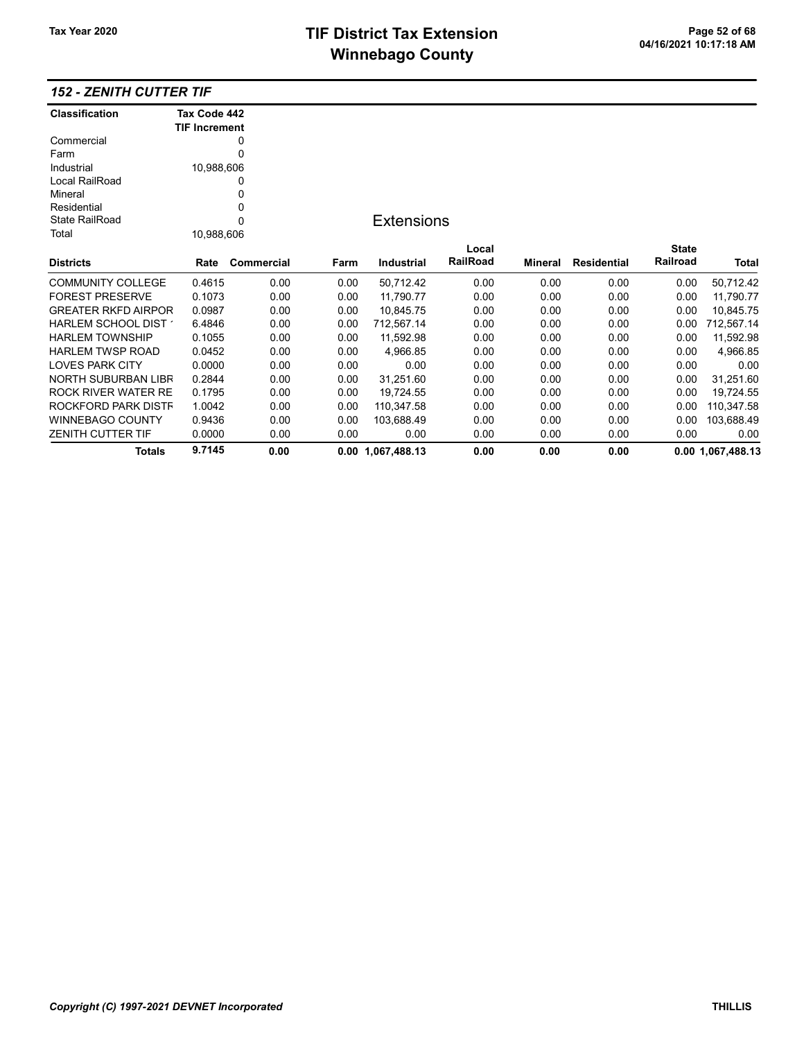## 152 - ZENITH CUTTER TIF

| Classification | Tax Code 442 TIF Increment |
|---|---|
| Commercial | 0 |
| Farm | 0 |
| Industrial | 10,988,606 |
| Local RailRoad | 0 |
| Mineral | 0 |
| Residential | 0 |
| State RailRoad | 0 |
| Total | 10,988,606 |

### Extensions

| Districts | Rate | Commercial | Farm | Industrial | Local RailRoad | Mineral | Residential | State Railroad | Total |
|---|---|---|---|---|---|---|---|---|---|
| COMMUNITY COLLEGE | 0.4615 | 0.00 | 0.00 | 50,712.42 | 0.00 | 0.00 | 0.00 | 0.00 | 50,712.42 |
| FOREST PRESERVE | 0.1073 | 0.00 | 0.00 | 11,790.77 | 0.00 | 0.00 | 0.00 | 0.00 | 11,790.77 |
| GREATER RKFD AIRPOR | 0.0987 | 0.00 | 0.00 | 10,845.75 | 0.00 | 0.00 | 0.00 | 0.00 | 10,845.75 |
| HARLEM SCHOOL DIST ' | 6.4846 | 0.00 | 0.00 | 712,567.14 | 0.00 | 0.00 | 0.00 | 0.00 | 712,567.14 |
| HARLEM TOWNSHIP | 0.1055 | 0.00 | 0.00 | 11,592.98 | 0.00 | 0.00 | 0.00 | 0.00 | 11,592.98 |
| HARLEM TWSP ROAD | 0.0452 | 0.00 | 0.00 | 4,966.85 | 0.00 | 0.00 | 0.00 | 0.00 | 4,966.85 |
| LOVES PARK CITY | 0.0000 | 0.00 | 0.00 | 0.00 | 0.00 | 0.00 | 0.00 | 0.00 | 0.00 |
| NORTH SUBURBAN LIBR | 0.2844 | 0.00 | 0.00 | 31,251.60 | 0.00 | 0.00 | 0.00 | 0.00 | 31,251.60 |
| ROCK RIVER WATER RE | 0.1795 | 0.00 | 0.00 | 19,724.55 | 0.00 | 0.00 | 0.00 | 0.00 | 19,724.55 |
| ROCKFORD PARK DISTR | 1.0042 | 0.00 | 0.00 | 110,347.58 | 0.00 | 0.00 | 0.00 | 0.00 | 110,347.58 |
| WINNEBAGO COUNTY | 0.9436 | 0.00 | 0.00 | 103,688.49 | 0.00 | 0.00 | 0.00 | 0.00 | 103,688.49 |
| ZENITH CUTTER TIF | 0.0000 | 0.00 | 0.00 | 0.00 | 0.00 | 0.00 | 0.00 | 0.00 | 0.00 |
| **Totals** | **9.7145** | **0.00** | **0.00** | **1,067,488.13** | **0.00** | **0.00** | **0.00** | **0.00** | **1,067,488.13** |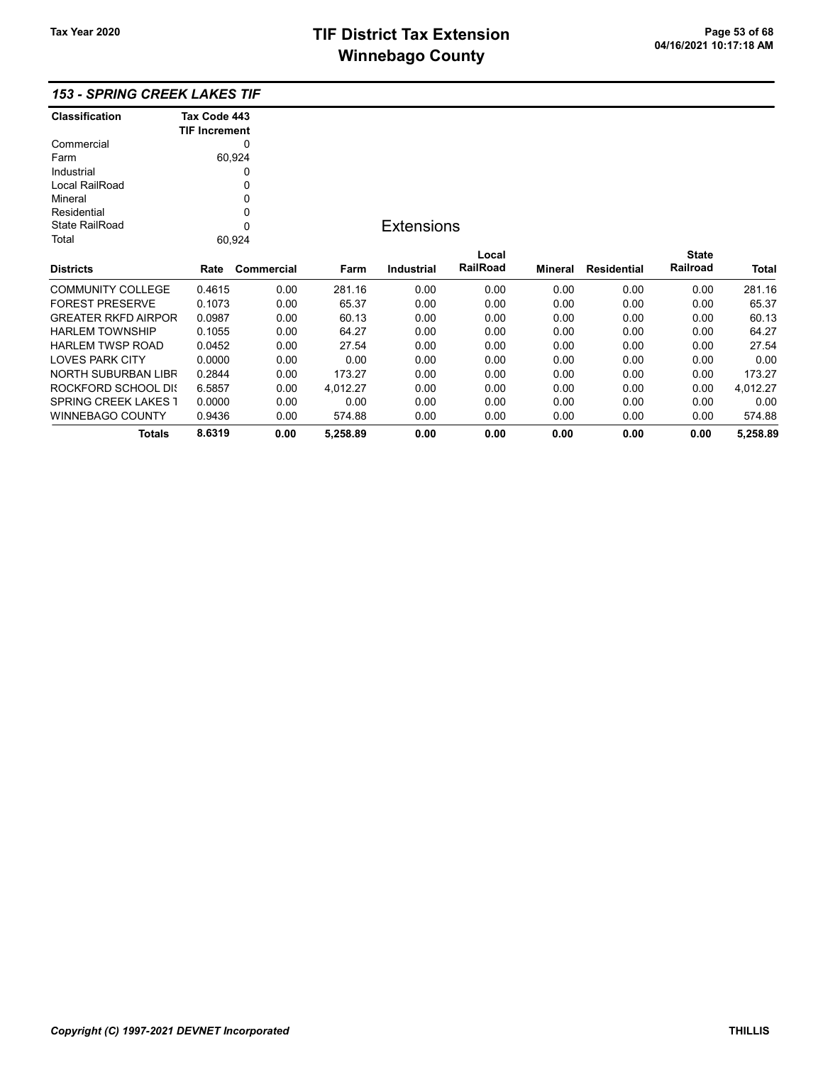# TIF District Tax Extension
# Winnebago County

Tax Year 2020

04/16/2021 10:17:18 AM

### *153 - SPRING CREEK LAKES TIF*

| Classification | Tax Code 443 TIF Increment |
|---|---|
| Commercial | 0 |
| Farm | 60,924 |
| Industrial | 0 |
| Local RailRoad | 0 |
| Mineral | 0 |
| Residential | 0 |
| State RailRoad | 0 |
| Total | 60,924 |

## Extensions

| Districts | Rate | Commercial | Farm | Industrial | Local RailRoad | Mineral | Residential | State Railroad | Total |
|---|---|---|---|---|---|---|---|---|---|
| COMMUNITY COLLEGE | 0.4615 | 0.00 | 281.16 | 0.00 | 0.00 | 0.00 | 0.00 | 0.00 | 281.16 |
| FOREST PRESERVE | 0.1073 | 0.00 | 65.37 | 0.00 | 0.00 | 0.00 | 0.00 | 0.00 | 65.37 |
| GREATER RKFD AIRPOR | 0.0987 | 0.00 | 60.13 | 0.00 | 0.00 | 0.00 | 0.00 | 0.00 | 60.13 |
| HARLEM TOWNSHIP | 0.1055 | 0.00 | 64.27 | 0.00 | 0.00 | 0.00 | 0.00 | 0.00 | 64.27 |
| HARLEM TWSP ROAD | 0.0452 | 0.00 | 27.54 | 0.00 | 0.00 | 0.00 | 0.00 | 0.00 | 27.54 |
| LOVES PARK CITY | 0.0000 | 0.00 | 0.00 | 0.00 | 0.00 | 0.00 | 0.00 | 0.00 | 0.00 |
| NORTH SUBURBAN LIBR | 0.2844 | 0.00 | 173.27 | 0.00 | 0.00 | 0.00 | 0.00 | 0.00 | 173.27 |
| ROCKFORD SCHOOL DIS | 6.5857 | 0.00 | 4,012.27 | 0.00 | 0.00 | 0.00 | 0.00 | 0.00 | 4,012.27 |
| SPRING CREEK LAKES T | 0.0000 | 0.00 | 0.00 | 0.00 | 0.00 | 0.00 | 0.00 | 0.00 | 0.00 |
| WINNEBAGO COUNTY | 0.9436 | 0.00 | 574.88 | 0.00 | 0.00 | 0.00 | 0.00 | 0.00 | 574.88 |
| **Totals** | **8.6319** | **0.00** | **5,258.89** | **0.00** | **0.00** | **0.00** | **0.00** | **0.00** | **5,258.89** |

*Copyright (C) 1997-2021 DEVNET Incorporated* THILLIS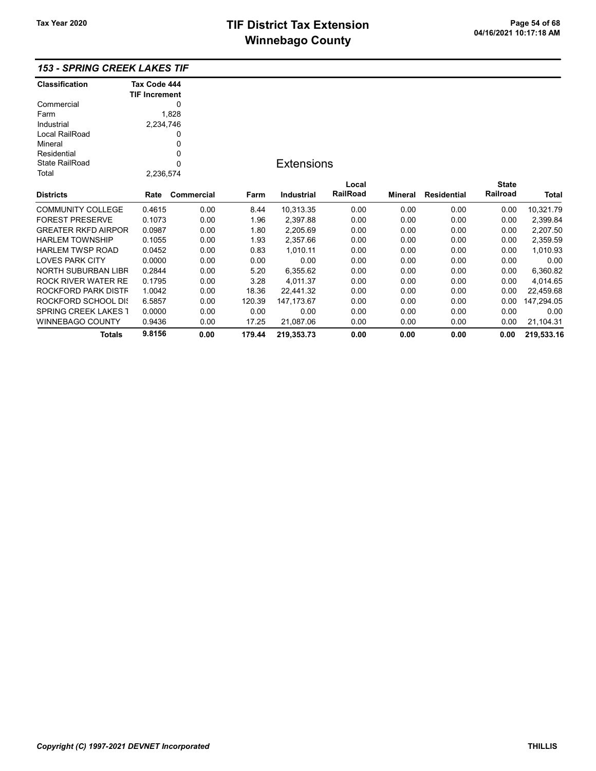## 153 - SPRING CREEK LAKES TIF

| Classification | Tax Code 444 TIF Increment |
|---|---|
| Commercial | 0 |
| Farm | 1,828 |
| Industrial | 2,234,746 |
| Local RailRoad | 0 |
| Mineral | 0 |
| Residential | 0 |
| State RailRoad | 0 |
| Total | 2,236,574 |

### Extensions

| Districts | Rate | Commercial | Farm | Industrial | Local RailRoad | Mineral | Residential | State Railroad | Total |
|---|---|---|---|---|---|---|---|---|---|
| COMMUNITY COLLEGE | 0.4615 | 0.00 | 8.44 | 10,313.35 | 0.00 | 0.00 | 0.00 | 0.00 | 10,321.79 |
| FOREST PRESERVE | 0.1073 | 0.00 | 1.96 | 2,397.88 | 0.00 | 0.00 | 0.00 | 0.00 | 2,399.84 |
| GREATER RKFD AIRPOR | 0.0987 | 0.00 | 1.80 | 2,205.69 | 0.00 | 0.00 | 0.00 | 0.00 | 2,207.50 |
| HARLEM TOWNSHIP | 0.1055 | 0.00 | 1.93 | 2,357.66 | 0.00 | 0.00 | 0.00 | 0.00 | 2,359.59 |
| HARLEM TWSP ROAD | 0.0452 | 0.00 | 0.83 | 1,010.11 | 0.00 | 0.00 | 0.00 | 0.00 | 1,010.93 |
| LOVES PARK CITY | 0.0000 | 0.00 | 0.00 | 0.00 | 0.00 | 0.00 | 0.00 | 0.00 | 0.00 |
| NORTH SUBURBAN LIBR | 0.2844 | 0.00 | 5.20 | 6,355.62 | 0.00 | 0.00 | 0.00 | 0.00 | 6,360.82 |
| ROCK RIVER WATER RE | 0.1795 | 0.00 | 3.28 | 4,011.37 | 0.00 | 0.00 | 0.00 | 0.00 | 4,014.65 |
| ROCKFORD PARK DISTR | 1.0042 | 0.00 | 18.36 | 22,441.32 | 0.00 | 0.00 | 0.00 | 0.00 | 22,459.68 |
| ROCKFORD SCHOOL DIS | 6.5857 | 0.00 | 120.39 | 147,173.67 | 0.00 | 0.00 | 0.00 | 0.00 | 147,294.05 |
| SPRING CREEK LAKES T | 0.0000 | 0.00 | 0.00 | 0.00 | 0.00 | 0.00 | 0.00 | 0.00 | 0.00 |
| WINNEBAGO COUNTY | 0.9436 | 0.00 | 17.25 | 21,087.06 | 0.00 | 0.00 | 0.00 | 0.00 | 21,104.31 |
| **Totals** | **9.8156** | **0.00** | **179.44** | **219,353.73** | **0.00** | **0.00** | **0.00** | **0.00** | **219,533.16** |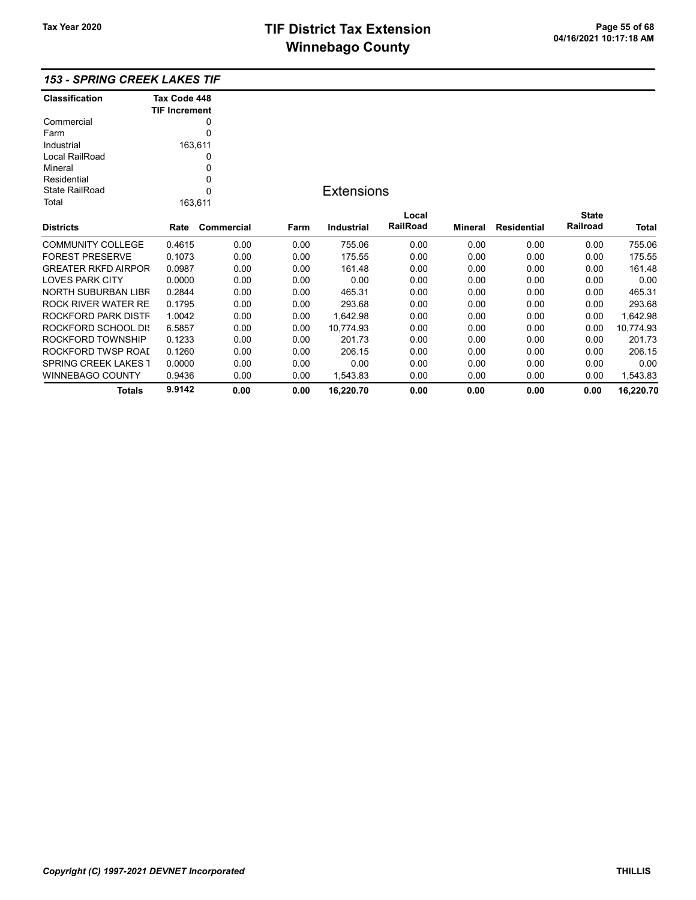## 153 - SPRING CREEK LAKES TIF

| Classification | Tax Code 448 TIF Increment |
|---|---|
| Commercial | 0 |
| Farm | 0 |
| Industrial | 163,611 |
| Local RailRoad | 0 |
| Mineral | 0 |
| Residential | 0 |
| State RailRoad | 0 |
| Total | 163,611 |

### Extensions

| Districts | Rate | Commercial | Farm | Industrial | Local RailRoad | Mineral | Residential | State Railroad | Total |
|---|---|---|---|---|---|---|---|---|---|
| COMMUNITY COLLEGE | 0.4615 | 0.00 | 0.00 | 755.06 | 0.00 | 0.00 | 0.00 | 0.00 | 755.06 |
| FOREST PRESERVE | 0.1073 | 0.00 | 0.00 | 175.55 | 0.00 | 0.00 | 0.00 | 0.00 | 175.55 |
| GREATER RKFD AIRPOR | 0.0987 | 0.00 | 0.00 | 161.48 | 0.00 | 0.00 | 0.00 | 0.00 | 161.48 |
| LOVES PARK CITY | 0.0000 | 0.00 | 0.00 | 0.00 | 0.00 | 0.00 | 0.00 | 0.00 | 0.00 |
| NORTH SUBURBAN LIBR | 0.2844 | 0.00 | 0.00 | 465.31 | 0.00 | 0.00 | 0.00 | 0.00 | 465.31 |
| ROCK RIVER WATER RE | 0.1795 | 0.00 | 0.00 | 293.68 | 0.00 | 0.00 | 0.00 | 0.00 | 293.68 |
| ROCKFORD PARK DISTF | 1.0042 | 0.00 | 0.00 | 1,642.98 | 0.00 | 0.00 | 0.00 | 0.00 | 1,642.98 |
| ROCKFORD SCHOOL DIS | 6.5857 | 0.00 | 0.00 | 10,774.93 | 0.00 | 0.00 | 0.00 | 0.00 | 10,774.93 |
| ROCKFORD TOWNSHIP | 0.1233 | 0.00 | 0.00 | 201.73 | 0.00 | 0.00 | 0.00 | 0.00 | 201.73 |
| ROCKFORD TWSP ROAD | 0.1260 | 0.00 | 0.00 | 206.15 | 0.00 | 0.00 | 0.00 | 0.00 | 206.15 |
| SPRING CREEK LAKES T | 0.0000 | 0.00 | 0.00 | 0.00 | 0.00 | 0.00 | 0.00 | 0.00 | 0.00 |
| WINNEBAGO COUNTY | 0.9436 | 0.00 | 0.00 | 1,543.83 | 0.00 | 0.00 | 0.00 | 0.00 | 1,543.83 |
| **Totals** | **9.9142** | **0.00** | **0.00** | **16,220.70** | **0.00** | **0.00** | **0.00** | **0.00** | **16,220.70** |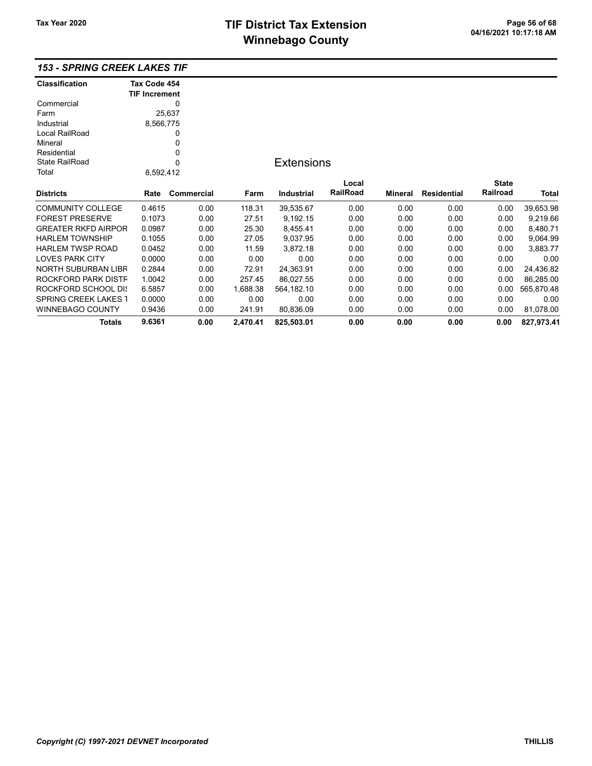### 153 - SPRING CREEK LAKES TIF

| Classification | Tax Code 454 TIF Increment |
|---|---|
| Commercial | 0 |
| Farm | 25,637 |
| Industrial | 8,566,775 |
| Local RailRoad | 0 |
| Mineral | 0 |
| Residential | 0 |
| State RailRoad | 0 |
| Total | 8,592,412 |

## Extensions

| Districts | Rate | Commercial | Farm | Industrial | Local RailRoad | Mineral | Residential | State Railroad | Total |
|---|---|---|---|---|---|---|---|---|---|
| COMMUNITY COLLEGE | 0.4615 | 0.00 | 118.31 | 39,535.67 | 0.00 | 0.00 | 0.00 | 0.00 | 39,653.98 |
| FOREST PRESERVE | 0.1073 | 0.00 | 27.51 | 9,192.15 | 0.00 | 0.00 | 0.00 | 0.00 | 9,219.66 |
| GREATER RKFD AIRPOR | 0.0987 | 0.00 | 25.30 | 8,455.41 | 0.00 | 0.00 | 0.00 | 0.00 | 8,480.71 |
| HARLEM TOWNSHIP | 0.1055 | 0.00 | 27.05 | 9,037.95 | 0.00 | 0.00 | 0.00 | 0.00 | 9,064.99 |
| HARLEM TWSP ROAD | 0.0452 | 0.00 | 11.59 | 3,872.18 | 0.00 | 0.00 | 0.00 | 0.00 | 3,883.77 |
| LOVES PARK CITY | 0.0000 | 0.00 | 0.00 | 0.00 | 0.00 | 0.00 | 0.00 | 0.00 | 0.00 |
| NORTH SUBURBAN LIBR | 0.2844 | 0.00 | 72.91 | 24,363.91 | 0.00 | 0.00 | 0.00 | 0.00 | 24,436.82 |
| ROCKFORD PARK DISTF | 1.0042 | 0.00 | 257.45 | 86,027.55 | 0.00 | 0.00 | 0.00 | 0.00 | 86,285.00 |
| ROCKFORD SCHOOL DIS | 6.5857 | 0.00 | 1,688.38 | 564,182.10 | 0.00 | 0.00 | 0.00 | 0.00 | 565,870.48 |
| SPRING CREEK LAKES T | 0.0000 | 0.00 | 0.00 | 0.00 | 0.00 | 0.00 | 0.00 | 0.00 | 0.00 |
| WINNEBAGO COUNTY | 0.9436 | 0.00 | 241.91 | 80,836.09 | 0.00 | 0.00 | 0.00 | 0.00 | 81,078.00 |
| **Totals** | **9.6361** | **0.00** | **2,470.41** | **825,503.01** | **0.00** | **0.00** | **0.00** | **0.00** | **827,973.41** |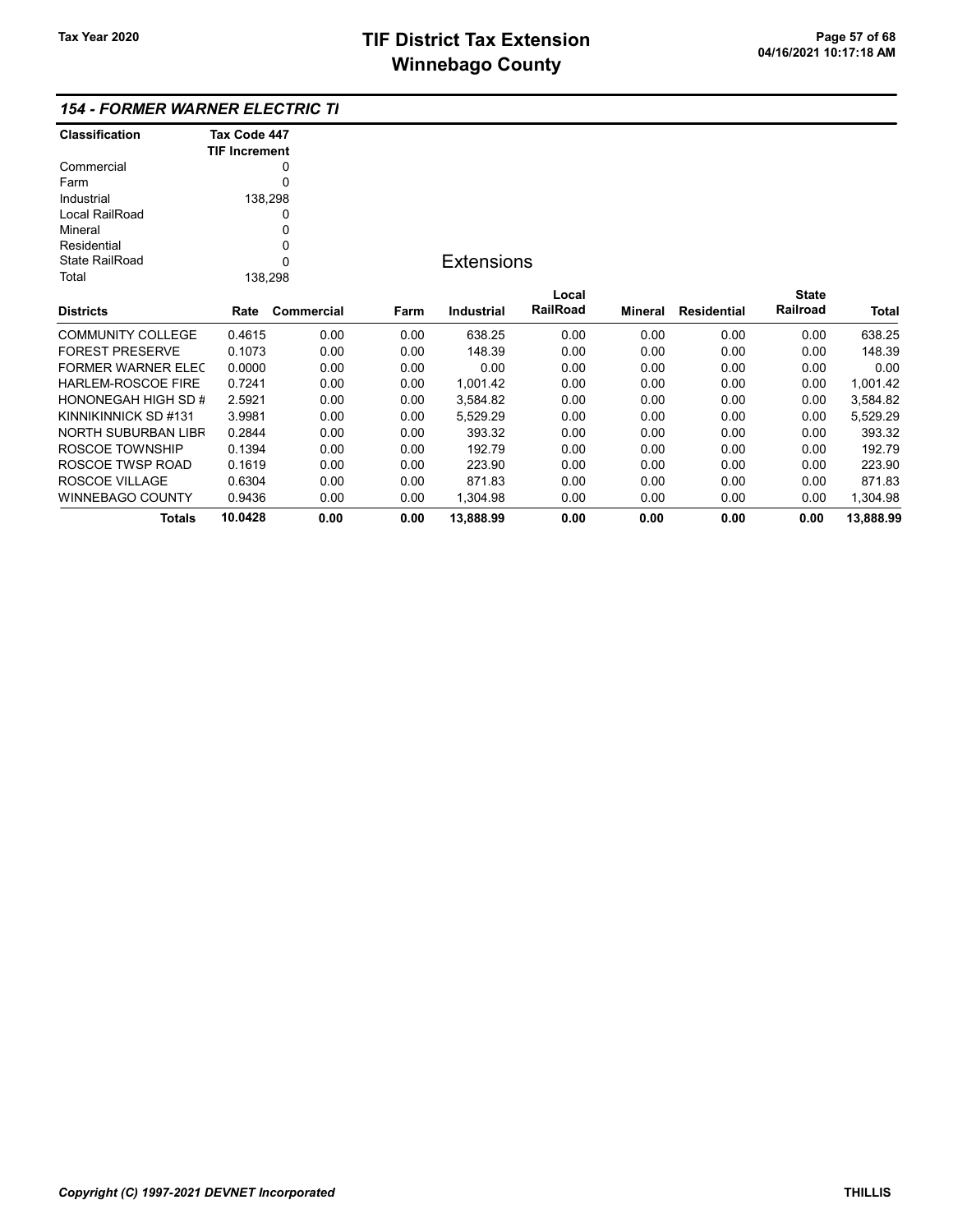# TIF District Tax Extension
# Winnebago County

Tax Year 2020

### 154 - FORMER WARNER ELECTRIC TI

| Classification | Tax Code 447 TIF Increment |
|---|---|
| Commercial | 0 |
| Farm | 0 |
| Industrial | 138,298 |
| Local RailRoad | 0 |
| Mineral | 0 |
| Residential | 0 |
| State RailRoad | 0 |
| Total | 138,298 |

**Extensions**

| Districts | Rate | Commercial | Farm | Industrial | Local RailRoad | Mineral | Residential | State Railroad | Total |
|---|---|---|---|---|---|---|---|---|---|
| COMMUNITY COLLEGE | 0.4615 | 0.00 | 0.00 | 638.25 | 0.00 | 0.00 | 0.00 | 0.00 | 638.25 |
| FOREST PRESERVE | 0.1073 | 0.00 | 0.00 | 148.39 | 0.00 | 0.00 | 0.00 | 0.00 | 148.39 |
| FORMER WARNER ELEC | 0.0000 | 0.00 | 0.00 | 0.00 | 0.00 | 0.00 | 0.00 | 0.00 | 0.00 |
| HARLEM-ROSCOE FIRE | 0.7241 | 0.00 | 0.00 | 1,001.42 | 0.00 | 0.00 | 0.00 | 0.00 | 1,001.42 |
| HONONEGAH HIGH SD # | 2.5921 | 0.00 | 0.00 | 3,584.82 | 0.00 | 0.00 | 0.00 | 0.00 | 3,584.82 |
| KINNIKINNICK SD #131 | 3.9981 | 0.00 | 0.00 | 5,529.29 | 0.00 | 0.00 | 0.00 | 0.00 | 5,529.29 |
| NORTH SUBURBAN LIBR | 0.2844 | 0.00 | 0.00 | 393.32 | 0.00 | 0.00 | 0.00 | 0.00 | 393.32 |
| ROSCOE TOWNSHIP | 0.1394 | 0.00 | 0.00 | 192.79 | 0.00 | 0.00 | 0.00 | 0.00 | 192.79 |
| ROSCOE TWSP ROAD | 0.1619 | 0.00 | 0.00 | 223.90 | 0.00 | 0.00 | 0.00 | 0.00 | 223.90 |
| ROSCOE VILLAGE | 0.6304 | 0.00 | 0.00 | 871.83 | 0.00 | 0.00 | 0.00 | 0.00 | 871.83 |
| WINNEBAGO COUNTY | 0.9436 | 0.00 | 0.00 | 1,304.98 | 0.00 | 0.00 | 0.00 | 0.00 | 1,304.98 |
| **Totals** | **10.0428** | **0.00** | **0.00** | **13,888.99** | **0.00** | **0.00** | **0.00** | **0.00** | **13,888.99** |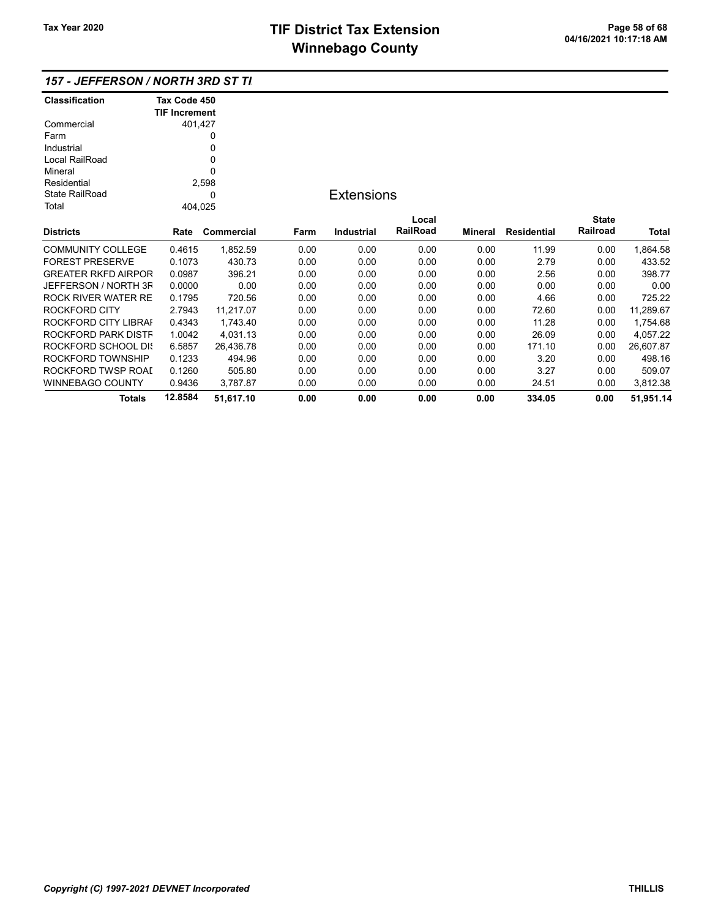## 157 - JEFFERSON / NORTH 3RD ST TI

| Classification | Tax Code 450 TIF Increment |
|---|---|
| Commercial | 401,427 |
| Farm | 0 |
| Industrial | 0 |
| Local RailRoad | 0 |
| Mineral | 0 |
| Residential | 2,598 |
| State RailRoad | 0 |
| Total | 404,025 |

### Extensions

| Districts | Rate | Commercial | Farm | Industrial | Local RailRoad | Mineral | Residential | State Railroad | Total |
|---|---|---|---|---|---|---|---|---|---|
| COMMUNITY COLLEGE | 0.4615 | 1,852.59 | 0.00 | 0.00 | 0.00 | 0.00 | 11.99 | 0.00 | 1,864.58 |
| FOREST PRESERVE | 0.1073 | 430.73 | 0.00 | 0.00 | 0.00 | 0.00 | 2.79 | 0.00 | 433.52 |
| GREATER RKFD AIRPOR | 0.0987 | 396.21 | 0.00 | 0.00 | 0.00 | 0.00 | 2.56 | 0.00 | 398.77 |
| JEFFERSON / NORTH 3F | 0.0000 | 0.00 | 0.00 | 0.00 | 0.00 | 0.00 | 0.00 | 0.00 | 0.00 |
| ROCK RIVER WATER RE | 0.1795 | 720.56 | 0.00 | 0.00 | 0.00 | 0.00 | 4.66 | 0.00 | 725.22 |
| ROCKFORD CITY | 2.7943 | 11,217.07 | 0.00 | 0.00 | 0.00 | 0.00 | 72.60 | 0.00 | 11,289.67 |
| ROCKFORD CITY LIBRAI | 0.4343 | 1,743.40 | 0.00 | 0.00 | 0.00 | 0.00 | 11.28 | 0.00 | 1,754.68 |
| ROCKFORD PARK DISTF | 1.0042 | 4,031.13 | 0.00 | 0.00 | 0.00 | 0.00 | 26.09 | 0.00 | 4,057.22 |
| ROCKFORD SCHOOL DIS | 6.5857 | 26,436.78 | 0.00 | 0.00 | 0.00 | 0.00 | 171.10 | 0.00 | 26,607.87 |
| ROCKFORD TOWNSHIP | 0.1233 | 494.96 | 0.00 | 0.00 | 0.00 | 0.00 | 3.20 | 0.00 | 498.16 |
| ROCKFORD TWSP ROAI | 0.1260 | 505.80 | 0.00 | 0.00 | 0.00 | 0.00 | 3.27 | 0.00 | 509.07 |
| WINNEBAGO COUNTY | 0.9436 | 3,787.87 | 0.00 | 0.00 | 0.00 | 0.00 | 24.51 | 0.00 | 3,812.38 |
| **Totals** | **12.8584** | **51,617.10** | **0.00** | **0.00** | **0.00** | **0.00** | **334.05** | **0.00** | **51,951.14** |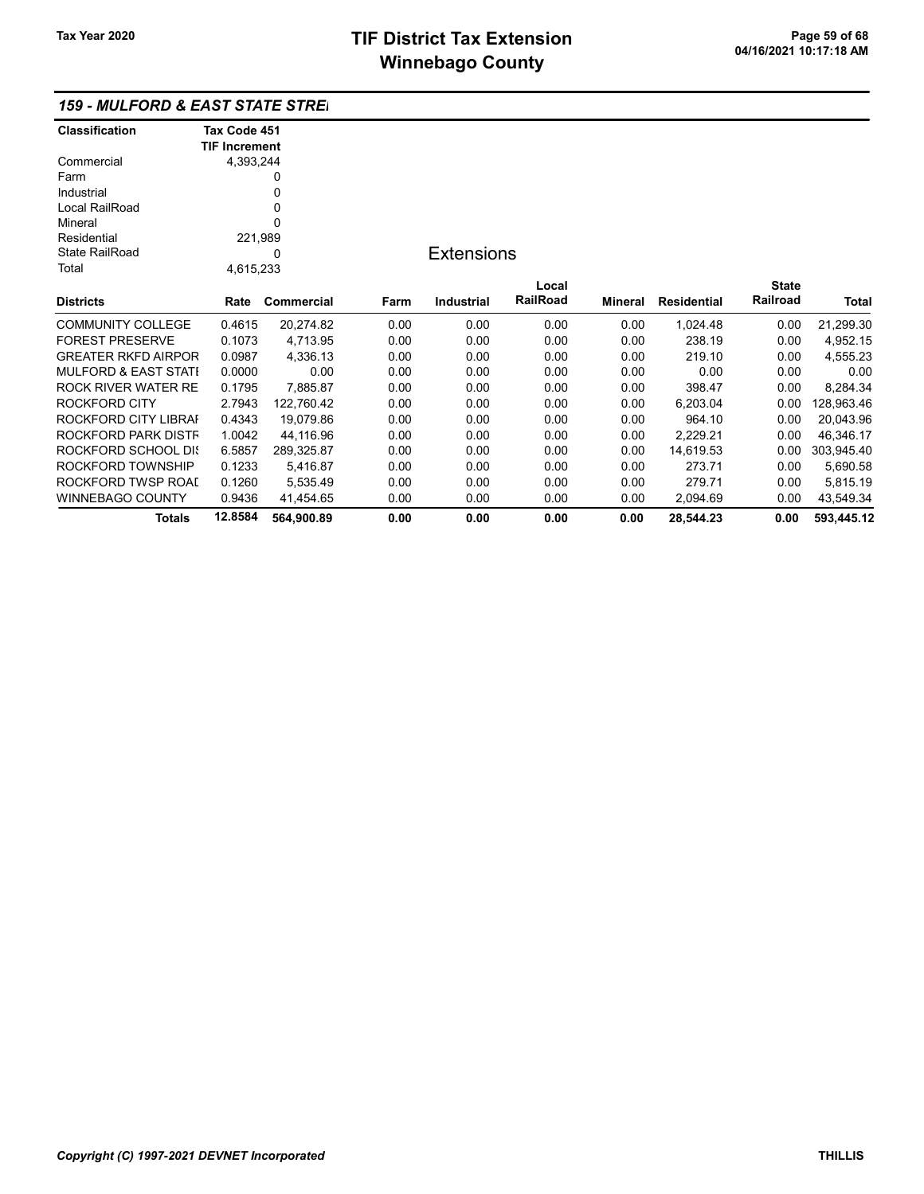# TIF District Tax Extension
# Winnebago County

Tax Year 2020

## 159 - MULFORD & EAST STATE STRE

| Classification | Tax Code 451 TIF Increment |
|---|---|
| Commercial | 4,393,244 |
| Farm | 0 |
| Industrial | 0 |
| Local RailRoad | 0 |
| Mineral | 0 |
| Residential | 221,989 |
| State RailRoad | 0 |
| Total | 4,615,233 |

### Extensions

| Districts | Rate | Commercial | Farm | Industrial | Local RailRoad | Mineral | Residential | State Railroad | Total |
|---|---|---|---|---|---|---|---|---|---|
| COMMUNITY COLLEGE | 0.4615 | 20,274.82 | 0.00 | 0.00 | 0.00 | 0.00 | 1,024.48 | 0.00 | 21,299.30 |
| FOREST PRESERVE | 0.1073 | 4,713.95 | 0.00 | 0.00 | 0.00 | 0.00 | 238.19 | 0.00 | 4,952.15 |
| GREATER RKFD AIRPOR | 0.0987 | 4,336.13 | 0.00 | 0.00 | 0.00 | 0.00 | 219.10 | 0.00 | 4,555.23 |
| MULFORD & EAST STATI | 0.0000 | 0.00 | 0.00 | 0.00 | 0.00 | 0.00 | 0.00 | 0.00 | 0.00 |
| ROCK RIVER WATER RE | 0.1795 | 7,885.87 | 0.00 | 0.00 | 0.00 | 0.00 | 398.47 | 0.00 | 8,284.34 |
| ROCKFORD CITY | 2.7943 | 122,760.42 | 0.00 | 0.00 | 0.00 | 0.00 | 6,203.04 | 0.00 | 128,963.46 |
| ROCKFORD CITY LIBRAI | 0.4343 | 19,079.86 | 0.00 | 0.00 | 0.00 | 0.00 | 964.10 | 0.00 | 20,043.96 |
| ROCKFORD PARK DISTF | 1.0042 | 44,116.96 | 0.00 | 0.00 | 0.00 | 0.00 | 2,229.21 | 0.00 | 46,346.17 |
| ROCKFORD SCHOOL DI | 6.5857 | 289,325.87 | 0.00 | 0.00 | 0.00 | 0.00 | 14,619.53 | 0.00 | 303,945.40 |
| ROCKFORD TOWNSHIP | 0.1233 | 5,416.87 | 0.00 | 0.00 | 0.00 | 0.00 | 273.71 | 0.00 | 5,690.58 |
| ROCKFORD TWSP ROAL | 0.1260 | 5,535.49 | 0.00 | 0.00 | 0.00 | 0.00 | 279.71 | 0.00 | 5,815.19 |
| WINNEBAGO COUNTY | 0.9436 | 41,454.65 | 0.00 | 0.00 | 0.00 | 0.00 | 2,094.69 | 0.00 | 43,549.34 |
| **Totals** | **12.8584** | **564,900.89** | **0.00** | **0.00** | **0.00** | **0.00** | **28,544.23** | **0.00** | **593,445.12** |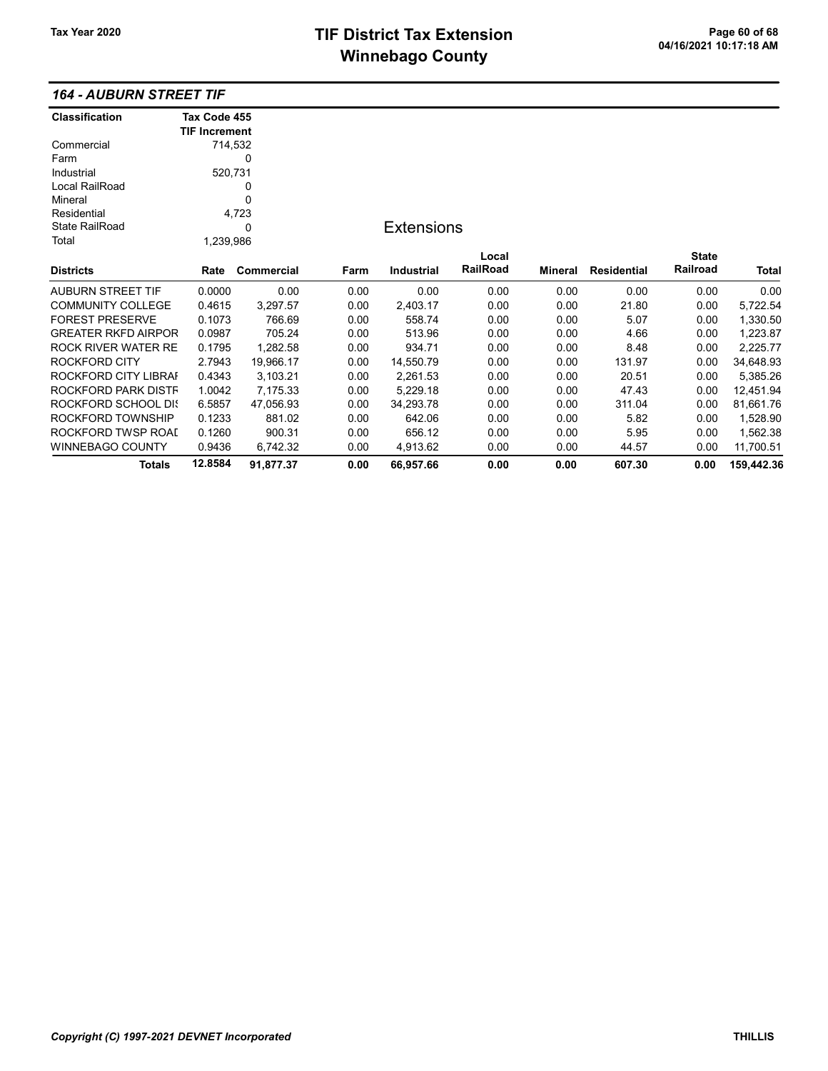# TIF District Tax Extension
# Winnebago County

Tax Year 2020

04/16/2021 10:17:18 AM

### 164 - AUBURN STREET TIF

| Classification | Tax Code 455 TIF Increment |
|---|---|
| Commercial | 714,532 |
| Farm | 0 |
| Industrial | 520,731 |
| Local RailRoad | 0 |
| Mineral | 0 |
| Residential | 4,723 |
| State RailRoad | 0 |
| Total | 1,239,986 |

**Extensions**

| Districts | Rate | Commercial | Farm | Industrial | Local RailRoad | Mineral | Residential | State Railroad | Total |
|---|---|---|---|---|---|---|---|---|---|
| AUBURN STREET TIF | 0.0000 | 0.00 | 0.00 | 0.00 | 0.00 | 0.00 | 0.00 | 0.00 | 0.00 |
| COMMUNITY COLLEGE | 0.4615 | 3,297.57 | 0.00 | 2,403.17 | 0.00 | 0.00 | 21.80 | 0.00 | 5,722.54 |
| FOREST PRESERVE | 0.1073 | 766.69 | 0.00 | 558.74 | 0.00 | 0.00 | 5.07 | 0.00 | 1,330.50 |
| GREATER RKFD AIRPOR | 0.0987 | 705.24 | 0.00 | 513.96 | 0.00 | 0.00 | 4.66 | 0.00 | 1,223.87 |
| ROCK RIVER WATER RE | 0.1795 | 1,282.58 | 0.00 | 934.71 | 0.00 | 0.00 | 8.48 | 0.00 | 2,225.77 |
| ROCKFORD CITY | 2.7943 | 19,966.17 | 0.00 | 14,550.79 | 0.00 | 0.00 | 131.97 | 0.00 | 34,648.93 |
| ROCKFORD CITY LIBRAI | 0.4343 | 3,103.21 | 0.00 | 2,261.53 | 0.00 | 0.00 | 20.51 | 0.00 | 5,385.26 |
| ROCKFORD PARK DISTF | 1.0042 | 7,175.33 | 0.00 | 5,229.18 | 0.00 | 0.00 | 47.43 | 0.00 | 12,451.94 |
| ROCKFORD SCHOOL DI! | 6.5857 | 47,056.93 | 0.00 | 34,293.78 | 0.00 | 0.00 | 311.04 | 0.00 | 81,661.76 |
| ROCKFORD TOWNSHIP | 0.1233 | 881.02 | 0.00 | 642.06 | 0.00 | 0.00 | 5.82 | 0.00 | 1,528.90 |
| ROCKFORD TWSP ROAI | 0.1260 | 900.31 | 0.00 | 656.12 | 0.00 | 0.00 | 5.95 | 0.00 | 1,562.38 |
| WINNEBAGO COUNTY | 0.9436 | 6,742.32 | 0.00 | 4,913.62 | 0.00 | 0.00 | 44.57 | 0.00 | 11,700.51 |
| **Totals** | **12.8584** | **91,877.37** | **0.00** | **66,957.66** | **0.00** | **0.00** | **607.30** | **0.00** | **159,442.36** |

*Copyright (C) 1997-2021 DEVNET Incorporated*

THILLIS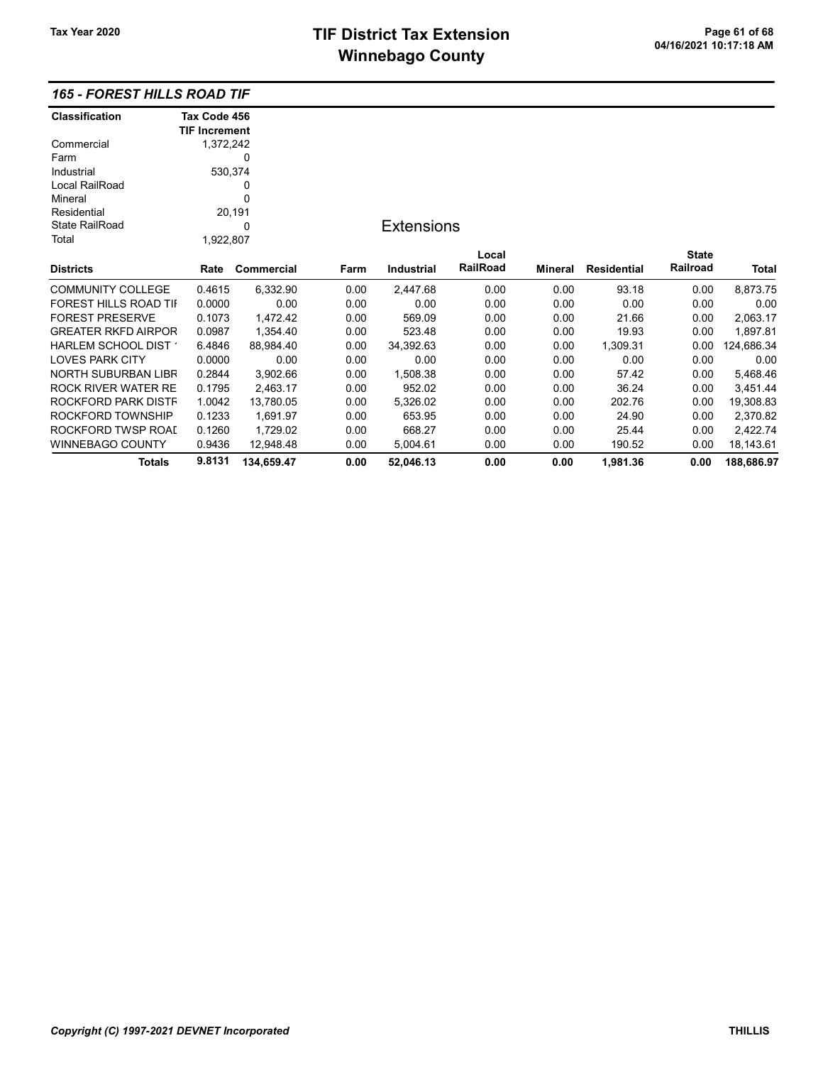# TIF District Tax Extension
# Winnebago County

Tax Year 2020

04/16/2021 10:17:18 AM

## 165 - FOREST HILLS ROAD TIF

| Classification | Tax Code 456 TIF Increment |
|---|---|
| Commercial | 1,372,242 |
| Farm | 0 |
| Industrial | 530,374 |
| Local RailRoad | 0 |
| Mineral | 0 |
| Residential | 20,191 |
| State RailRoad | 0 |
| Total | 1,922,807 |

### Extensions

| Districts | Rate | Commercial | Farm | Industrial | Local RailRoad | Mineral | Residential | State Railroad | Total |
|---|---|---|---|---|---|---|---|---|---|
| COMMUNITY COLLEGE | 0.4615 | 6,332.90 | 0.00 | 2,447.68 | 0.00 | 0.00 | 93.18 | 0.00 | 8,873.75 |
| FOREST HILLS ROAD TIF | 0.0000 | 0.00 | 0.00 | 0.00 | 0.00 | 0.00 | 0.00 | 0.00 | 0.00 |
| FOREST PRESERVE | 0.1073 | 1,472.42 | 0.00 | 569.09 | 0.00 | 0.00 | 21.66 | 0.00 | 2,063.17 |
| GREATER RKFD AIRPOR | 0.0987 | 1,354.40 | 0.00 | 523.48 | 0.00 | 0.00 | 19.93 | 0.00 | 1,897.81 |
| HARLEM SCHOOL DIST ' | 6.4846 | 88,984.40 | 0.00 | 34,392.63 | 0.00 | 0.00 | 1,309.31 | 0.00 | 124,686.34 |
| LOVES PARK CITY | 0.0000 | 0.00 | 0.00 | 0.00 | 0.00 | 0.00 | 0.00 | 0.00 | 0.00 |
| NORTH SUBURBAN LIBR | 0.2844 | 3,902.66 | 0.00 | 1,508.38 | 0.00 | 0.00 | 57.42 | 0.00 | 5,468.46 |
| ROCK RIVER WATER RE | 0.1795 | 2,463.17 | 0.00 | 952.02 | 0.00 | 0.00 | 36.24 | 0.00 | 3,451.44 |
| ROCKFORD PARK DISTR | 1.0042 | 13,780.05 | 0.00 | 5,326.02 | 0.00 | 0.00 | 202.76 | 0.00 | 19,308.83 |
| ROCKFORD TOWNSHIP | 0.1233 | 1,691.97 | 0.00 | 653.95 | 0.00 | 0.00 | 24.90 | 0.00 | 2,370.82 |
| ROCKFORD TWSP ROAD | 0.1260 | 1,729.02 | 0.00 | 668.27 | 0.00 | 0.00 | 25.44 | 0.00 | 2,422.74 |
| WINNEBAGO COUNTY | 0.9436 | 12,948.48 | 0.00 | 5,004.61 | 0.00 | 0.00 | 190.52 | 0.00 | 18,143.61 |
| **Totals** | **9.8131** | **134,659.47** | **0.00** | **52,046.13** | **0.00** | **0.00** | **1,981.36** | **0.00** | **188,686.97** |

*Copyright (C) 1997-2021 DEVNET Incorporated* THILLIS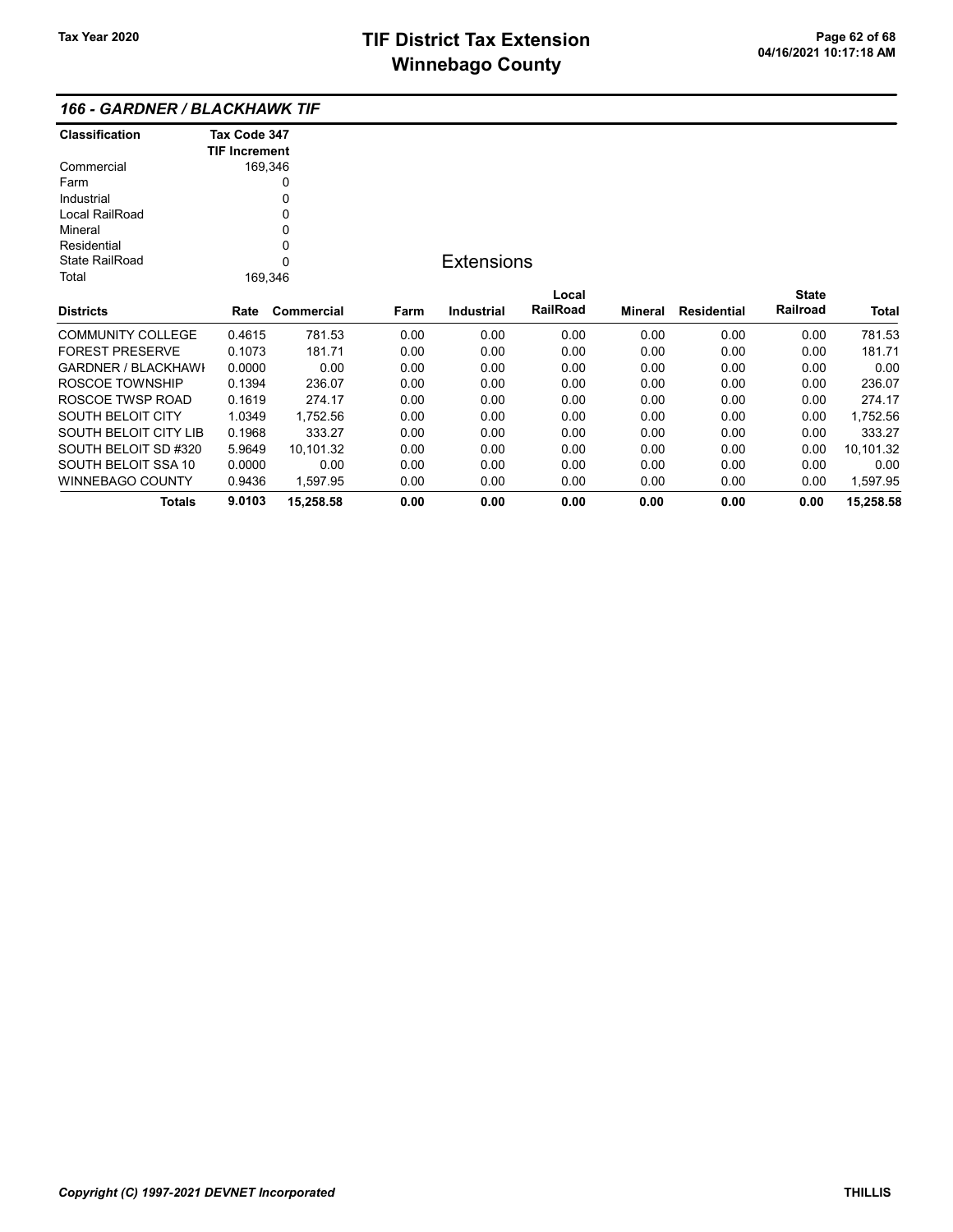## 166 - GARDNER / BLACKHAWK TIF

| Classification | Tax Code 347 TIF Increment |
|---|---|
| Commercial | 169,346 |
| Farm | 0 |
| Industrial | 0 |
| Local RailRoad | 0 |
| Mineral | 0 |
| Residential | 0 |
| State RailRoad | 0 |
| Total | 169,346 |

### Extensions

| Districts | Rate | Commercial | Farm | Industrial | Local RailRoad | Mineral | Residential | State Railroad | Total |
|---|---|---|---|---|---|---|---|---|---|
| COMMUNITY COLLEGE | 0.4615 | 781.53 | 0.00 | 0.00 | 0.00 | 0.00 | 0.00 | 0.00 | 781.53 |
| FOREST PRESERVE | 0.1073 | 181.71 | 0.00 | 0.00 | 0.00 | 0.00 | 0.00 | 0.00 | 181.71 |
| GARDNER / BLACKHAWI | 0.0000 | 0.00 | 0.00 | 0.00 | 0.00 | 0.00 | 0.00 | 0.00 | 0.00 |
| ROSCOE TOWNSHIP | 0.1394 | 236.07 | 0.00 | 0.00 | 0.00 | 0.00 | 0.00 | 0.00 | 236.07 |
| ROSCOE TWSP ROAD | 0.1619 | 274.17 | 0.00 | 0.00 | 0.00 | 0.00 | 0.00 | 0.00 | 274.17 |
| SOUTH BELOIT CITY | 1.0349 | 1,752.56 | 0.00 | 0.00 | 0.00 | 0.00 | 0.00 | 0.00 | 1,752.56 |
| SOUTH BELOIT CITY LIB | 0.1968 | 333.27 | 0.00 | 0.00 | 0.00 | 0.00 | 0.00 | 0.00 | 333.27 |
| SOUTH BELOIT SD #320 | 5.9649 | 10,101.32 | 0.00 | 0.00 | 0.00 | 0.00 | 0.00 | 0.00 | 10,101.32 |
| SOUTH BELOIT SSA 10 | 0.0000 | 0.00 | 0.00 | 0.00 | 0.00 | 0.00 | 0.00 | 0.00 | 0.00 |
| WINNEBAGO COUNTY | 0.9436 | 1,597.95 | 0.00 | 0.00 | 0.00 | 0.00 | 0.00 | 0.00 | 1,597.95 |
| **Totals** | **9.0103** | **15,258.58** | **0.00** | **0.00** | **0.00** | **0.00** | **0.00** | **0.00** | **15,258.58** |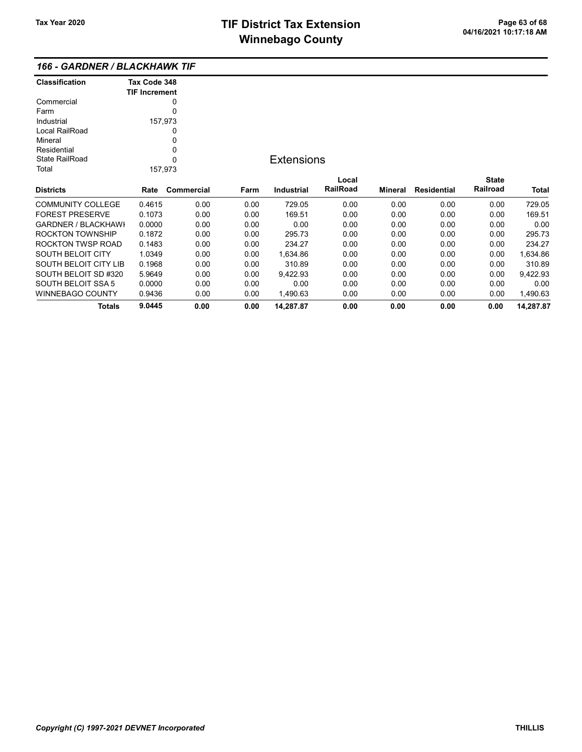## 166 - GARDNER / BLACKHAWK TIF

| Classification | Tax Code 348 TIF Increment |
|---|---|
| Commercial | 0 |
| Farm | 0 |
| Industrial | 157,973 |
| Local RailRoad | 0 |
| Mineral | 0 |
| Residential | 0 |
| State RailRoad | 0 |
| Total | 157,973 |

### Extensions

| Districts | Rate | Commercial | Farm | Industrial | Local RailRoad | Mineral | Residential | State Railroad | Total |
|---|---|---|---|---|---|---|---|---|---|
| COMMUNITY COLLEGE | 0.4615 | 0.00 | 0.00 | 729.05 | 0.00 | 0.00 | 0.00 | 0.00 | 729.05 |
| FOREST PRESERVE | 0.1073 | 0.00 | 0.00 | 169.51 | 0.00 | 0.00 | 0.00 | 0.00 | 169.51 |
| GARDNER / BLACKHAWI | 0.0000 | 0.00 | 0.00 | 0.00 | 0.00 | 0.00 | 0.00 | 0.00 | 0.00 |
| ROCKTON TOWNSHIP | 0.1872 | 0.00 | 0.00 | 295.73 | 0.00 | 0.00 | 0.00 | 0.00 | 295.73 |
| ROCKTON TWSP ROAD | 0.1483 | 0.00 | 0.00 | 234.27 | 0.00 | 0.00 | 0.00 | 0.00 | 234.27 |
| SOUTH BELOIT CITY | 1.0349 | 0.00 | 0.00 | 1,634.86 | 0.00 | 0.00 | 0.00 | 0.00 | 1,634.86 |
| SOUTH BELOIT CITY LIB | 0.1968 | 0.00 | 0.00 | 310.89 | 0.00 | 0.00 | 0.00 | 0.00 | 310.89 |
| SOUTH BELOIT SD #320 | 5.9649 | 0.00 | 0.00 | 9,422.93 | 0.00 | 0.00 | 0.00 | 0.00 | 9,422.93 |
| SOUTH BELOIT SSA 5 | 0.0000 | 0.00 | 0.00 | 0.00 | 0.00 | 0.00 | 0.00 | 0.00 | 0.00 |
| WINNEBAGO COUNTY | 0.9436 | 0.00 | 0.00 | 1,490.63 | 0.00 | 0.00 | 0.00 | 0.00 | 1,490.63 |
| **Totals** | **9.0445** | **0.00** | **0.00** | **14,287.87** | **0.00** | **0.00** | **0.00** | **0.00** | **14,287.87** |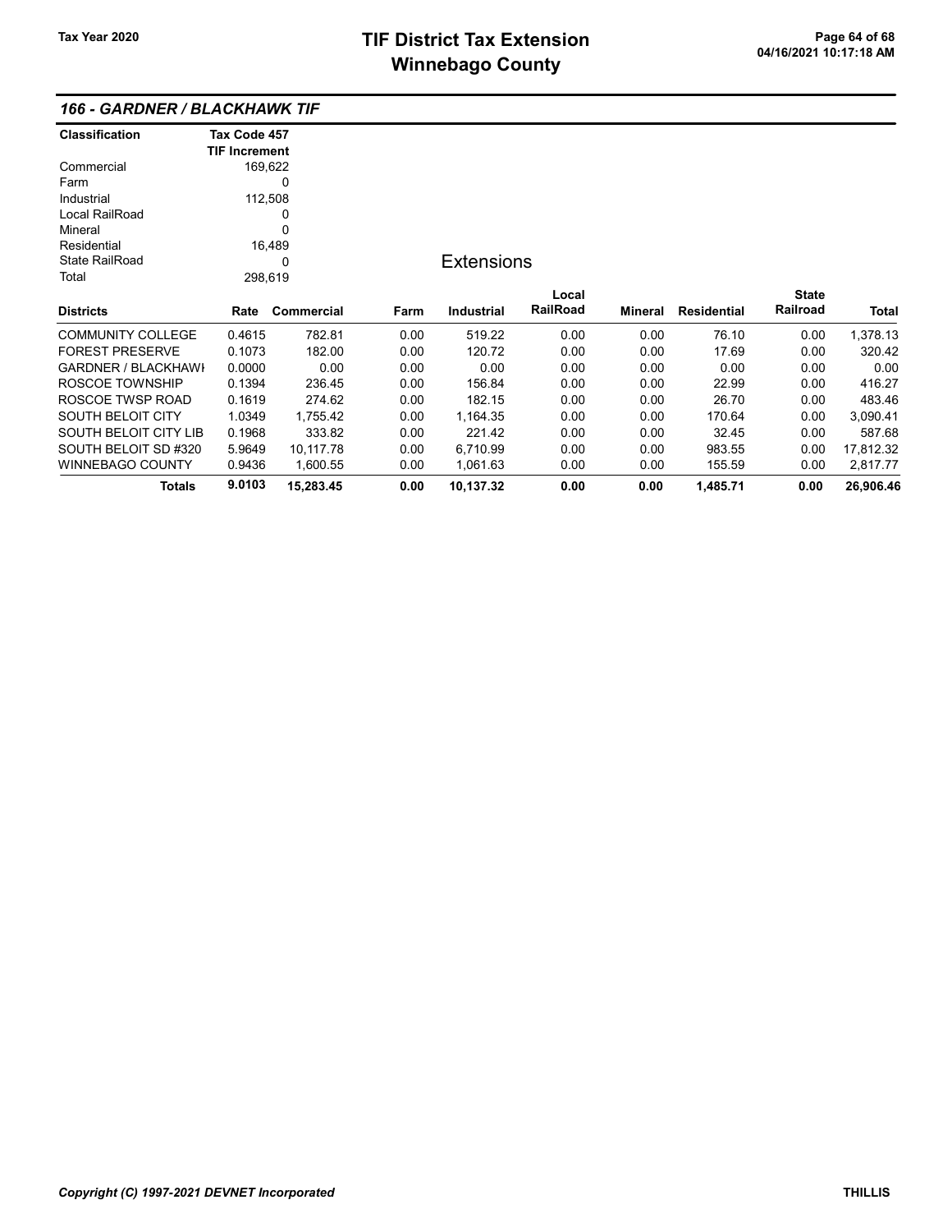## 166 - GARDNER / BLACKHAWK TIF

| Classification | Tax Code 457 TIF Increment |
|---|---|
| Commercial | 169,622 |
| Farm | 0 |
| Industrial | 112,508 |
| Local RailRoad | 0 |
| Mineral | 0 |
| Residential | 16,489 |
| State RailRoad | 0 |
| Total | 298,619 |

### Extensions

| Districts | Rate | Commercial | Farm | Industrial | Local RailRoad | Mineral | Residential | State Railroad | Total |
|---|---|---|---|---|---|---|---|---|---|
| COMMUNITY COLLEGE | 0.4615 | 782.81 | 0.00 | 519.22 | 0.00 | 0.00 | 76.10 | 0.00 | 1,378.13 |
| FOREST PRESERVE | 0.1073 | 182.00 | 0.00 | 120.72 | 0.00 | 0.00 | 17.69 | 0.00 | 320.42 |
| GARDNER / BLACKHAWI | 0.0000 | 0.00 | 0.00 | 0.00 | 0.00 | 0.00 | 0.00 | 0.00 | 0.00 |
| ROSCOE TOWNSHIP | 0.1394 | 236.45 | 0.00 | 156.84 | 0.00 | 0.00 | 22.99 | 0.00 | 416.27 |
| ROSCOE TWSP ROAD | 0.1619 | 274.62 | 0.00 | 182.15 | 0.00 | 0.00 | 26.70 | 0.00 | 483.46 |
| SOUTH BELOIT CITY | 1.0349 | 1,755.42 | 0.00 | 1,164.35 | 0.00 | 0.00 | 170.64 | 0.00 | 3,090.41 |
| SOUTH BELOIT CITY LIB | 0.1968 | 333.82 | 0.00 | 221.42 | 0.00 | 0.00 | 32.45 | 0.00 | 587.68 |
| SOUTH BELOIT SD #320 | 5.9649 | 10,117.78 | 0.00 | 6,710.99 | 0.00 | 0.00 | 983.55 | 0.00 | 17,812.32 |
| WINNEBAGO COUNTY | 0.9436 | 1,600.55 | 0.00 | 1,061.63 | 0.00 | 0.00 | 155.59 | 0.00 | 2,817.77 |
| **Totals** | **9.0103** | **15,283.45** | **0.00** | **10,137.32** | **0.00** | **0.00** | **1,485.71** | **0.00** | **26,906.46** |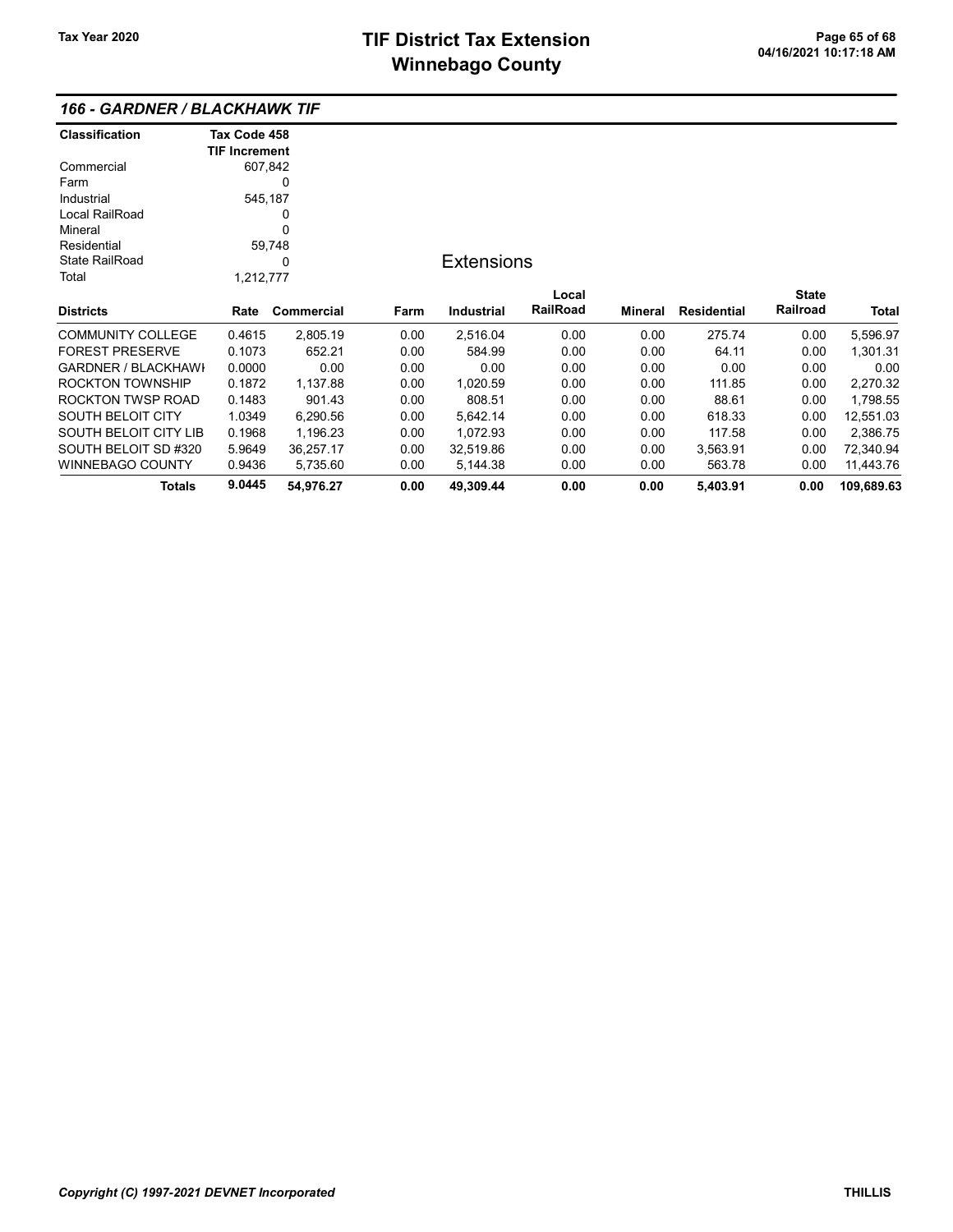# TIF District Tax Extension
# Winnebago County

Tax Year 2020

04/16/2021 10:17:18 AM

## 166 - GARDNER / BLACKHAWK TIF

| Classification | Tax Code 458 TIF Increment |
|---|---|
| Commercial | 607,842 |
| Farm | 0 |
| Industrial | 545,187 |
| Local RailRoad | 0 |
| Mineral | 0 |
| Residential | 59,748 |
| State RailRoad | 0 |
| Total | 1,212,777 |

### Extensions

| Districts | Rate | Commercial | Farm | Industrial | Local RailRoad | Mineral | Residential | State Railroad | Total |
|---|---|---|---|---|---|---|---|---|---|
| COMMUNITY COLLEGE | 0.4615 | 2,805.19 | 0.00 | 2,516.04 | 0.00 | 0.00 | 275.74 | 0.00 | 5,596.97 |
| FOREST PRESERVE | 0.1073 | 652.21 | 0.00 | 584.99 | 0.00 | 0.00 | 64.11 | 0.00 | 1,301.31 |
| GARDNER / BLACKHAWI | 0.0000 | 0.00 | 0.00 | 0.00 | 0.00 | 0.00 | 0.00 | 0.00 | 0.00 |
| ROCKTON TOWNSHIP | 0.1872 | 1,137.88 | 0.00 | 1,020.59 | 0.00 | 0.00 | 111.85 | 0.00 | 2,270.32 |
| ROCKTON TWSP ROAD | 0.1483 | 901.43 | 0.00 | 808.51 | 0.00 | 0.00 | 88.61 | 0.00 | 1,798.55 |
| SOUTH BELOIT CITY | 1.0349 | 6,290.56 | 0.00 | 5,642.14 | 0.00 | 0.00 | 618.33 | 0.00 | 12,551.03 |
| SOUTH BELOIT CITY LIB | 0.1968 | 1,196.23 | 0.00 | 1,072.93 | 0.00 | 0.00 | 117.58 | 0.00 | 2,386.75 |
| SOUTH BELOIT SD #320 | 5.9649 | 36,257.17 | 0.00 | 32,519.86 | 0.00 | 0.00 | 3,563.91 | 0.00 | 72,340.94 |
| WINNEBAGO COUNTY | 0.9436 | 5,735.60 | 0.00 | 5,144.38 | 0.00 | 0.00 | 563.78 | 0.00 | 11,443.76 |
| **Totals** | **9.0445** | **54,976.27** | **0.00** | **49,309.44** | **0.00** | **0.00** | **5,403.91** | **0.00** | **109,689.63** |

*Copyright (C) 1997-2021 DEVNET Incorporated*

THILLIS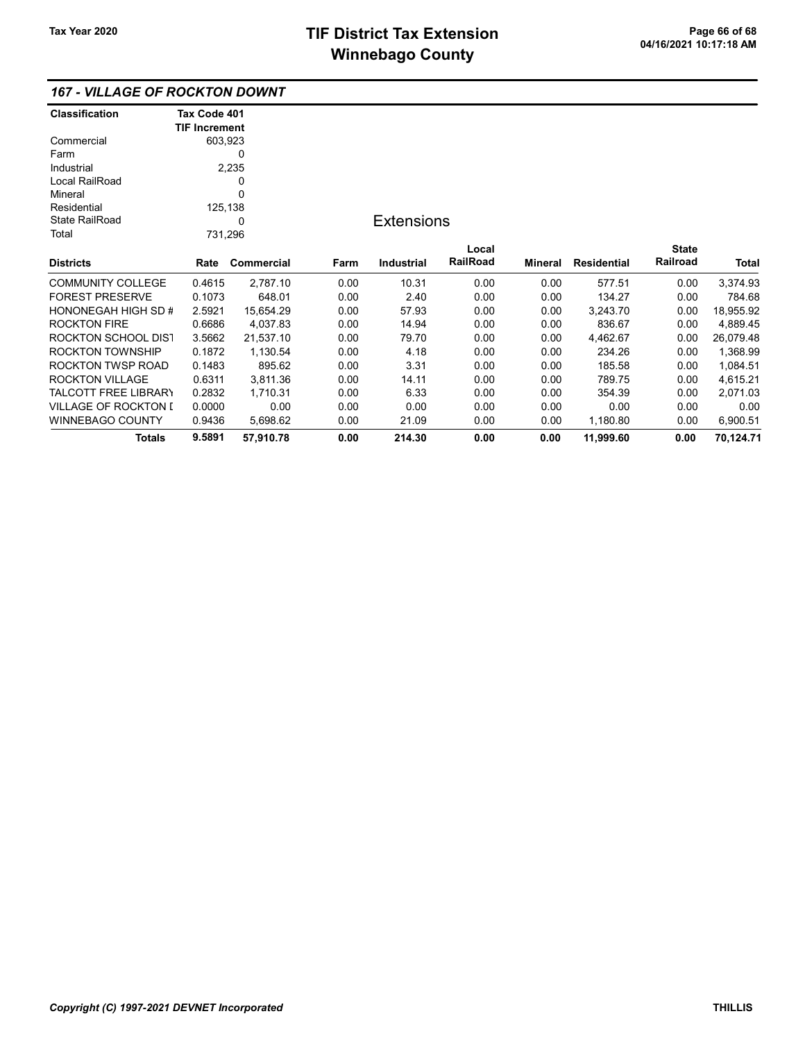# TIF District Tax Extension
# Winnebago County

Tax Year 2020

## 167 - VILLAGE OF ROCKTON DOWNT

| Classification | Tax Code 401 TIF Increment |
|---|---|
| Commercial | 603,923 |
| Farm | 0 |
| Industrial | 2,235 |
| Local RailRoad | 0 |
| Mineral | 0 |
| Residential | 125,138 |
| State RailRoad | 0 |
| Total | 731,296 |

### Extensions

| Districts | Rate | Commercial | Farm | Industrial | Local RailRoad | Mineral | Residential | State Railroad | Total |
|---|---|---|---|---|---|---|---|---|---|
| COMMUNITY COLLEGE | 0.4615 | 2,787.10 | 0.00 | 10.31 | 0.00 | 0.00 | 577.51 | 0.00 | 3,374.93 |
| FOREST PRESERVE | 0.1073 | 648.01 | 0.00 | 2.40 | 0.00 | 0.00 | 134.27 | 0.00 | 784.68 |
| HONONEGAH HIGH SD # | 2.5921 | 15,654.29 | 0.00 | 57.93 | 0.00 | 0.00 | 3,243.70 | 0.00 | 18,955.92 |
| ROCKTON FIRE | 0.6686 | 4,037.83 | 0.00 | 14.94 | 0.00 | 0.00 | 836.67 | 0.00 | 4,889.45 |
| ROCKTON SCHOOL DIST | 3.5662 | 21,537.10 | 0.00 | 79.70 | 0.00 | 0.00 | 4,462.67 | 0.00 | 26,079.48 |
| ROCKTON TOWNSHIP | 0.1872 | 1,130.54 | 0.00 | 4.18 | 0.00 | 0.00 | 234.26 | 0.00 | 1,368.99 |
| ROCKTON TWSP ROAD | 0.1483 | 895.62 | 0.00 | 3.31 | 0.00 | 0.00 | 185.58 | 0.00 | 1,084.51 |
| ROCKTON VILLAGE | 0.6311 | 3,811.36 | 0.00 | 14.11 | 0.00 | 0.00 | 789.75 | 0.00 | 4,615.21 |
| TALCOTT FREE LIBRARY | 0.2832 | 1,710.31 | 0.00 | 6.33 | 0.00 | 0.00 | 354.39 | 0.00 | 2,071.03 |
| VILLAGE OF ROCKTON D | 0.0000 | 0.00 | 0.00 | 0.00 | 0.00 | 0.00 | 0.00 | 0.00 | 0.00 |
| WINNEBAGO COUNTY | 0.9436 | 5,698.62 | 0.00 | 21.09 | 0.00 | 0.00 | 1,180.80 | 0.00 | 6,900.51 |
| **Totals** | **9.5891** | **57,910.78** | **0.00** | **214.30** | **0.00** | **0.00** | **11,999.60** | **0.00** | **70,124.71** |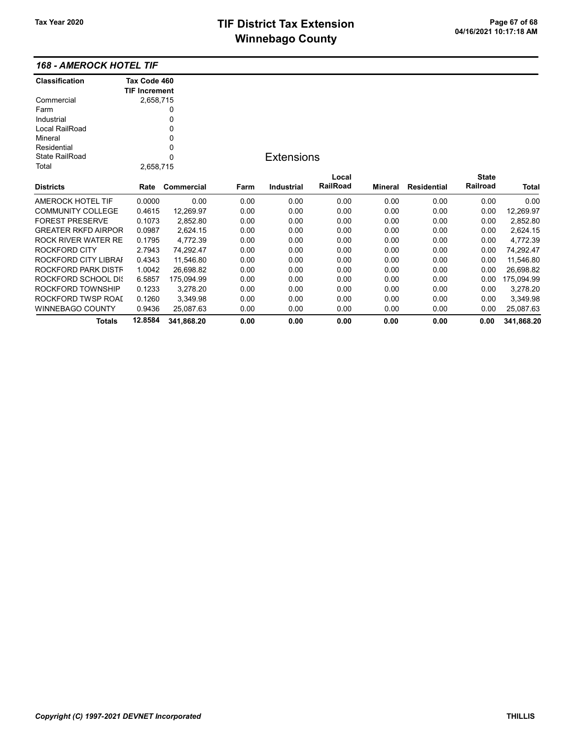### 168 - AMEROCK HOTEL TIF

| Classification | Tax Code 460 TIF Increment |
|---|---|
| Commercial | 2,658,715 |
| Farm | 0 |
| Industrial | 0 |
| Local RailRoad | 0 |
| Mineral | 0 |
| Residential | 0 |
| State RailRoad | 0 |
| Total | 2,658,715 |

**Extensions**

| Districts | Rate | Commercial | Farm | Industrial | Local RailRoad | Mineral | Residential | State Railroad | Total |
|---|---|---|---|---|---|---|---|---|---|
| AMEROCK HOTEL TIF | 0.0000 | 0.00 | 0.00 | 0.00 | 0.00 | 0.00 | 0.00 | 0.00 | 0.00 |
| COMMUNITY COLLEGE | 0.4615 | 12,269.97 | 0.00 | 0.00 | 0.00 | 0.00 | 0.00 | 0.00 | 12,269.97 |
| FOREST PRESERVE | 0.1073 | 2,852.80 | 0.00 | 0.00 | 0.00 | 0.00 | 0.00 | 0.00 | 2,852.80 |
| GREATER RKFD AIRPOR | 0.0987 | 2,624.15 | 0.00 | 0.00 | 0.00 | 0.00 | 0.00 | 0.00 | 2,624.15 |
| ROCK RIVER WATER RE | 0.1795 | 4,772.39 | 0.00 | 0.00 | 0.00 | 0.00 | 0.00 | 0.00 | 4,772.39 |
| ROCKFORD CITY | 2.7943 | 74,292.47 | 0.00 | 0.00 | 0.00 | 0.00 | 0.00 | 0.00 | 74,292.47 |
| ROCKFORD CITY LIBRAI | 0.4343 | 11,546.80 | 0.00 | 0.00 | 0.00 | 0.00 | 0.00 | 0.00 | 11,546.80 |
| ROCKFORD PARK DISTF | 1.0042 | 26,698.82 | 0.00 | 0.00 | 0.00 | 0.00 | 0.00 | 0.00 | 26,698.82 |
| ROCKFORD SCHOOL DI | 6.5857 | 175,094.99 | 0.00 | 0.00 | 0.00 | 0.00 | 0.00 | 0.00 | 175,094.99 |
| ROCKFORD TOWNSHIP | 0.1233 | 3,278.20 | 0.00 | 0.00 | 0.00 | 0.00 | 0.00 | 0.00 | 3,278.20 |
| ROCKFORD TWSP ROAI | 0.1260 | 3,349.98 | 0.00 | 0.00 | 0.00 | 0.00 | 0.00 | 0.00 | 3,349.98 |
| WINNEBAGO COUNTY | 0.9436 | 25,087.63 | 0.00 | 0.00 | 0.00 | 0.00 | 0.00 | 0.00 | 25,087.63 |
| **Totals** | **12.8584** | **341,868.20** | **0.00** | **0.00** | **0.00** | **0.00** | **0.00** | **0.00** | **341,868.20** |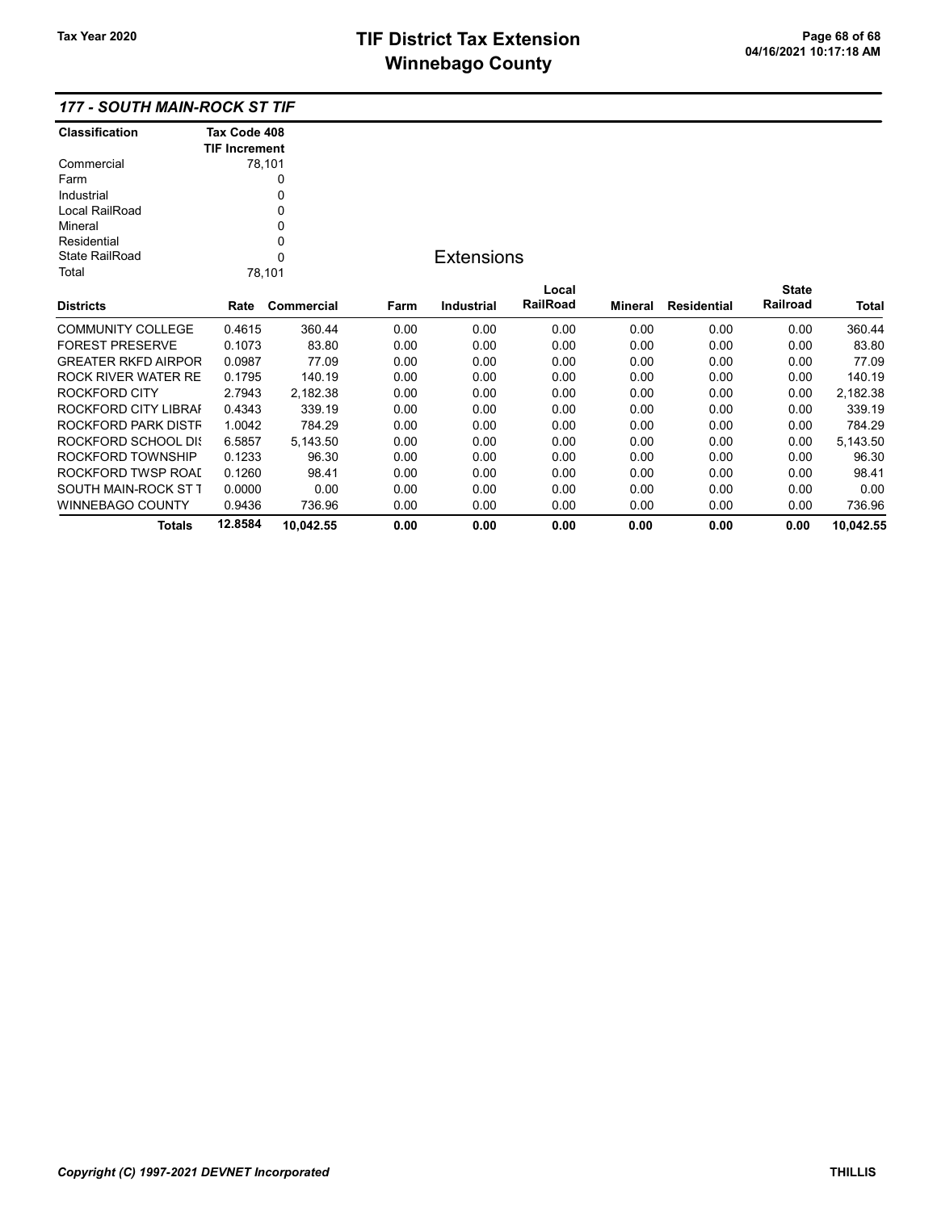## 177 - SOUTH MAIN-ROCK ST TIF

| Classification | Tax Code 408 TIF Increment |
|---|---|
| Commercial | 78,101 |
| Farm | 0 |
| Industrial | 0 |
| Local RailRoad | 0 |
| Mineral | 0 |
| Residential | 0 |
| State RailRoad | 0 |
| Total | 78,101 |

### Extensions

| Districts | Rate | Commercial | Farm | Industrial | Local RailRoad | Mineral | Residential | State Railroad | Total |
|---|---|---|---|---|---|---|---|---|---|
| COMMUNITY COLLEGE | 0.4615 | 360.44 | 0.00 | 0.00 | 0.00 | 0.00 | 0.00 | 0.00 | 360.44 |
| FOREST PRESERVE | 0.1073 | 83.80 | 0.00 | 0.00 | 0.00 | 0.00 | 0.00 | 0.00 | 83.80 |
| GREATER RKFD AIRPOR | 0.0987 | 77.09 | 0.00 | 0.00 | 0.00 | 0.00 | 0.00 | 0.00 | 77.09 |
| ROCK RIVER WATER RE | 0.1795 | 140.19 | 0.00 | 0.00 | 0.00 | 0.00 | 0.00 | 0.00 | 140.19 |
| ROCKFORD CITY | 2.7943 | 2,182.38 | 0.00 | 0.00 | 0.00 | 0.00 | 0.00 | 0.00 | 2,182.38 |
| ROCKFORD CITY LIBRAI | 0.4343 | 339.19 | 0.00 | 0.00 | 0.00 | 0.00 | 0.00 | 0.00 | 339.19 |
| ROCKFORD PARK DISTF | 1.0042 | 784.29 | 0.00 | 0.00 | 0.00 | 0.00 | 0.00 | 0.00 | 784.29 |
| ROCKFORD SCHOOL DI: | 6.5857 | 5,143.50 | 0.00 | 0.00 | 0.00 | 0.00 | 0.00 | 0.00 | 5,143.50 |
| ROCKFORD TOWNSHIP | 0.1233 | 96.30 | 0.00 | 0.00 | 0.00 | 0.00 | 0.00 | 0.00 | 96.30 |
| ROCKFORD TWSP ROAI | 0.1260 | 98.41 | 0.00 | 0.00 | 0.00 | 0.00 | 0.00 | 0.00 | 98.41 |
| SOUTH MAIN-ROCK ST T | 0.0000 | 0.00 | 0.00 | 0.00 | 0.00 | 0.00 | 0.00 | 0.00 | 0.00 |
| WINNEBAGO COUNTY | 0.9436 | 736.96 | 0.00 | 0.00 | 0.00 | 0.00 | 0.00 | 0.00 | 736.96 |
| **Totals** | **12.8584** | **10,042.55** | **0.00** | **0.00** | **0.00** | **0.00** | **0.00** | **0.00** | **10,042.55** |